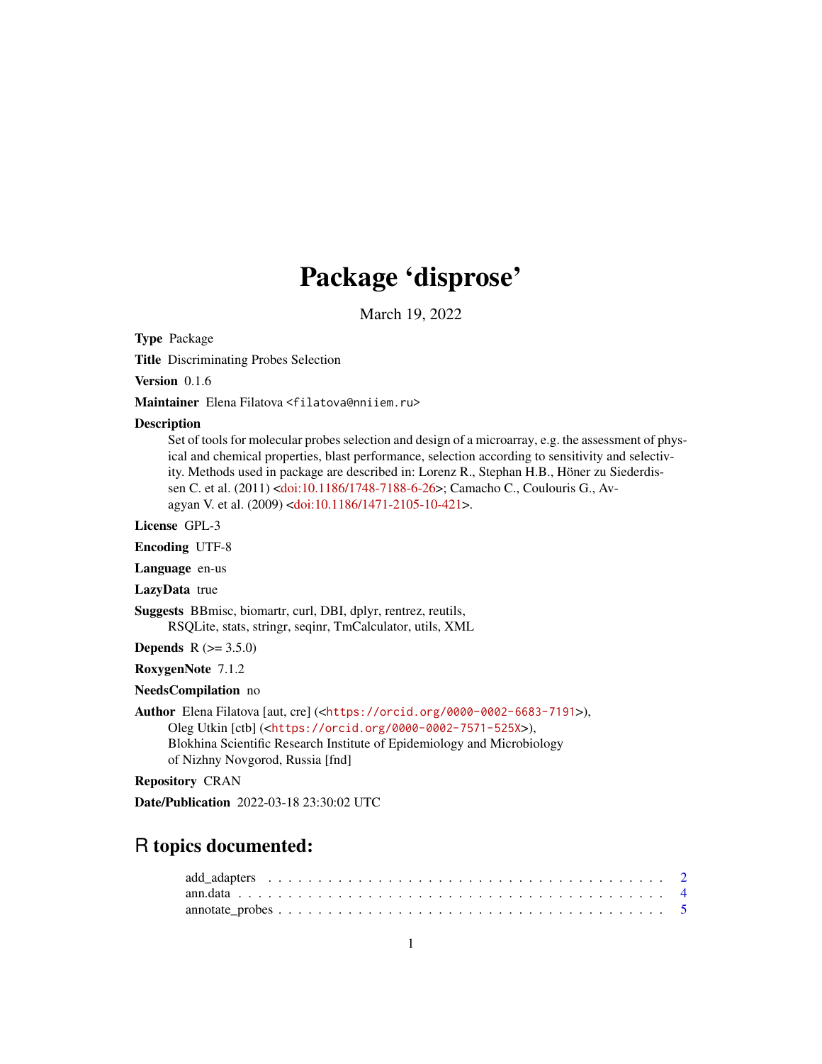# Package 'disprose'

March 19, 2022

**Type** Package

**Title** Discriminating Probes Selection

**Version** 0.1.6

**Maintainer** Elena Filatova <filatova@nniiem.ru>

**Description** Set of tools for molecular probes selection and design of a microarray, e.g. the assessment of physical and chemical properties, blast performance, selection according to sensitivity and selectivity. Methods used in package are described in: Lorenz R., Stephan H.B., Höner zu Siederdissen C. et al. (2011) <doi:10.1186/1748-7188-6-26>; Camacho C., Coulouris G., Avagyan V. et al. (2009) <doi:10.1186/1471-2105-10-421>.

**License** GPL-3

**Encoding** UTF-8

**Language** en-us

**LazyData** true

**Suggests** BBmisc, biomartr, curl, DBI, dplyr, rentrez, reutils, RSQLite, stats, stringr, seqinr, TmCalculator, utils, XML

**Depends** R (>= 3.5.0)

**RoxygenNote** 7.1.2

**NeedsCompilation** no

**Author** Elena Filatova [aut, cre] (<https://orcid.org/0000-0002-6683-7191>), Oleg Utkin [ctb] (<https://orcid.org/0000-0002-7571-525X>), Blokhina Scientific Research Institute of Epidemiology and Microbiology of Nizhny Novgorod, Russia [fnd]

**Repository** CRAN

**Date/Publication** 2022-03-18 23:30:02 UTC

## R topics documented:

add_adapters . . . . . . . . . . . . . . . . . . . . . . . . . . . . . . . . . . . . . . 2
ann.data . . . . . . . . . . . . . . . . . . . . . . . . . . . . . . . . . . . . . . . . . 4
annotate_probes . . . . . . . . . . . . . . . . . . . . . . . . . . . . . . . . . . . . . 5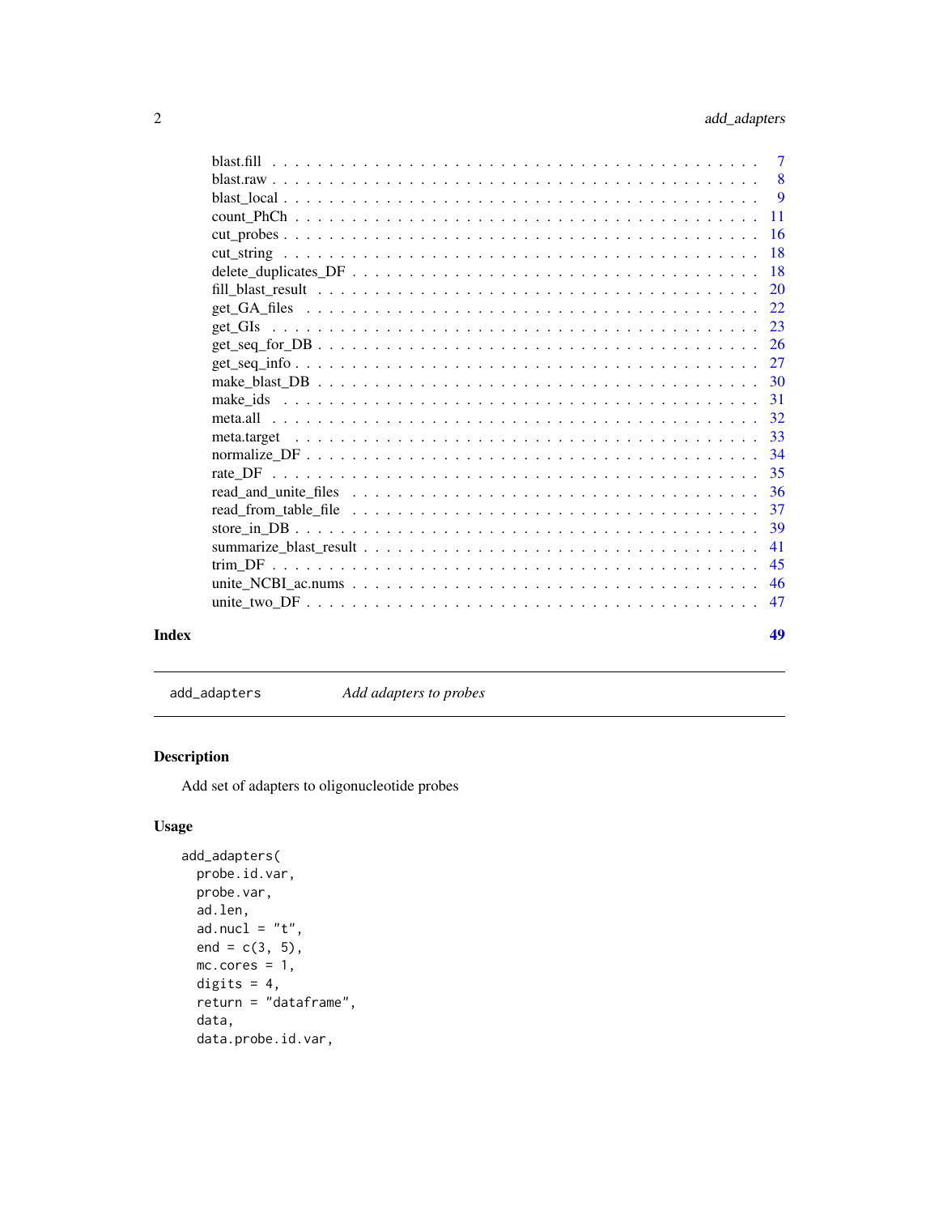blast.fill . . . . . . . . . . . . . . . . . . . . . . . . . . . . . . . . . . . . . . . 7
blast.raw . . . . . . . . . . . . . . . . . . . . . . . . . . . . . . . . . . . . . . . 8
blast_local . . . . . . . . . . . . . . . . . . . . . . . . . . . . . . . . . . . . . . . 9
count_PhCh . . . . . . . . . . . . . . . . . . . . . . . . . . . . . . . . . . . . . . . 11
cut_probes . . . . . . . . . . . . . . . . . . . . . . . . . . . . . . . . . . . . . . . 16
cut_string . . . . . . . . . . . . . . . . . . . . . . . . . . . . . . . . . . . . . . . 18
delete_duplicates_DF . . . . . . . . . . . . . . . . . . . . . . . . . . . . . . . . . . . 18
fill_blast_result . . . . . . . . . . . . . . . . . . . . . . . . . . . . . . . . . . . . 20
get_GA_files . . . . . . . . . . . . . . . . . . . . . . . . . . . . . . . . . . . . . . 22
get_GIs . . . . . . . . . . . . . . . . . . . . . . . . . . . . . . . . . . . . . . . . 23
get_seq_for_DB . . . . . . . . . . . . . . . . . . . . . . . . . . . . . . . . . . . . . 26
get_seq_info . . . . . . . . . . . . . . . . . . . . . . . . . . . . . . . . . . . . . . 27
make_blast_DB . . . . . . . . . . . . . . . . . . . . . . . . . . . . . . . . . . . . . . 30
make_ids . . . . . . . . . . . . . . . . . . . . . . . . . . . . . . . . . . . . . . . . 31
meta.all . . . . . . . . . . . . . . . . . . . . . . . . . . . . . . . . . . . . . . . . 32
meta.target . . . . . . . . . . . . . . . . . . . . . . . . . . . . . . . . . . . . . . . 33
normalize_DF . . . . . . . . . . . . . . . . . . . . . . . . . . . . . . . . . . . . . . 34
rate_DF . . . . . . . . . . . . . . . . . . . . . . . . . . . . . . . . . . . . . . . . 35
read_and_unite_files . . . . . . . . . . . . . . . . . . . . . . . . . . . . . . . . . . 36
read_from_table_file . . . . . . . . . . . . . . . . . . . . . . . . . . . . . . . . . . 37
store_in_DB . . . . . . . . . . . . . . . . . . . . . . . . . . . . . . . . . . . . . . . 39
summarize_blast_result . . . . . . . . . . . . . . . . . . . . . . . . . . . . . . . . . 41
trim_DF . . . . . . . . . . . . . . . . . . . . . . . . . . . . . . . . . . . . . . . . 45
unite_NCBI_ac.nums . . . . . . . . . . . . . . . . . . . . . . . . . . . . . . . . . . . 46
unite_two_DF . . . . . . . . . . . . . . . . . . . . . . . . . . . . . . . . . . . . . . 47

**Index** **49**

---

add_adapters — *Add adapters to probes*

---

## Description

Add set of adapters to oligonucleotide probes

## Usage

```
add_adapters(
  probe.id.var,
  probe.var,
  ad.len,
  ad.nucl = "t",
  end = c(3, 5),
  mc.cores = 1,
  digits = 4,
  return = "dataframe",
  data,
  data.probe.id.var,
```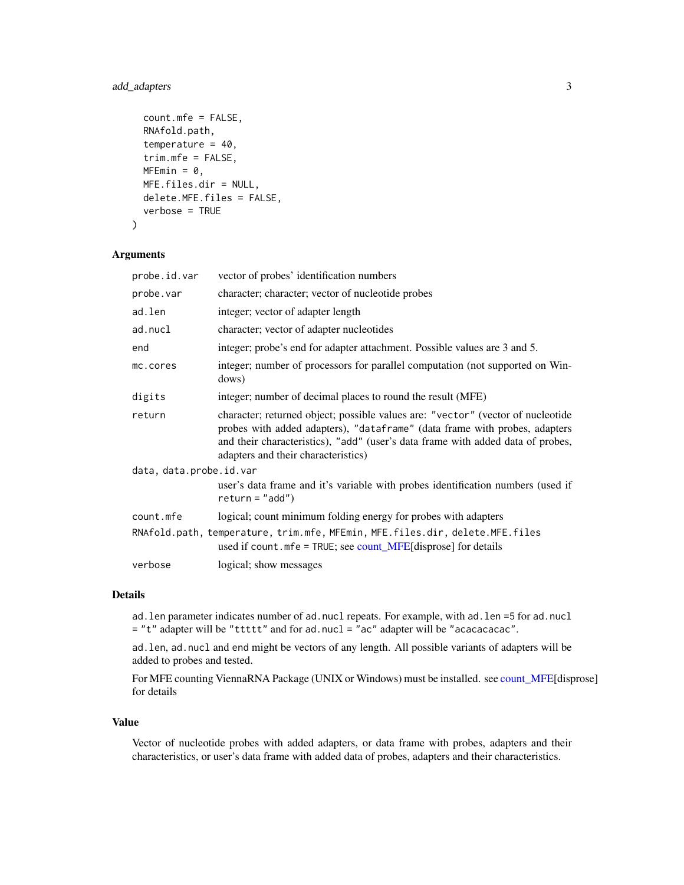```
  count.mfe = FALSE,
  RNAfold.path,
  temperature = 40,
  trim.mfe = FALSE,
  MFEmin = 0,
  MFE.files.dir = NULL,
  delete.MFE.files = FALSE,
  verbose = TRUE
)
```

### Arguments

| | |
|---|---|
| `probe.id.var` | vector of probes' identification numbers |
| `probe.var` | character; character; vector of nucleotide probes |
| `ad.len` | integer; vector of adapter length |
| `ad.nucl` | character; vector of adapter nucleotides |
| `end` | integer; probe's end for adapter attachment. Possible values are 3 and 5. |
| `mc.cores` | integer; number of processors for parallel computation (not supported on Windows) |
| `digits` | integer; number of decimal places to round the result (MFE) |
| `return` | character; returned object; possible values are: `"vector"` (vector of nucleotide probes with added adapters), `"dataframe"` (data frame with probes, adapters and their characteristics), `"add"` (user's data frame with added data of probes, adapters and their characteristics) |
| `data, data.probe.id.var` | user's data frame and it's variable with probes identification numbers (used if `return = "add"`) |
| `count.mfe` | logical; count minimum folding energy for probes with adapters |
| `RNAfold.path, temperature, trim.mfe, MFEmin, MFE.files.dir, delete.MFE.files` | used if `count.mfe = TRUE`; see count_MFE[disprose] for details |
| `verbose` | logical; show messages |

### Details

`ad.len` parameter indicates number of `ad.nucl` repeats. For example, with `ad.len =5` for `ad.nucl = "t"` adapter will be `"ttttt"` and for `ad.nucl = "ac"` adapter will be `"acacacacac"`.

`ad.len`, `ad.nucl` and `end` might be vectors of any length. All possible variants of adapters will be added to probes and tested.

For MFE counting ViennaRNA Package (UNIX or Windows) must be installed. see count_MFE[disprose] for details

### Value

Vector of nucleotide probes with added adapters, or data frame with probes, adapters and their characteristics, or user's data frame with added data of probes, adapters and their characteristics.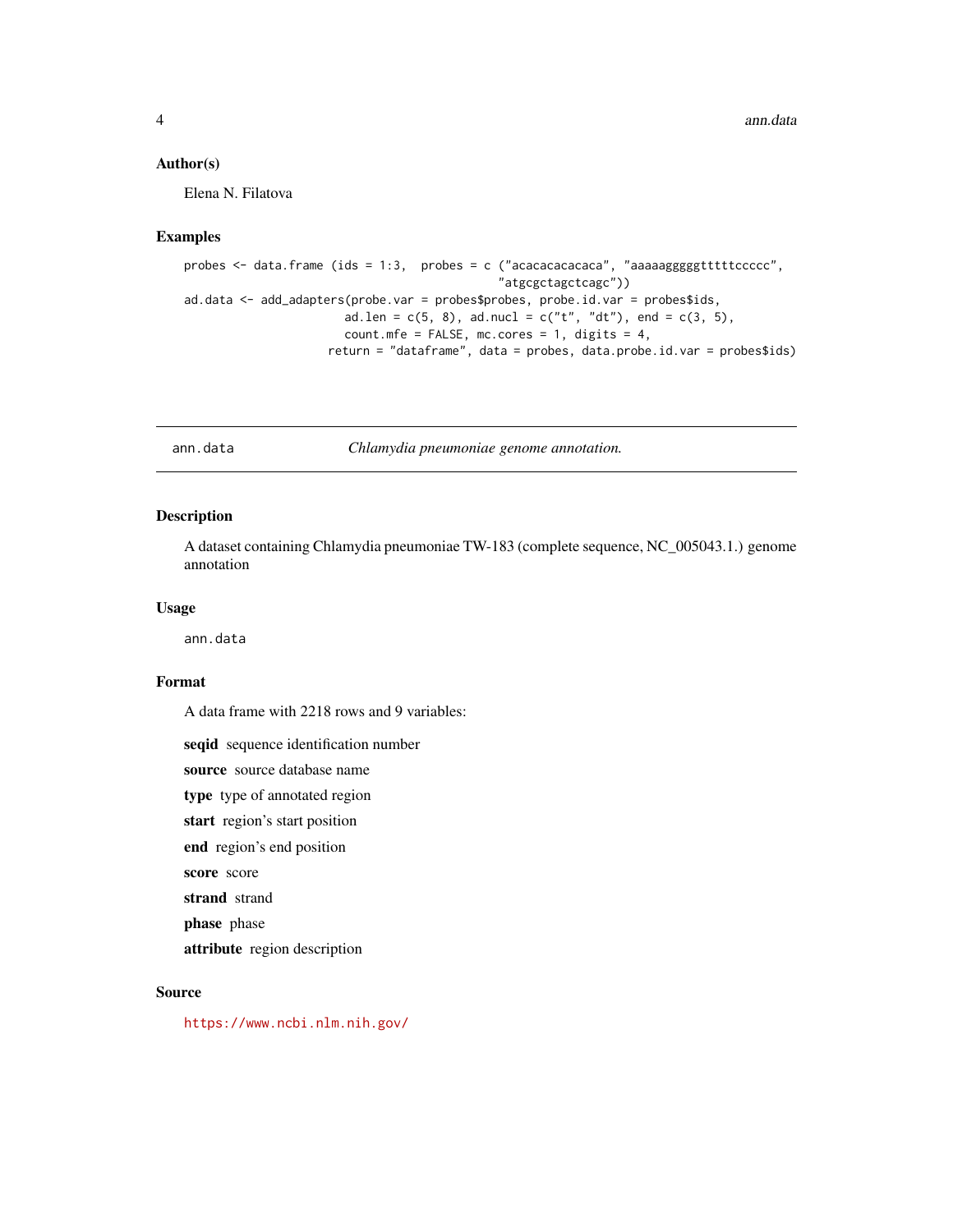### Author(s)

Elena N. Filatova

### Examples

```
probes <- data.frame (ids = 1:3,  probes = c ("acacacacacaca", "aaaaagggggtttttccccc",
                                            "atgcgctagctcagc"))
ad.data <- add_adapters(probe.var = probes$probes, probe.id.var = probes$ids,
                       ad.len = c(5, 8), ad.nucl = c("t", "dt"), end = c(3, 5),
                       count.mfe = FALSE, mc.cores = 1, digits = 4,
                     return = "dataframe", data = probes, data.probe.id.var = probes$ids)
```

---

## ann.data &nbsp;&nbsp;&nbsp;&nbsp; *Chlamydia pneumoniae genome annotation.*

### Description

A dataset containing Chlamydia pneumoniae TW-183 (complete sequence, NC_005043.1.) genome annotation

### Usage

```
ann.data
```

### Format

A data frame with 2218 rows and 9 variables:

**seqid** sequence identification number

**source** source database name

**type** type of annotated region

**start** region's start position

**end** region's end position

**score** score

**strand** strand

**phase** phase

**attribute** region description

### Source

https://www.ncbi.nlm.nih.gov/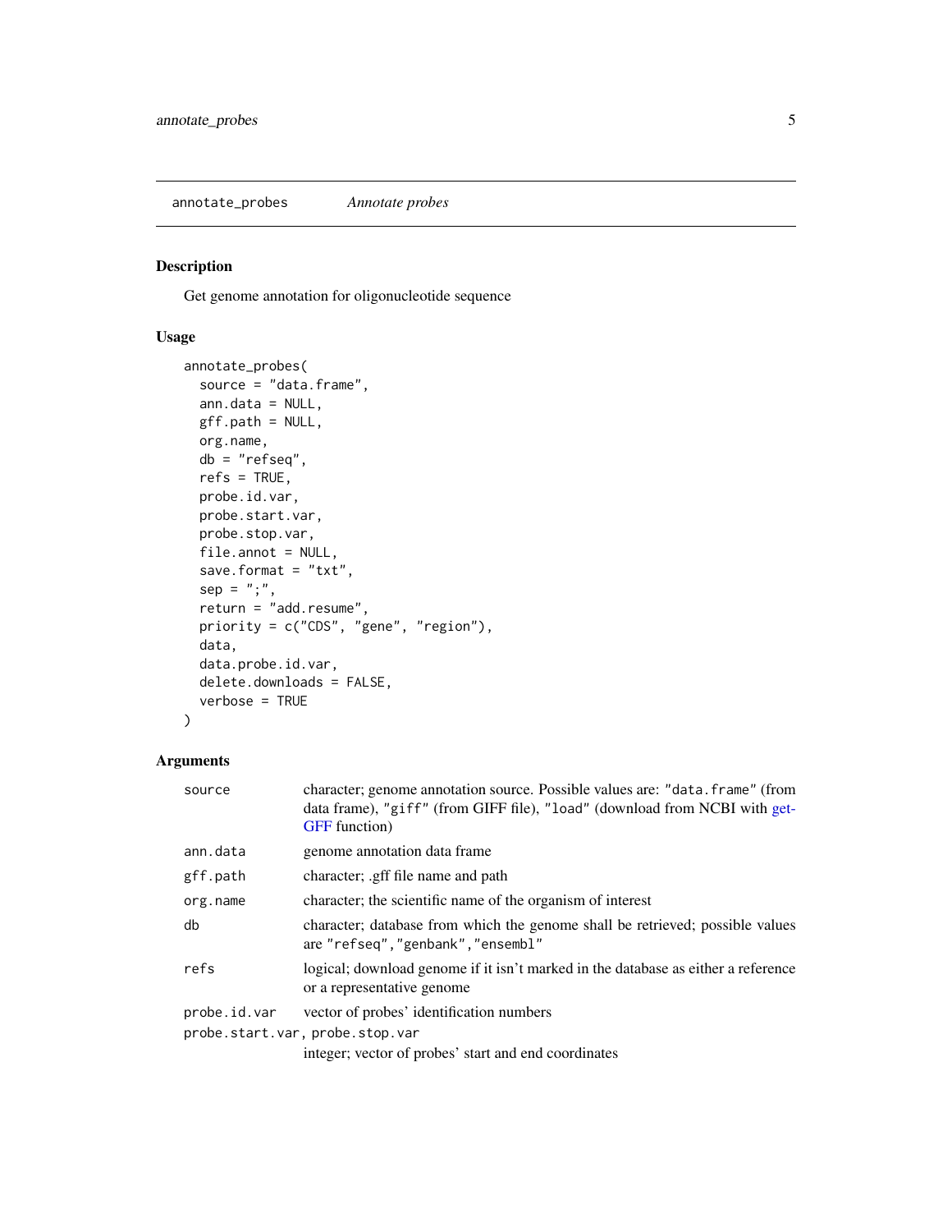annotate_probes *Annotate probes*

## Description

Get genome annotation for oligonucleotide sequence

## Usage

```
annotate_probes(
  source = "data.frame",
  ann.data = NULL,
  gff.path = NULL,
  org.name,
  db = "refseq",
  refs = TRUE,
  probe.id.var,
  probe.start.var,
  probe.stop.var,
  file.annot = NULL,
  save.format = "txt",
  sep = ";",
  return = "add.resume",
  priority = c("CDS", "gene", "region"),
  data,
  data.probe.id.var,
  delete.downloads = FALSE,
  verbose = TRUE
)
```

## Arguments

| | |
|---|---|
| `source` | character; genome annotation source. Possible values are: `"data.frame"` (from data frame), `"giff"` (from GIFF file), `"load"` (download from NCBI with getGFF function) |
| `ann.data` | genome annotation data frame |
| `gff.path` | character; .gff file name and path |
| `org.name` | character; the scientific name of the organism of interest |
| `db` | character; database from which the genome shall be retrieved; possible values are `"refseq"`,`"genbank"`,`"ensembl"` |
| `refs` | logical; download genome if it isn't marked in the database as either a reference or a representative genome |
| `probe.id.var` | vector of probes' identification numbers |
| `probe.start.var, probe.stop.var` | integer; vector of probes' start and end coordinates |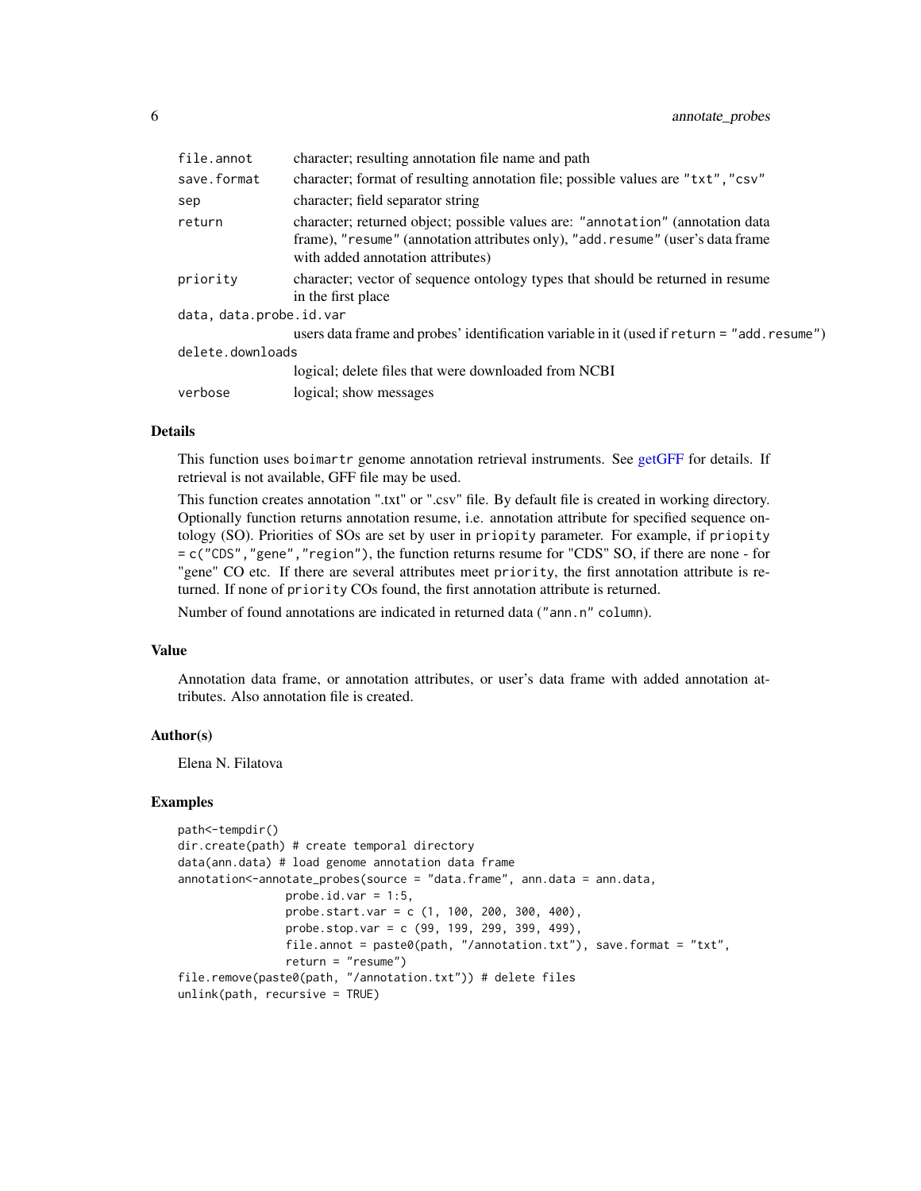| | |
|---|---|
| `file.annot` | character; resulting annotation file name and path |
| `save.format` | character; format of resulting annotation file; possible values are `"txt"`, `"csv"` |
| `sep` | character; field separator string |
| `return` | character; returned object; possible values are: `"annotation"` (annotation data frame), `"resume"` (annotation attributes only), `"add.resume"` (user's data frame with added annotation attributes) |
| `priority` | character; vector of sequence ontology types that should be returned in resume in the first place |
| `data, data.probe.id.var` | users data frame and probes' identification variable in it (used if `return = "add.resume"`) |
| `delete.downloads` | logical; delete files that were downloaded from NCBI |
| `verbose` | logical; show messages |

## Details

This function uses `boimartr` genome annotation retrieval instruments. See getGFF for details. If retrieval is not available, GFF file may be used.

This function creates annotation ".txt" or ".csv" file. By default file is created in working directory. Optionally function returns annotation resume, i.e. annotation attribute for specified sequence ontology (SO). Priorities of SOs are set by user in `priopity` parameter. For example, if `priopity = c("CDS","gene","region")`, the function returns resume for "CDS" SO, if there are none - for "gene" CO etc. If there are several attributes meet `priority`, the first annotation attribute is returned. If none of `priority` COs found, the first annotation attribute is returned.

Number of found annotations are indicated in returned data (`"ann.n" column`).

## Value

Annotation data frame, or annotation attributes, or user's data frame with added annotation attributes. Also annotation file is created.

## Author(s)

Elena N. Filatova

## Examples

```
path<-tempdir()
dir.create(path) # create temporal directory
data(ann.data) # load genome annotation data frame
annotation<-annotate_probes(source = "data.frame", ann.data = ann.data,
                probe.id.var = 1:5,
                probe.start.var = c (1, 100, 200, 300, 400),
                probe.stop.var = c (99, 199, 299, 399, 499),
                file.annot = paste0(path, "/annotation.txt"), save.format = "txt",
                return = "resume")
file.remove(paste0(path, "/annotation.txt")) # delete files
unlink(path, recursive = TRUE)
```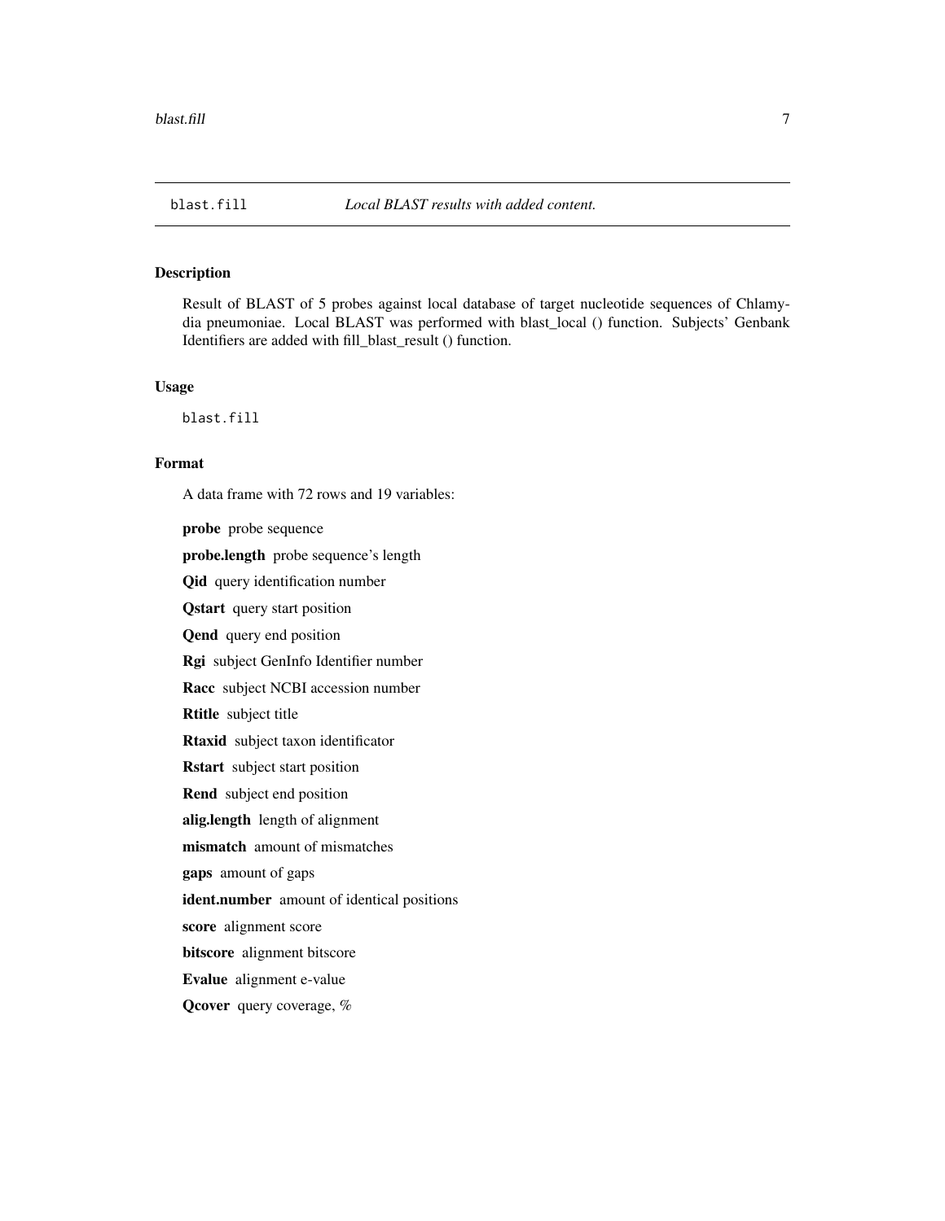# blast.fill *Local BLAST results with added content.*

## Description

Result of BLAST of 5 probes against local database of target nucleotide sequences of Chlamydia pneumoniae. Local BLAST was performed with blast_local () function. Subjects' Genbank Identifiers are added with fill_blast_result () function.

## Usage

```
blast.fill
```

## Format

A data frame with 72 rows and 19 variables:

**probe** probe sequence

**probe.length** probe sequence's length

**Qid** query identification number

**Qstart** query start position

**Qend** query end position

**Rgi** subject GenInfo Identifier number

**Racc** subject NCBI accession number

**Rtitle** subject title

**Rtaxid** subject taxon identificator

**Rstart** subject start position

**Rend** subject end position

**alig.length** length of alignment

**mismatch** amount of mismatches

**gaps** amount of gaps

**ident.number** amount of identical positions

**score** alignment score

**bitscore** alignment bitscore

**Evalue** alignment e-value

**Qcover** query coverage, %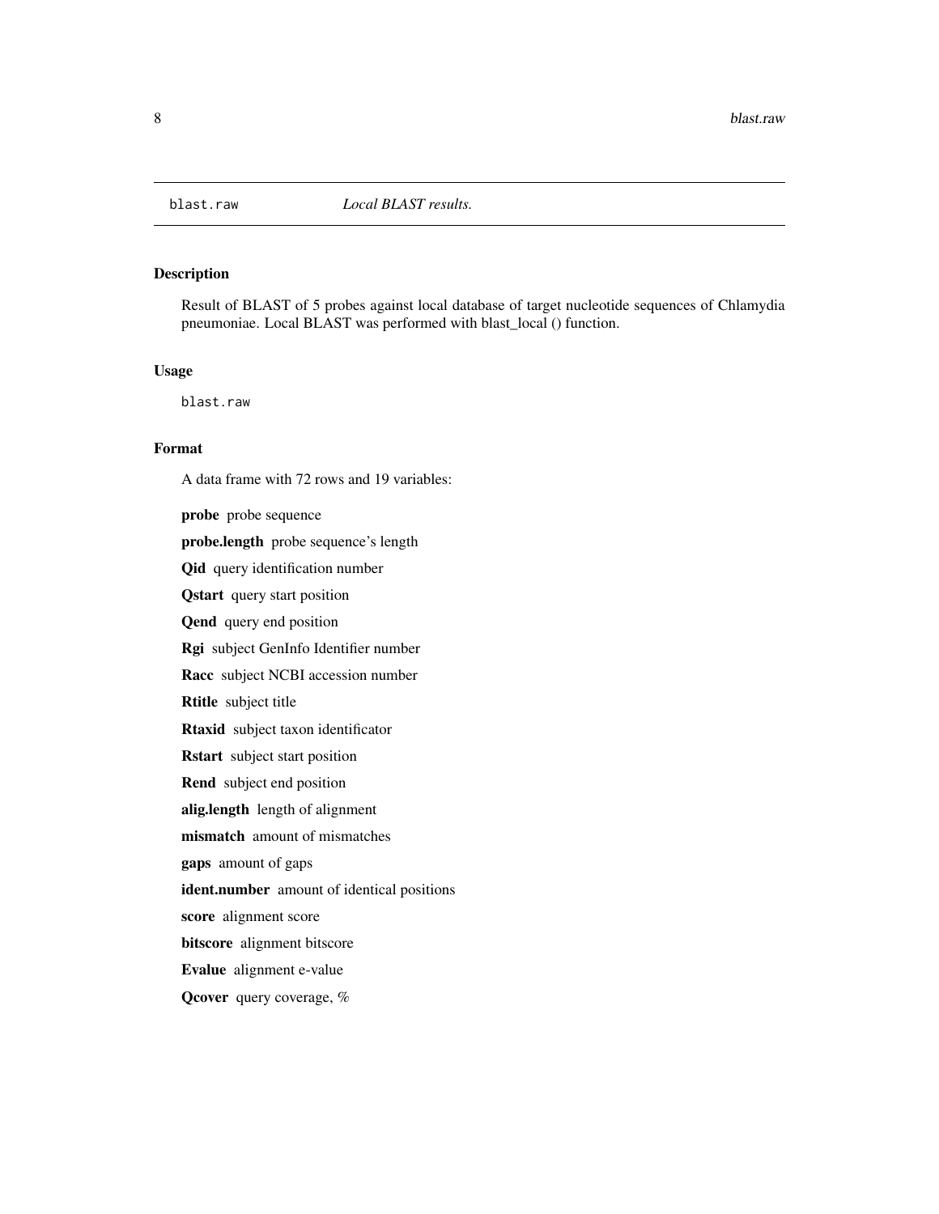blast.raw *Local BLAST results.*

## Description

Result of BLAST of 5 probes against local database of target nucleotide sequences of Chlamydia pneumoniae. Local BLAST was performed with blast_local () function.

## Usage

```
blast.raw
```

## Format

A data frame with 72 rows and 19 variables:

**probe** probe sequence

**probe.length** probe sequence's length

**Qid** query identification number

**Qstart** query start position

**Qend** query end position

**Rgi** subject GenInfo Identifier number

**Racc** subject NCBI accession number

**Rtitle** subject title

**Rtaxid** subject taxon identificator

**Rstart** subject start position

**Rend** subject end position

**alig.length** length of alignment

**mismatch** amount of mismatches

**gaps** amount of gaps

**ident.number** amount of identical positions

**score** alignment score

**bitscore** alignment bitscore

**Evalue** alignment e-value

**Qcover** query coverage, %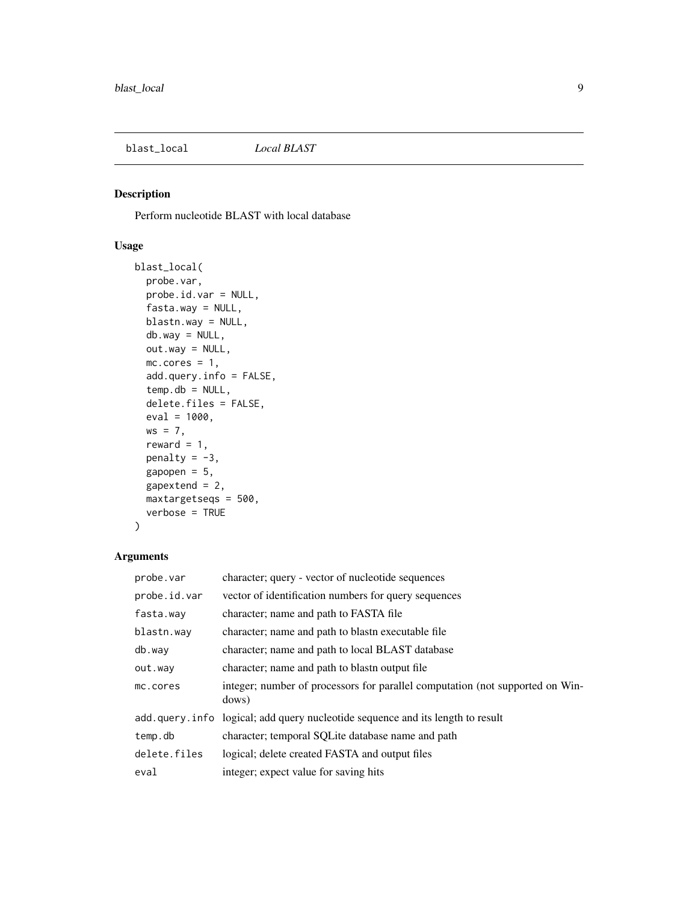## blast_local *Local BLAST*

### Description

Perform nucleotide BLAST with local database

### Usage

```
blast_local(
  probe.var,
  probe.id.var = NULL,
  fasta.way = NULL,
  blastn.way = NULL,
  db.way = NULL,
  out.way = NULL,
  mc.cores = 1,
  add.query.info = FALSE,
  temp.db = NULL,
  delete.files = FALSE,
  eval = 1000,
  ws = 7,
  reward = 1,
  penalty = -3,
  gapopen = 5,
  gapextend = 2,
  maxtargetseqs = 500,
  verbose = TRUE
)
```

### Arguments

| | |
|---|---|
| `probe.var` | character; query - vector of nucleotide sequences |
| `probe.id.var` | vector of identification numbers for query sequences |
| `fasta.way` | character; name and path to FASTA file |
| `blastn.way` | character; name and path to blastn executable file |
| `db.way` | character; name and path to local BLAST database |
| `out.way` | character; name and path to blastn output file |
| `mc.cores` | integer; number of processors for parallel computation (not supported on Windows) |
| `add.query.info` | logical; add query nucleotide sequence and its length to result |
| `temp.db` | character; temporal SQLite database name and path |
| `delete.files` | logical; delete created FASTA and output files |
| `eval` | integer; expect value for saving hits |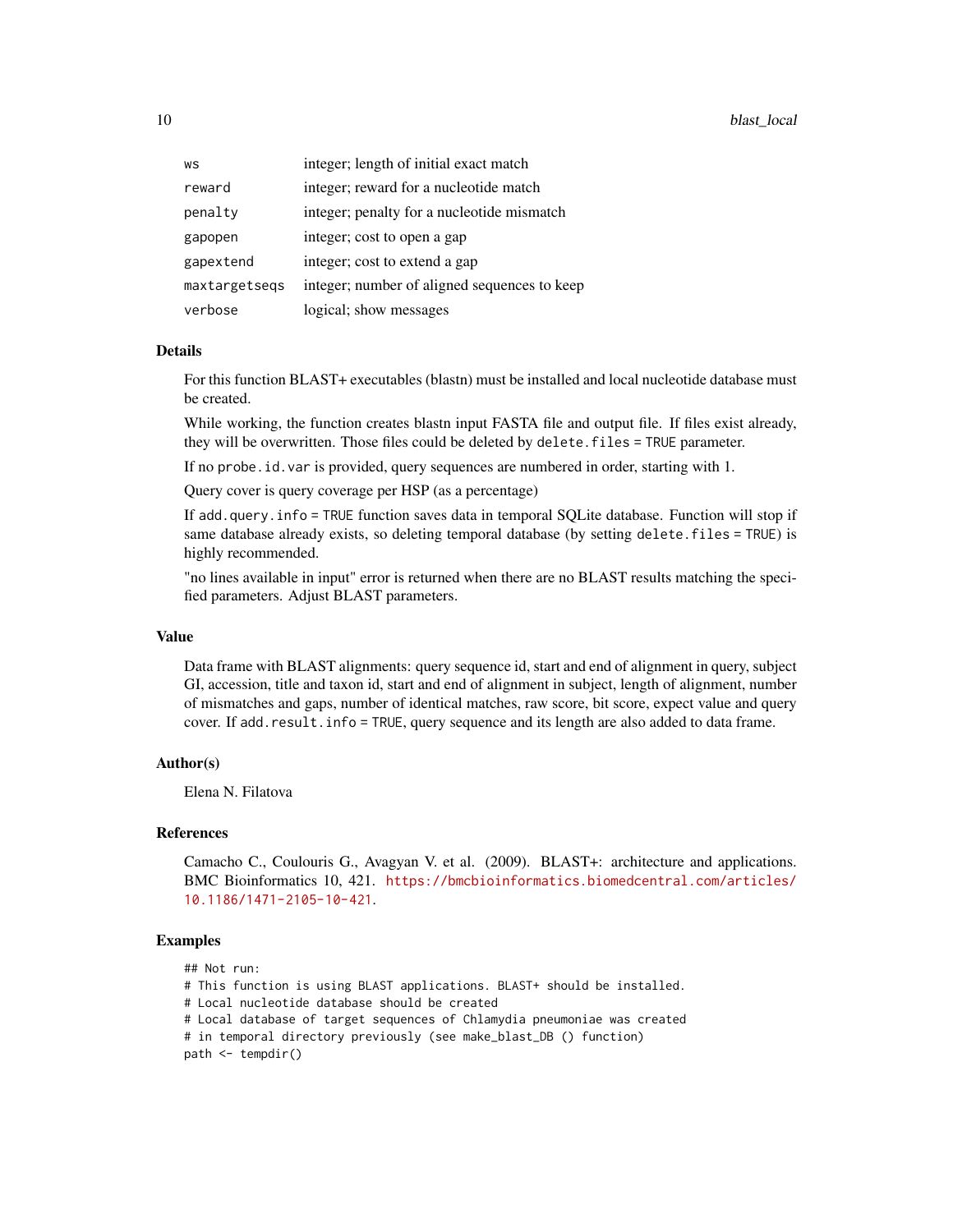| | |
|---|---|
| ws | integer; length of initial exact match |
| reward | integer; reward for a nucleotide match |
| penalty | integer; penalty for a nucleotide mismatch |
| gapopen | integer; cost to open a gap |
| gapextend | integer; cost to extend a gap |
| maxtargetseqs | integer; number of aligned sequences to keep |
| verbose | logical; show messages |

### Details

For this function BLAST+ executables (blastn) must be installed and local nucleotide database must be created.

While working, the function creates blastn input FASTA file and output file. If files exist already, they will be overwritten. Those files could be deleted by `delete.files = TRUE` parameter.

If no `probe.id.var` is provided, query sequences are numbered in order, starting with 1.

Query cover is query coverage per HSP (as a percentage)

If `add.query.info = TRUE` function saves data in temporal SQLite database. Function will stop if same database already exists, so deleting temporal database (by setting `delete.files = TRUE`) is highly recommended.

"no lines available in input" error is returned when there are no BLAST results matching the specified parameters. Adjust BLAST parameters.

### Value

Data frame with BLAST alignments: query sequence id, start and end of alignment in query, subject GI, accession, title and taxon id, start and end of alignment in subject, length of alignment, number of mismatches and gaps, number of identical matches, raw score, bit score, expect value and query cover. If `add.result.info = TRUE`, query sequence and its length are also added to data frame.

### Author(s)

Elena N. Filatova

### References

Camacho C., Coulouris G., Avagyan V. et al. (2009). BLAST+: architecture and applications. BMC Bioinformatics 10, 421. https://bmcbioinformatics.biomedcentral.com/articles/10.1186/1471-2105-10-421.

### Examples

```
## Not run:
# This function is using BLAST applications. BLAST+ should be installed.
# Local nucleotide database should be created
# Local database of target sequences of Chlamydia pneumoniae was created
# in temporal directory previously (see make_blast_DB () function)
path <- tempdir()
```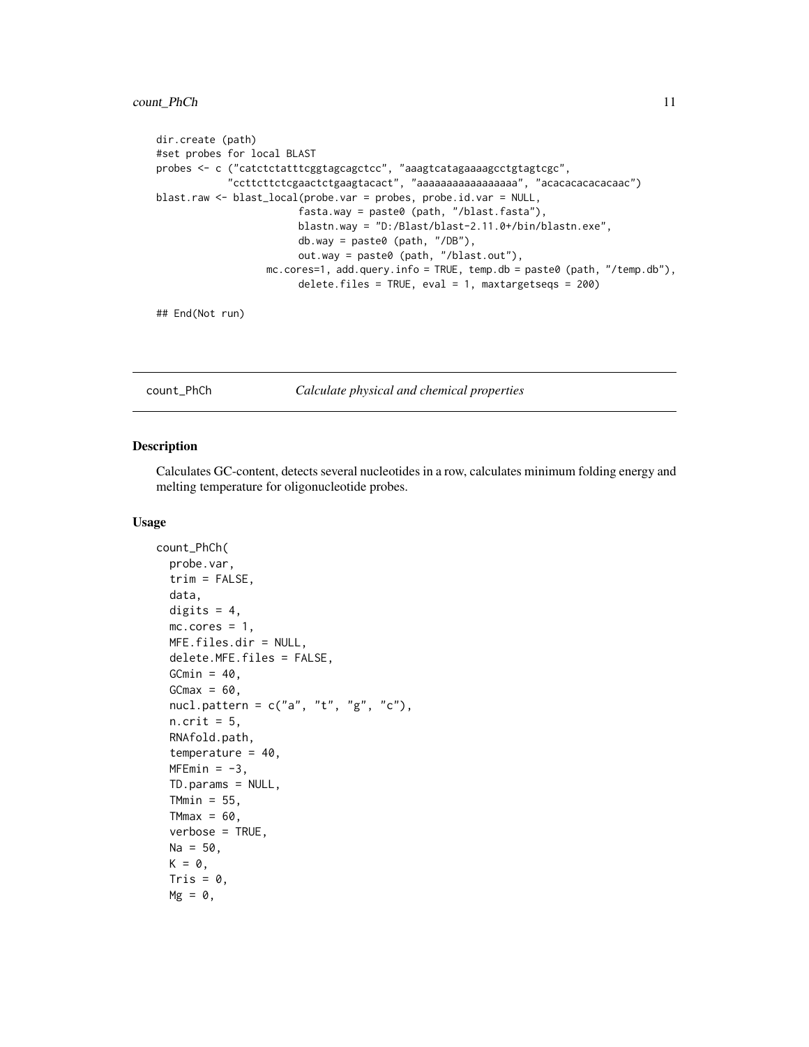```
dir.create (path)
#set probes for local BLAST
probes <- c ("catctctatttcggtagcagctcc", "aaagtcatagaaaagcctgtagtcgc",
             "ccttcttctcgaactctgaagtacact", "aaaaaaaaaaaaaaaa", "acacacacacacaac")
blast.raw <- blast_local(probe.var = probes, probe.id.var = NULL,
                         fasta.way = paste0 (path, "/blast.fasta"),
                         blastn.way = "D:/Blast/blast-2.11.0+/bin/blastn.exe",
                         db.way = paste0 (path, "/DB"),
                         out.way = paste0 (path, "/blast.out"),
                    mc.cores=1, add.query.info = TRUE, temp.db = paste0 (path, "/temp.db"),
                         delete.files = TRUE, eval = 1, maxtargetseqs = 200)

## End(Not run)
```

## count_PhCh *Calculate physical and chemical properties*

### Description

Calculates GC-content, detects several nucleotides in a row, calculates minimum folding energy and melting temperature for oligonucleotide probes.

### Usage

```
count_PhCh(
  probe.var,
  trim = FALSE,
  data,
  digits = 4,
  mc.cores = 1,
  MFE.files.dir = NULL,
  delete.MFE.files = FALSE,
  GCmin = 40,
  GCmax = 60,
  nucl.pattern = c("a", "t", "g", "c"),
  n.crit = 5,
  RNAfold.path,
  temperature = 40,
  MFEmin = -3,
  TD.params = NULL,
  TMmin = 55,
  TMmax = 60,
  verbose = TRUE,
  Na = 50,
  K = 0,
  Tris = 0,
  Mg = 0,
```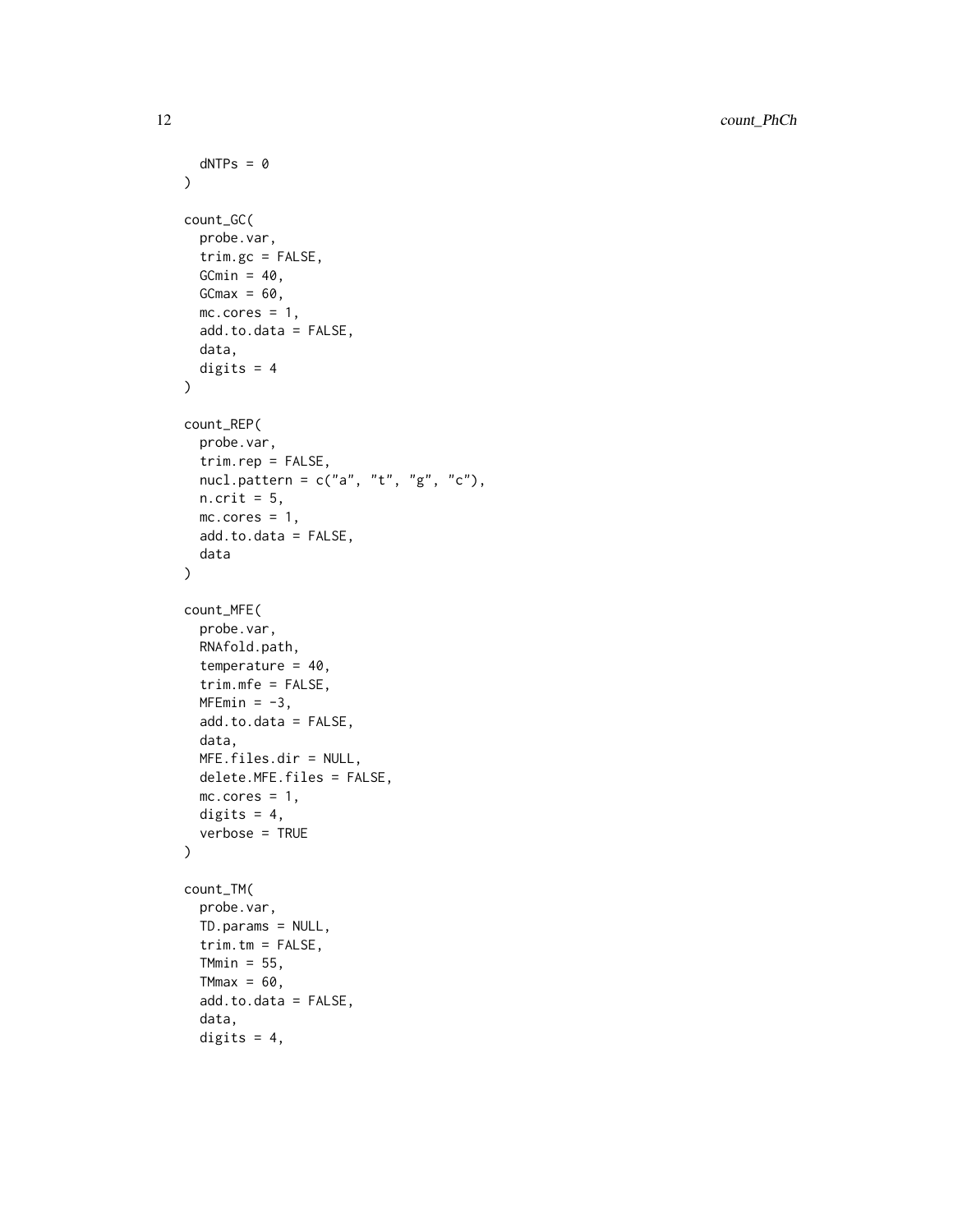```
  dNTPs = 0
)

count_GC(
  probe.var,
  trim.gc = FALSE,
  GCmin = 40,
  GCmax = 60,
  mc.cores = 1,
  add.to.data = FALSE,
  data,
  digits = 4
)

count_REP(
  probe.var,
  trim.rep = FALSE,
  nucl.pattern = c("a", "t", "g", "c"),
  n.crit = 5,
  mc.cores = 1,
  add.to.data = FALSE,
  data
)

count_MFE(
  probe.var,
  RNAfold.path,
  temperature = 40,
  trim.mfe = FALSE,
  MFEmin = -3,
  add.to.data = FALSE,
  data,
  MFE.files.dir = NULL,
  delete.MFE.files = FALSE,
  mc.cores = 1,
  digits = 4,
  verbose = TRUE
)

count_TM(
  probe.var,
  TD.params = NULL,
  trim.tm = FALSE,
  TMmin = 55,
  TMmax = 60,
  add.to.data = FALSE,
  data,
  digits = 4,
```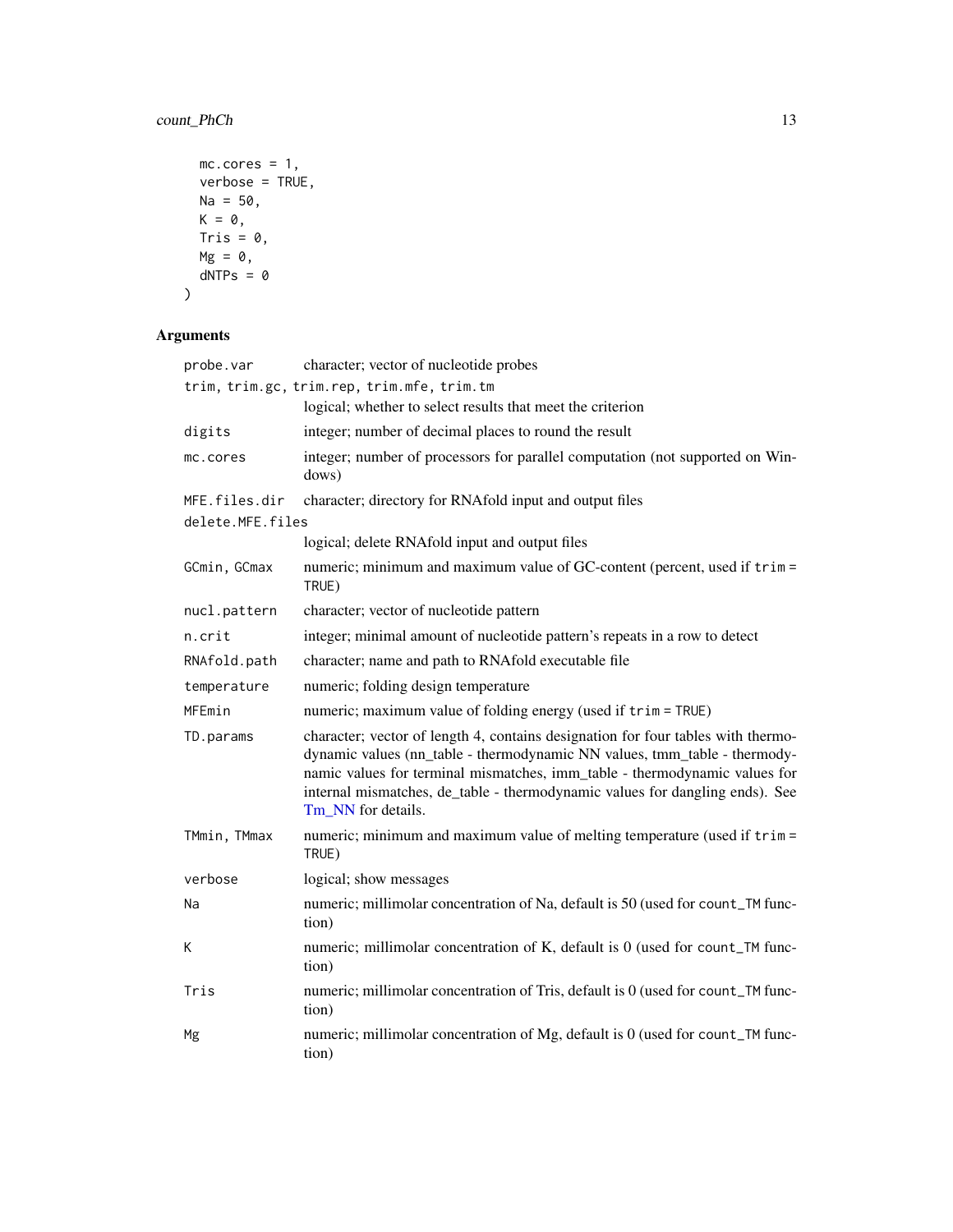```
  mc.cores = 1,
  verbose = TRUE,
  Na = 50,
  K = 0,
  Tris = 0,
  Mg = 0,
  dNTPs = 0
)
```

## Arguments

| Argument | Description |
|---|---|
| probe.var | character; vector of nucleotide probes |
| trim, trim.gc, trim.rep, trim.mfe, trim.tm | logical; whether to select results that meet the criterion |
| digits | integer; number of decimal places to round the result |
| mc.cores | integer; number of processors for parallel computation (not supported on Windows) |
| MFE.files.dir | character; directory for RNAfold input and output files |
| delete.MFE.files | logical; delete RNAfold input and output files |
| GCmin, GCmax | numeric; minimum and maximum value of GC-content (percent, used if trim = TRUE) |
| nucl.pattern | character; vector of nucleotide pattern |
| n.crit | integer; minimal amount of nucleotide pattern's repeats in a row to detect |
| RNAfold.path | character; name and path to RNAfold executable file |
| temperature | numeric; folding design temperature |
| MFEmin | numeric; maximum value of folding energy (used if trim = TRUE) |
| TD.params | character; vector of length 4, contains designation for four tables with thermodynamic values (nn_table - thermodynamic NN values, tmm_table - thermodynamic values for terminal mismatches, imm_table - thermodynamic values for internal mismatches, de_table - thermodynamic values for dangling ends). See Tm_NN for details. |
| TMmin, TMmax | numeric; minimum and maximum value of melting temperature (used if trim = TRUE) |
| verbose | logical; show messages |
| Na | numeric; millimolar concentration of Na, default is 50 (used for count_TM function) |
| K | numeric; millimolar concentration of K, default is 0 (used for count_TM function) |
| Tris | numeric; millimolar concentration of Tris, default is 0 (used for count_TM function) |
| Mg | numeric; millimolar concentration of Mg, default is 0 (used for count_TM function) |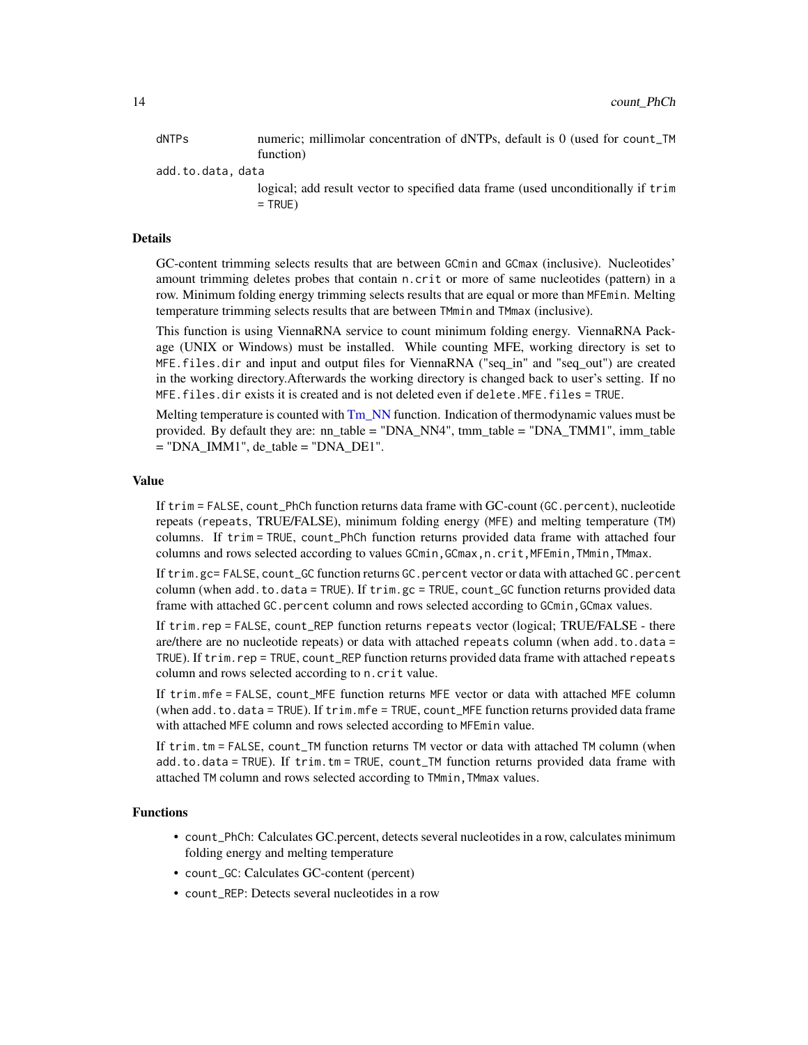| | |
|---|---|
| `dNTPs` | numeric; millimolar concentration of dNTPs, default is 0 (used for `count_TM` function) |
| `add.to.data, data` | logical; add result vector to specified data frame (used unconditionally if `trim = TRUE`) |

### Details

GC-content trimming selects results that are between `GCmin` and `GCmax` (inclusive). Nucleotides' amount trimming deletes probes that contain `n.crit` or more of same nucleotides (pattern) in a row. Minimum folding energy trimming selects results that are equal or more than `MFEmin`. Melting temperature trimming selects results that are between `TMmin` and `TMmax` (inclusive).

This function is using ViennaRNA service to count minimum folding energy. ViennaRNA Package (UNIX or Windows) must be installed. While counting MFE, working directory is set to `MFE.files.dir` and input and output files for ViennaRNA ("seq_in" and "seq_out") are created in the working directory.Afterwards the working directory is changed back to user's setting. If no `MFE.files.dir` exists it is created and is not deleted even if `delete.MFE.files = TRUE`.

Melting temperature is counted with Tm_NN function. Indication of thermodynamic values must be provided. By default they are: nn_table = "DNA_NN4", tmm_table = "DNA_TMM1", imm_table = "DNA_IMM1", de_table = "DNA_DE1".

### Value

If `trim = FALSE`, `count_PhCh` function returns data frame with GC-count (`GC.percent`), nucleotide repeats (`repeats`, TRUE/FALSE), minimum folding energy (`MFE`) and melting temperature (`TM`) columns. If `trim = TRUE`, `count_PhCh` function returns provided data frame with attached four columns and rows selected according to values `GCmin,GCmax,n.crit,MFEmin,TMmin,TMmax`.

If `trim.gc= FALSE`, `count_GC` function returns `GC.percent` vector or data with attached `GC.percent` column (when `add.to.data = TRUE`). If `trim.gc = TRUE`, `count_GC` function returns provided data frame with attached `GC.percent` column and rows selected according to `GCmin,GCmax` values.

If `trim.rep = FALSE`, `count_REP` function returns `repeats` vector (logical; TRUE/FALSE - there are/there are no nucleotide repeats) or data with attached `repeats` column (when `add.to.data = TRUE`). If `trim.rep = TRUE`, `count_REP` function returns provided data frame with attached `repeats` column and rows selected according to `n.crit` value.

If `trim.mfe = FALSE`, `count_MFE` function returns `MFE` vector or data with attached `MFE` column (when `add.to.data = TRUE`). If `trim.mfe = TRUE`, `count_MFE` function returns provided data frame with attached `MFE` column and rows selected according to `MFEmin` value.

If `trim.tm = FALSE`, `count_TM` function returns `TM` vector or data with attached `TM` column (when `add.to.data = TRUE`). If `trim.tm = TRUE`, `count_TM` function returns provided data frame with attached `TM` column and rows selected according to `TMmin,TMmax` values.

### Functions

- `count_PhCh`: Calculates GC.percent, detects several nucleotides in a row, calculates minimum folding energy and melting temperature
- `count_GC`: Calculates GC-content (percent)
- `count_REP`: Detects several nucleotides in a row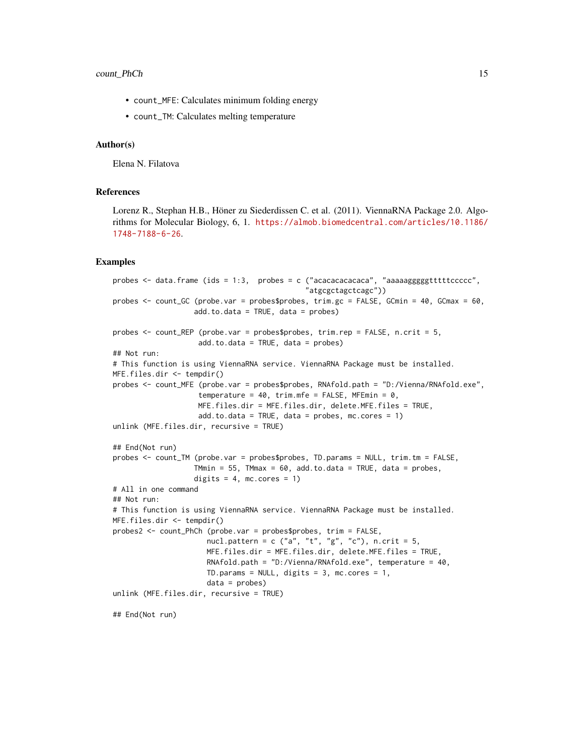- `count_MFE`: Calculates minimum folding energy
- `count_TM`: Calculates melting temperature

### Author(s)

Elena N. Filatova

### References

Lorenz R., Stephan H.B., Höner zu Siederdissen C. et al. (2011). ViennaRNA Package 2.0. Algorithms for Molecular Biology, 6, 1. https://almob.biomedcentral.com/articles/10.1186/1748-7188-6-26.

### Examples

```
probes <- data.frame (ids = 1:3,  probes = c ("acacacacacaca", "aaaaagggggtttttccccc",
                                              "atgcgctagctcagc"))
probes <- count_GC (probe.var = probes$probes, trim.gc = FALSE, GCmin = 40, GCmax = 60,
                    add.to.data = TRUE, data = probes)

probes <- count_REP (probe.var = probes$probes, trim.rep = FALSE, n.crit = 5,
                     add.to.data = TRUE, data = probes)
## Not run:
# This function is using ViennaRNA service. ViennaRNA Package must be installed.
MFE.files.dir <- tempdir()
probes <- count_MFE (probe.var = probes$probes, RNAfold.path = "D:/Vienna/RNAfold.exe",
                     temperature = 40, trim.mfe = FALSE, MFEmin = 0,
                     MFE.files.dir = MFE.files.dir, delete.MFE.files = TRUE,
                     add.to.data = TRUE, data = probes, mc.cores = 1)
unlink (MFE.files.dir, recursive = TRUE)

## End(Not run)
probes <- count_TM (probe.var = probes$probes, TD.params = NULL, trim.tm = FALSE,
                    TMmin = 55, TMmax = 60, add.to.data = TRUE, data = probes,
                    digits = 4, mc.cores = 1)
# All in one command
## Not run:
# This function is using ViennaRNA service. ViennaRNA Package must be installed.
MFE.files.dir <- tempdir()
probes2 <- count_PhCh (probe.var = probes$probes, trim = FALSE,
                       nucl.pattern = c ("a", "t", "g", "c"), n.crit = 5,
                       MFE.files.dir = MFE.files.dir, delete.MFE.files = TRUE,
                       RNAfold.path = "D:/Vienna/RNAfold.exe", temperature = 40,
                       TD.params = NULL, digits = 3, mc.cores = 1,
                       data = probes)
unlink (MFE.files.dir, recursive = TRUE)

## End(Not run)
```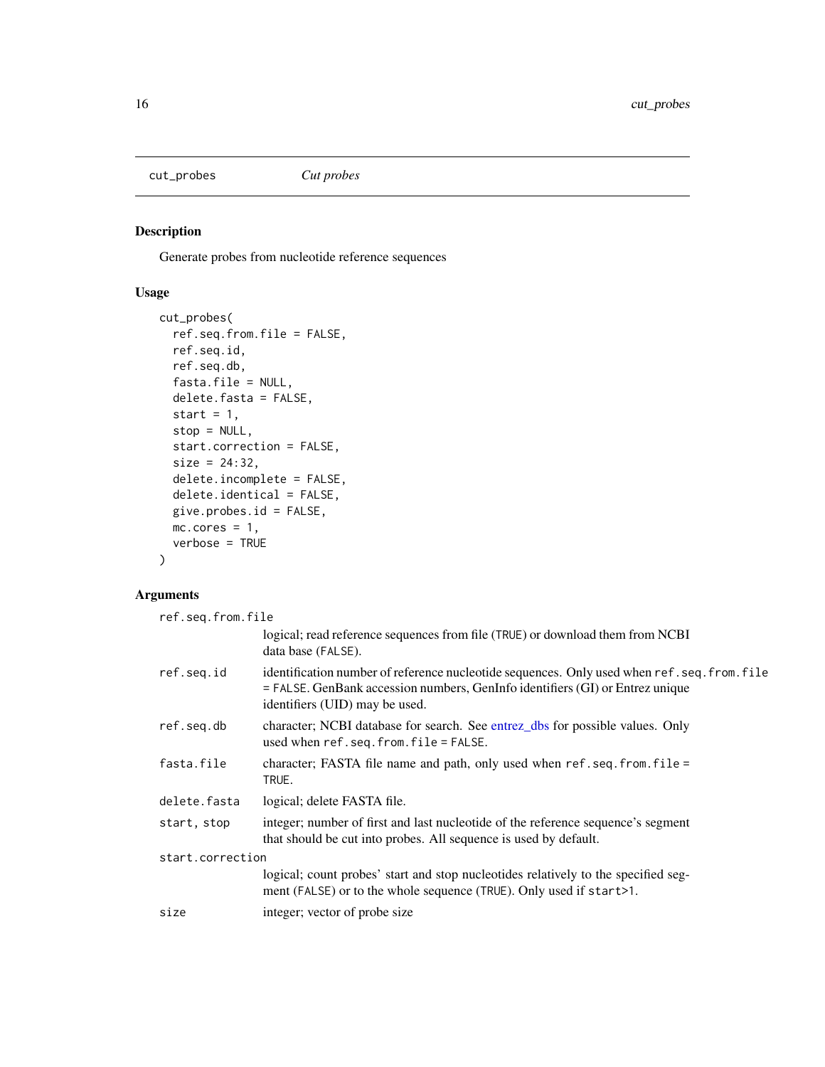cut_probes *Cut probes*

## Description

Generate probes from nucleotide reference sequences

## Usage

```
cut_probes(
  ref.seq.from.file = FALSE,
  ref.seq.id,
  ref.seq.db,
  fasta.file = NULL,
  delete.fasta = FALSE,
  start = 1,
  stop = NULL,
  start.correction = FALSE,
  size = 24:32,
  delete.incomplete = FALSE,
  delete.identical = FALSE,
  give.probes.id = FALSE,
  mc.cores = 1,
  verbose = TRUE
)
```

## Arguments

`ref.seq.from.file`
: logical; read reference sequences from file (`TRUE`) or download them from NCBI data base (`FALSE`).

`ref.seq.id`
: identification number of reference nucleotide sequences. Only used when `ref.seq.from.file = FALSE`. GenBank accession numbers, GenInfo identifiers (GI) or Entrez unique identifiers (UID) may be used.

`ref.seq.db`
: character; NCBI database for search. See entrez_dbs for possible values. Only used when `ref.seq.from.file = FALSE`.

`fasta.file`
: character; FASTA file name and path, only used when `ref.seq.from.file = TRUE`.

`delete.fasta`
: logical; delete FASTA file.

`start, stop`
: integer; number of first and last nucleotide of the reference sequence's segment that should be cut into probes. All sequence is used by default.

`start.correction`
: logical; count probes' start and stop nucleotides relatively to the specified segment (`FALSE`) or to the whole sequence (`TRUE`). Only used if `start>1`.

`size`
: integer; vector of probe size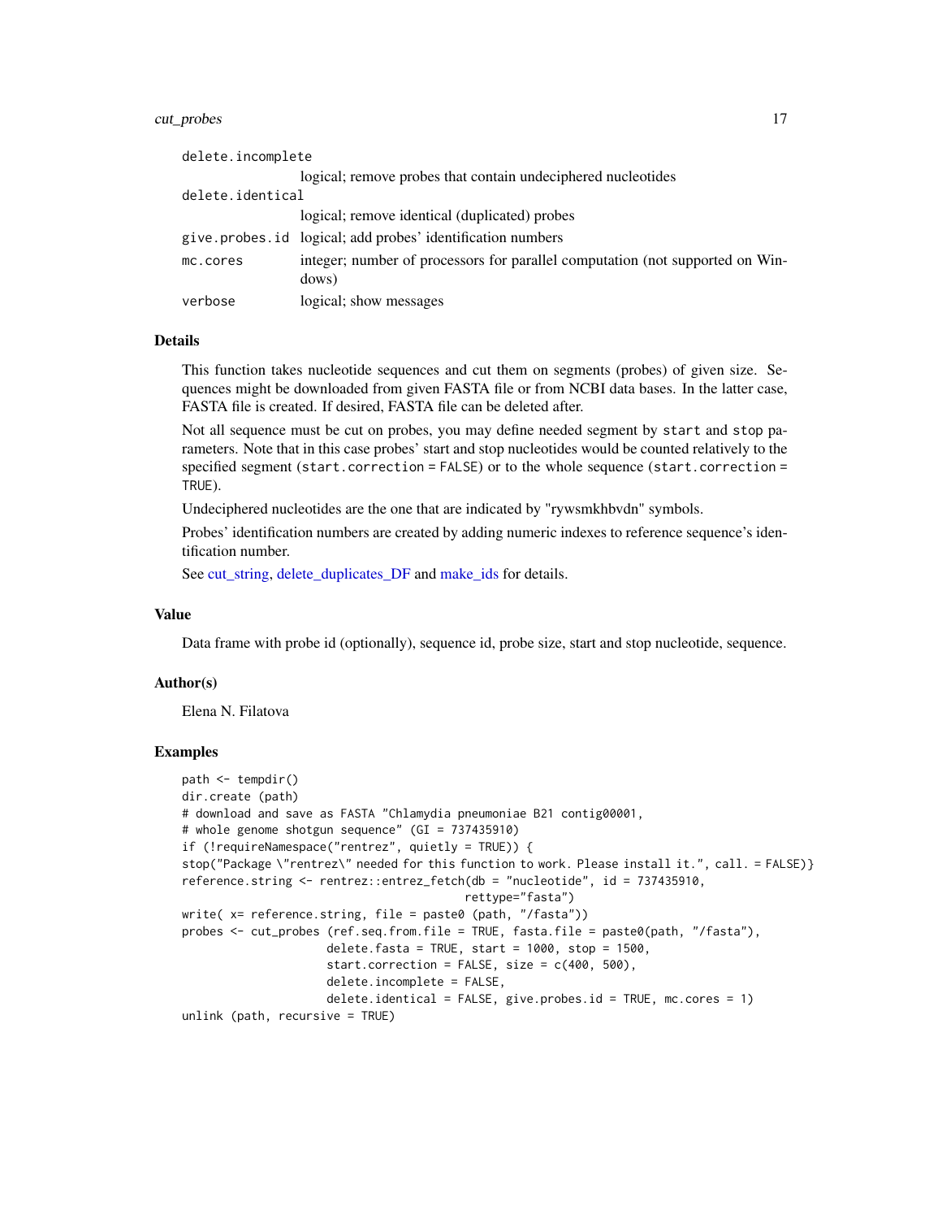| | |
|---|---|
| delete.incomplete | logical; remove probes that contain undeciphered nucleotides |
| delete.identical | logical; remove identical (duplicated) probes |
| give.probes.id | logical; add probes' identification numbers |
| mc.cores | integer; number of processors for parallel computation (not supported on Windows) |
| verbose | logical; show messages |

## Details

This function takes nucleotide sequences and cut them on segments (probes) of given size. Sequences might be downloaded from given FASTA file or from NCBI data bases. In the latter case, FASTA file is created. If desired, FASTA file can be deleted after.

Not all sequence must be cut on probes, you may define needed segment by `start` and `stop` parameters. Note that in this case probes' start and stop nucleotides would be counted relatively to the specified segment (`start.correction = FALSE`) or to the whole sequence (`start.correction = TRUE`).

Undeciphered nucleotides are the one that are indicated by "rywsmkhbvdn" symbols.

Probes' identification numbers are created by adding numeric indexes to reference sequence's identification number.

See cut_string, delete_duplicates_DF and make_ids for details.

## Value

Data frame with probe id (optionally), sequence id, probe size, start and stop nucleotide, sequence.

## Author(s)

Elena N. Filatova

## Examples

```
path <- tempdir()
dir.create (path)
# download and save as FASTA "Chlamydia pneumoniae B21 contig00001,
# whole genome shotgun sequence" (GI = 737435910)
if (!requireNamespace("rentrez", quietly = TRUE)) {
stop("Package \"rentrez\" needed for this function to work. Please install it.", call. = FALSE)}
reference.string <- rentrez::entrez_fetch(db = "nucleotide", id = 737435910,
                                         rettype="fasta")
write( x= reference.string, file = paste0 (path, "/fasta"))
probes <- cut_probes (ref.seq.from.file = TRUE, fasta.file = paste0(path, "/fasta"),
                     delete.fasta = TRUE, start = 1000, stop = 1500,
                     start.correction = FALSE, size = c(400, 500),
                     delete.incomplete = FALSE,
                     delete.identical = FALSE, give.probes.id = TRUE, mc.cores = 1)
unlink (path, recursive = TRUE)
```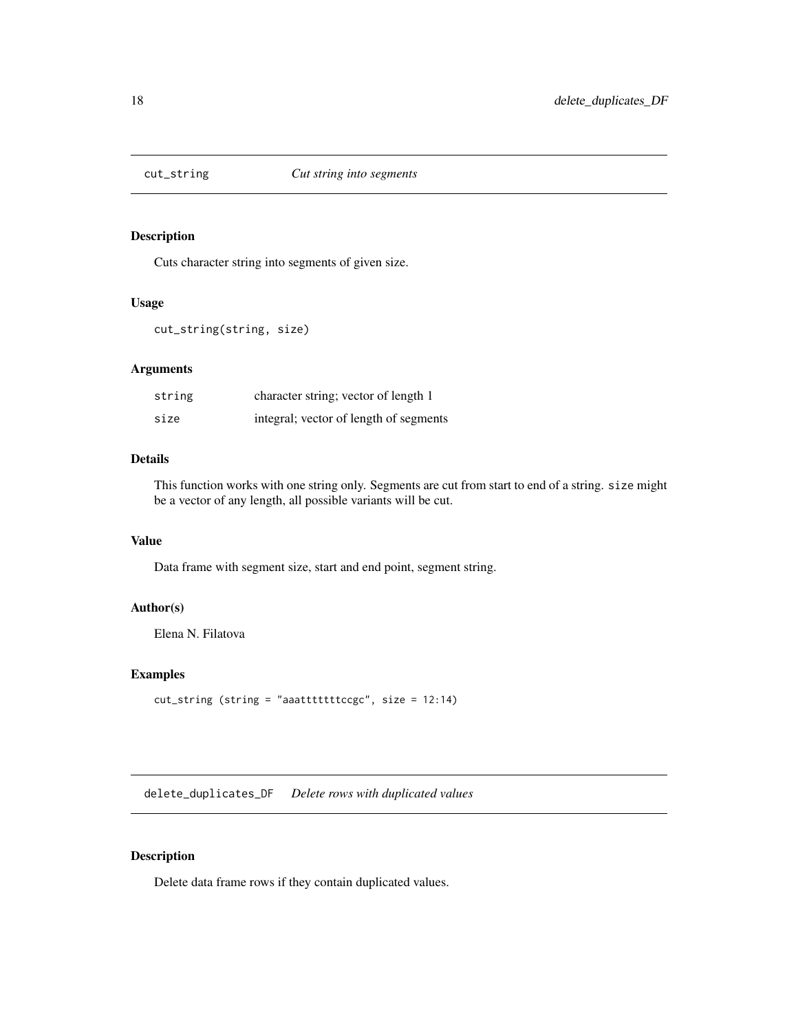## cut_string *Cut string into segments*

### Description

Cuts character string into segments of given size.

### Usage

```
cut_string(string, size)
```

### Arguments

| | |
|---|---|
| string | character string; vector of length 1 |
| size | integral; vector of length of segments |

### Details

This function works with one string only. Segments are cut from start to end of a string. `size` might be a vector of any length, all possible variants will be cut.

### Value

Data frame with segment size, start and end point, segment string.

### Author(s)

Elena N. Filatova

### Examples

```
cut_string (string = "aaattttttttccgc", size = 12:14)
```

## delete_duplicates_DF *Delete rows with duplicated values*

### Description

Delete data frame rows if they contain duplicated values.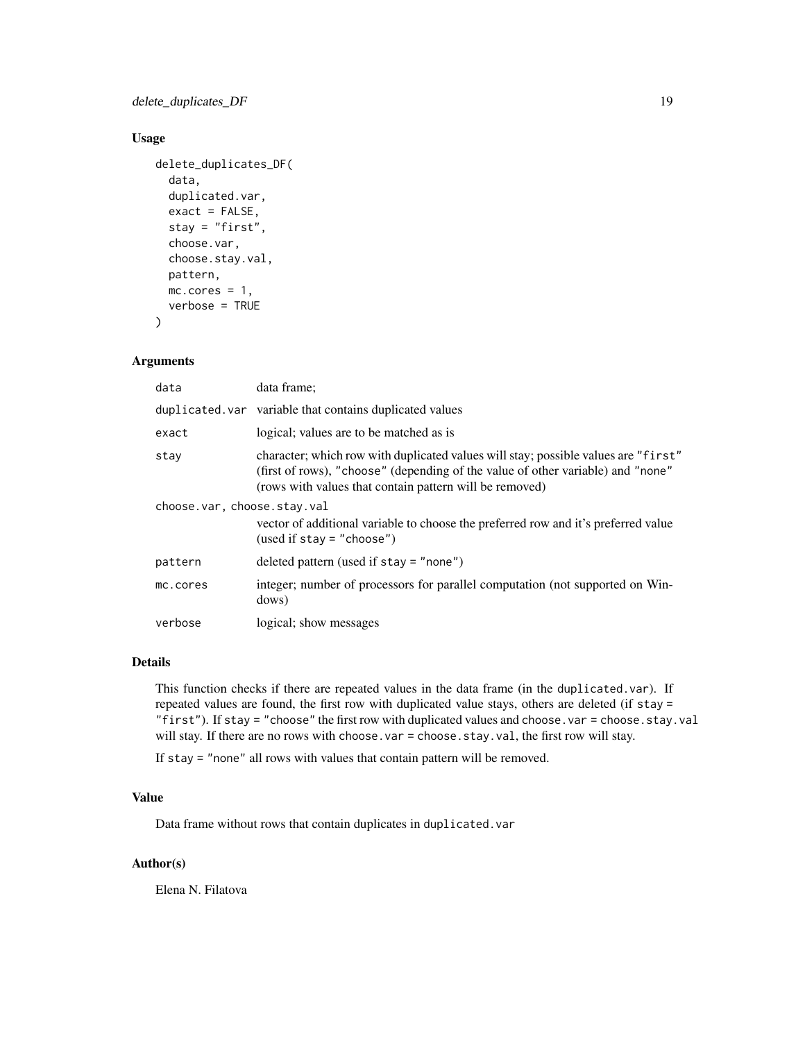## Usage

```
delete_duplicates_DF(
  data,
  duplicated.var,
  exact = FALSE,
  stay = "first",
  choose.var,
  choose.stay.val,
  pattern,
  mc.cores = 1,
  verbose = TRUE
)
```

## Arguments

| Argument | Description |
|---|---|
| `data` | data frame; |
| `duplicated.var` | variable that contains duplicated values |
| `exact` | logical; values are to be matched as is |
| `stay` | character; which row with duplicated values will stay; possible values are `"first"` (first of rows), `"choose"` (depending of the value of other variable) and `"none"` (rows with values that contain pattern will be removed) |
| `choose.var, choose.stay.val` | vector of additional variable to choose the preferred row and it's preferred value (used if `stay = "choose"`) |
| `pattern` | deleted pattern (used if `stay = "none"`) |
| `mc.cores` | integer; number of processors for parallel computation (not supported on Windows) |
| `verbose` | logical; show messages |

## Details

This function checks if there are repeated values in the data frame (in the `duplicated.var`). If repeated values are found, the first row with duplicated value stays, others are deleted (if `stay = "first"`). If `stay = "choose"` the first row with duplicated values and `choose.var = choose.stay.val` will stay. If there are no rows with `choose.var = choose.stay.val`, the first row will stay.

If `stay = "none"` all rows with values that contain pattern will be removed.

## Value

Data frame without rows that contain duplicates in `duplicated.var`

## Author(s)

Elena N. Filatova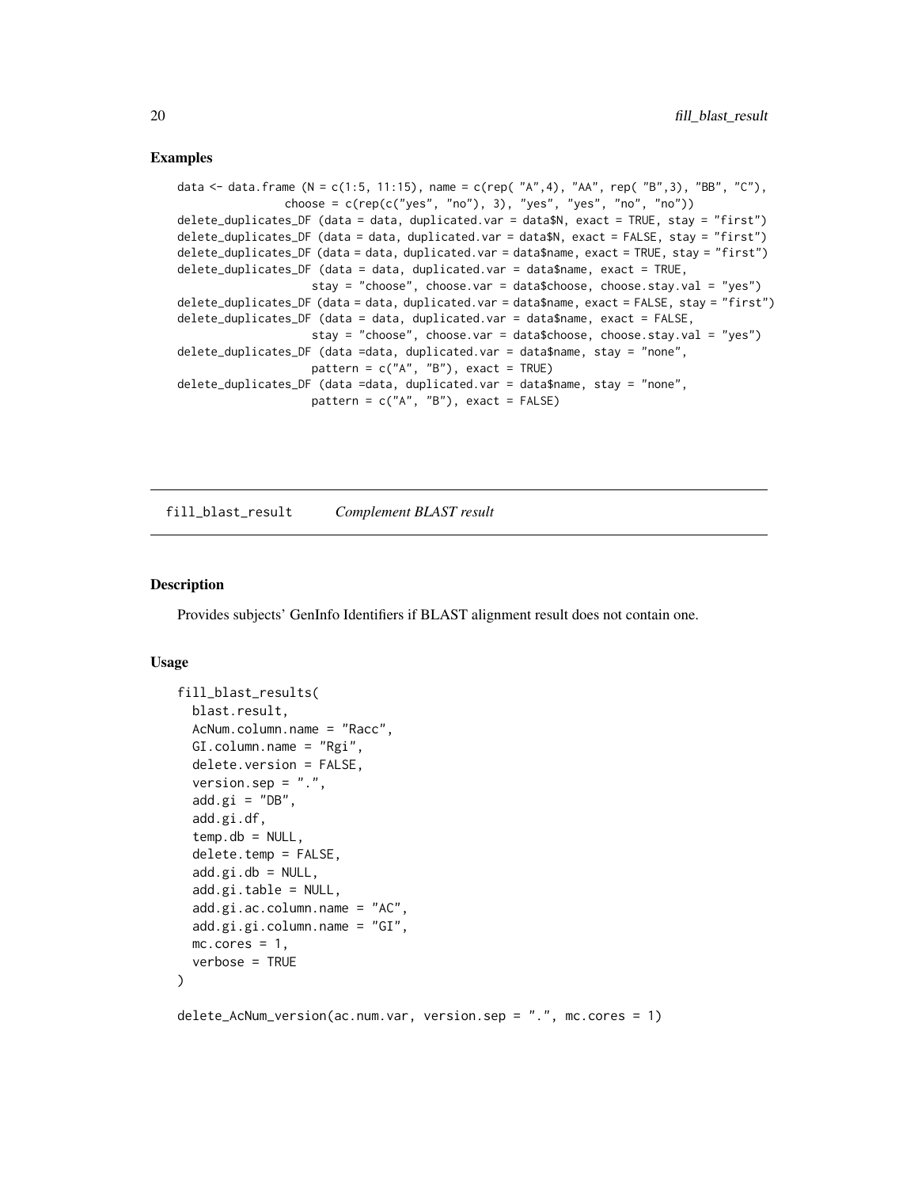### Examples

```
data <- data.frame (N = c(1:5, 11:15), name = c(rep( "A",4), "AA", rep( "B",3), "BB", "C"),
                choose = c(rep(c("yes", "no"), 3), "yes", "yes", "no", "no"))
delete_duplicates_DF (data = data, duplicated.var = data$N, exact = TRUE, stay = "first")
delete_duplicates_DF (data = data, duplicated.var = data$N, exact = FALSE, stay = "first")
delete_duplicates_DF (data = data, duplicated.var = data$name, exact = TRUE, stay = "first")
delete_duplicates_DF (data = data, duplicated.var = data$name, exact = TRUE,
                   stay = "choose", choose.var = data$choose, choose.stay.val = "yes")
delete_duplicates_DF (data = data, duplicated.var = data$name, exact = FALSE, stay = "first")
delete_duplicates_DF (data = data, duplicated.var = data$name, exact = FALSE,
                   stay = "choose", choose.var = data$choose, choose.stay.val = "yes")
delete_duplicates_DF (data =data, duplicated.var = data$name, stay = "none",
                   pattern = c("A", "B"), exact = TRUE)
delete_duplicates_DF (data =data, duplicated.var = data$name, stay = "none",
                   pattern = c("A", "B"), exact = FALSE)
```

---

## fill_blast_result *Complement BLAST result*

---

### Description

Provides subjects' GenInfo Identifiers if BLAST alignment result does not contain one.

### Usage

```
fill_blast_results(
  blast.result,
  AcNum.column.name = "Racc",
  GI.column.name = "Rgi",
  delete.version = FALSE,
  version.sep = ".",
  add.gi = "DB",
  add.gi.df,
  temp.db = NULL,
  delete.temp = FALSE,
  add.gi.db = NULL,
  add.gi.table = NULL,
  add.gi.ac.column.name = "AC",
  add.gi.gi.column.name = "GI",
  mc.cores = 1,
  verbose = TRUE
)

delete_AcNum_version(ac.num.var, version.sep = ".", mc.cores = 1)
```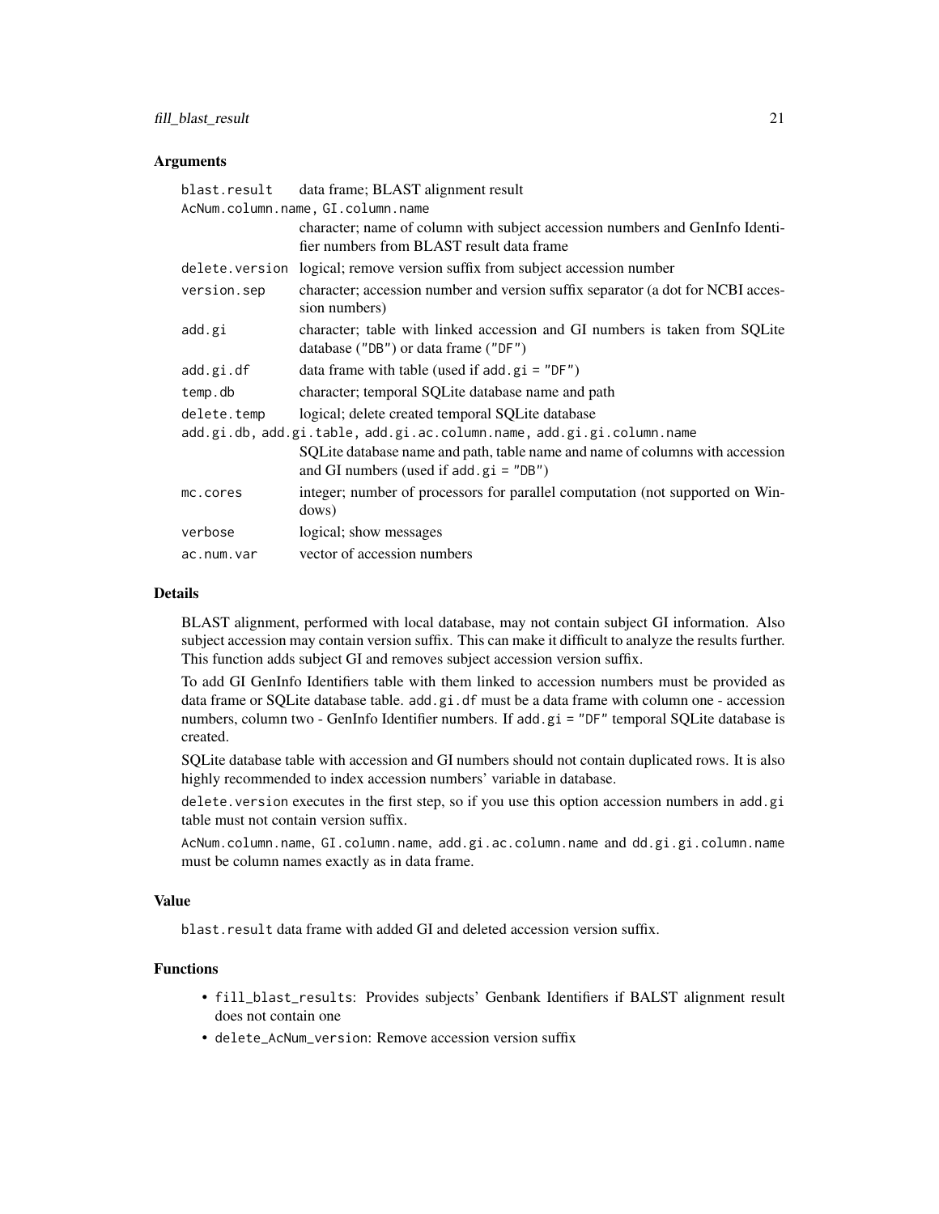## Arguments

| | |
|---|---|
| `blast.result` | data frame; BLAST alignment result |
| `AcNum.column.name, GI.column.name` | character; name of column with subject accession numbers and GenInfo Identifier numbers from BLAST result data frame |
| `delete.version` | logical; remove version suffix from subject accession number |
| `version.sep` | character; accession number and version suffix separator (a dot for NCBI accession numbers) |
| `add.gi` | character; table with linked accession and GI numbers is taken from SQLite database (`"DB"`) or data frame (`"DF"`) |
| `add.gi.df` | data frame with table (used if `add.gi = "DF"`) |
| `temp.db` | character; temporal SQLite database name and path |
| `delete.temp` | logical; delete created temporal SQLite database |
| `add.gi.db, add.gi.table, add.gi.ac.column.name, add.gi.gi.column.name` | SQLite database name and path, table name and name of columns with accession and GI numbers (used if `add.gi = "DB"`) |
| `mc.cores` | integer; number of processors for parallel computation (not supported on Windows) |
| `verbose` | logical; show messages |
| `ac.num.var` | vector of accession numbers |

## Details

BLAST alignment, performed with local database, may not contain subject GI information. Also subject accession may contain version suffix. This can make it difficult to analyze the results further. This function adds subject GI and removes subject accession version suffix.

To add GI GenInfo Identifiers table with them linked to accession numbers must be provided as data frame or SQLite database table. `add.gi.df` must be a data frame with column one - accession numbers, column two - GenInfo Identifier numbers. If `add.gi = "DF"` temporal SQLite database is created.

SQLite database table with accession and GI numbers should not contain duplicated rows. It is also highly recommended to index accession numbers' variable in database.

`delete.version` executes in the first step, so if you use this option accession numbers in `add.gi` table must not contain version suffix.

`AcNum.column.name`, `GI.column.name`, `add.gi.ac.column.name` and `dd.gi.gi.column.name` must be column names exactly as in data frame.

## Value

`blast.result` data frame with added GI and deleted accession version suffix.

## Functions

- `fill_blast_results`: Provides subjects' Genbank Identifiers if BALST alignment result does not contain one
- `delete_AcNum_version`: Remove accession version suffix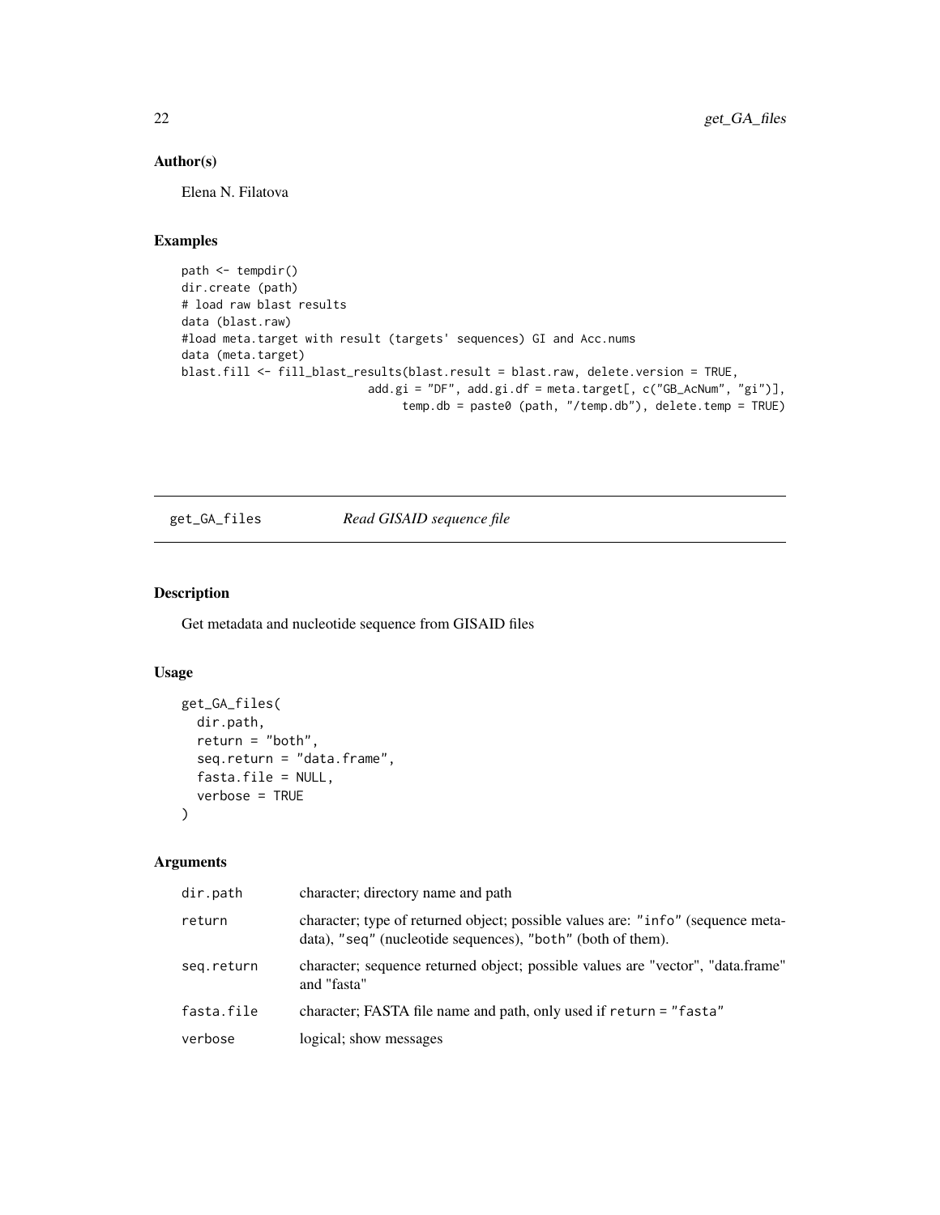## Author(s)

Elena N. Filatova

## Examples

```
path <- tempdir()
dir.create (path)
# load raw blast results
data (blast.raw)
#load meta.target with result (targets' sequences) GI and Acc.nums
data (meta.target)
blast.fill <- fill_blast_results(blast.result = blast.raw, delete.version = TRUE,
                           add.gi = "DF", add.gi.df = meta.target[, c("GB_AcNum", "gi")],
                                temp.db = paste0 (path, "/temp.db"), delete.temp = TRUE)
```

---

# get_GA_files *Read GISAID sequence file*

## Description

Get metadata and nucleotide sequence from GISAID files

## Usage

```
get_GA_files(
  dir.path,
  return = "both",
  seq.return = "data.frame",
  fasta.file = NULL,
  verbose = TRUE
)
```

## Arguments

| | |
|---|---|
| dir.path | character; directory name and path |
| return | character; type of returned object; possible values are: "info" (sequence metadata), "seq" (nucleotide sequences), "both" (both of them). |
| seq.return | character; sequence returned object; possible values are "vector", "data.frame" and "fasta" |
| fasta.file | character; FASTA file name and path, only used if return = "fasta" |
| verbose | logical; show messages |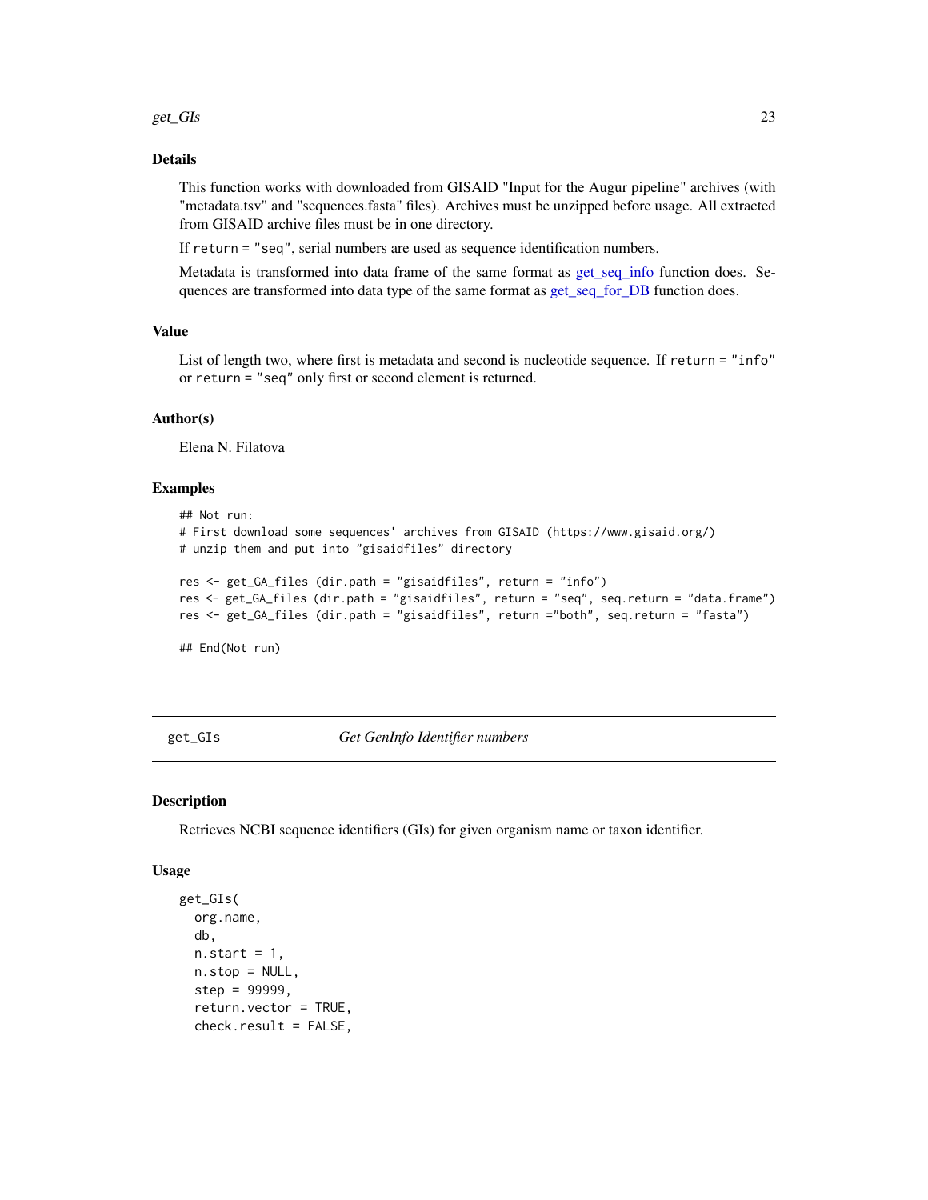### Details

This function works with downloaded from GISAID "Input for the Augur pipeline" archives (with "metadata.tsv" and "sequences.fasta" files). Archives must be unzipped before usage. All extracted from GISAID archive files must be in one directory.

If `return = "seq"`, serial numbers are used as sequence identification numbers.

Metadata is transformed into data frame of the same format as get_seq_info function does. Sequences are transformed into data type of the same format as get_seq_for_DB function does.

### Value

List of length two, where first is metadata and second is nucleotide sequence. If `return = "info"` or `return = "seq"` only first or second element is returned.

### Author(s)

Elena N. Filatova

### Examples

```
## Not run:
# First download some sequences' archives from GISAID (https://www.gisaid.org/)
# unzip them and put into "gisaidfiles" directory

res <- get_GA_files (dir.path = "gisaidfiles", return = "info")
res <- get_GA_files (dir.path = "gisaidfiles", return = "seq", seq.return = "data.frame")
res <- get_GA_files (dir.path = "gisaidfiles", return ="both", seq.return = "fasta")

## End(Not run)
```

---

## get_GIs — *Get GenInfo Identifier numbers*

### Description

Retrieves NCBI sequence identifiers (GIs) for given organism name or taxon identifier.

### Usage

```
get_GIs(
  org.name,
  db,
  n.start = 1,
  n.stop = NULL,
  step = 99999,
  return.vector = TRUE,
  check.result = FALSE,
```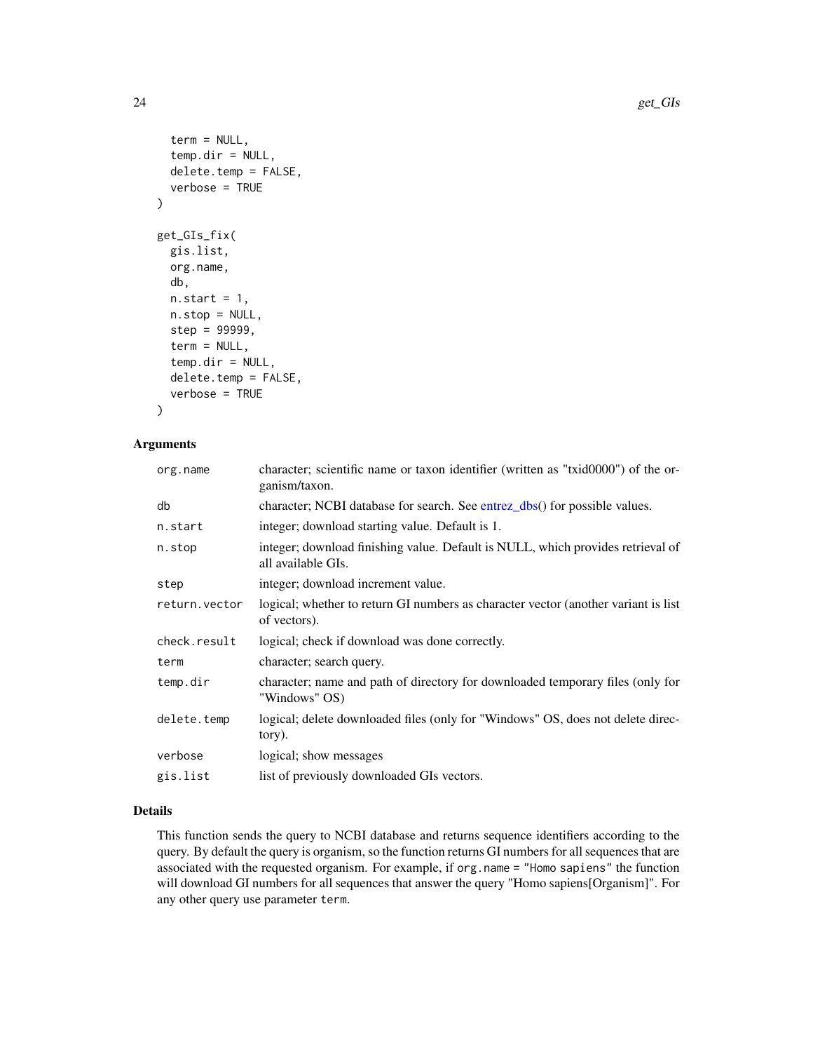```
  term = NULL,
  temp.dir = NULL,
  delete.temp = FALSE,
  verbose = TRUE
)

get_GIs_fix(
  gis.list,
  org.name,
  db,
  n.start = 1,
  n.stop = NULL,
  step = 99999,
  term = NULL,
  temp.dir = NULL,
  delete.temp = FALSE,
  verbose = TRUE
)
```

### Arguments

| | |
|---|---|
| org.name | character; scientific name or taxon identifier (written as "txid0000") of the organism/taxon. |
| db | character; NCBI database for search. See entrez_dbs() for possible values. |
| n.start | integer; download starting value. Default is 1. |
| n.stop | integer; download finishing value. Default is NULL, which provides retrieval of all available GIs. |
| step | integer; download increment value. |
| return.vector | logical; whether to return GI numbers as character vector (another variant is list of vectors). |
| check.result | logical; check if download was done correctly. |
| term | character; search query. |
| temp.dir | character; name and path of directory for downloaded temporary files (only for "Windows" OS) |
| delete.temp | logical; delete downloaded files (only for "Windows" OS, does not delete directory). |
| verbose | logical; show messages |
| gis.list | list of previously downloaded GIs vectors. |

### Details

This function sends the query to NCBI database and returns sequence identifiers according to the query. By default the query is organism, so the function returns GI numbers for all sequences that are associated with the requested organism. For example, if `org.name = "Homo sapiens"` the function will download GI numbers for all sequences that answer the query "Homo sapiens[Organism]". For any other query use parameter `term`.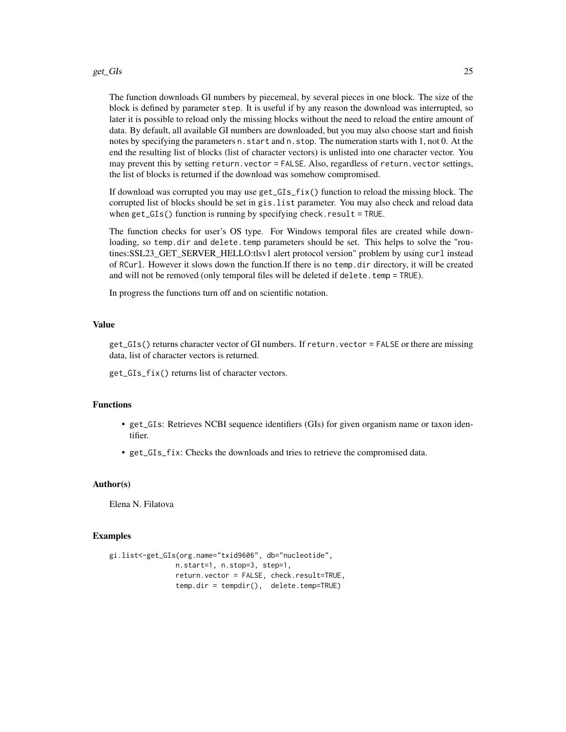The function downloads GI numbers by piecemeal, by several pieces in one block. The size of the block is defined by parameter `step`. It is useful if by any reason the download was interrupted, so later it is possible to reload only the missing blocks without the need to reload the entire amount of data. By default, all available GI numbers are downloaded, but you may also choose start and finish notes by specifying the parameters `n.start` and `n.stop`. The numeration starts with 1, not 0. At the end the resulting list of blocks (list of character vectors) is unlisted into one character vector. You may prevent this by setting `return.vector = FALSE`. Also, regardless of `return.vector` settings, the list of blocks is returned if the download was somehow compromised.

If download was corrupted you may use `get_GIs_fix()` function to reload the missing block. The corrupted list of blocks should be set in `gis.list` parameter. You may also check and reload data when `get_GIs()` function is running by specifying `check.result = TRUE`.

The function checks for user's OS type. For Windows temporal files are created while downloading, so `temp.dir` and `delete.temp` parameters should be set. This helps to solve the "routines:SSL23_GET_SERVER_HELLO:tlsv1 alert protocol version" problem by using `curl` instead of `RCurl`. However it slows down the function.If there is no `temp.dir` directory, it will be created and will not be removed (only temporal files will be deleted if `delete.temp = TRUE`).

In progress the functions turn off and on scientific notation.

## Value

`get_GIs()` returns character vector of GI numbers. If `return.vector = FALSE` or there are missing data, list of character vectors is returned.

`get_GIs_fix()` returns list of character vectors.

## Functions

- `get_GIs`: Retrieves NCBI sequence identifiers (GIs) for given organism name or taxon identifier.
- `get_GIs_fix`: Checks the downloads and tries to retrieve the compromised data.

## Author(s)

Elena N. Filatova

## Examples

```
gi.list<-get_GIs(org.name="txid9606", db="nucleotide",
                n.start=1, n.stop=3, step=1,
                return.vector = FALSE, check.result=TRUE,
                temp.dir = tempdir(),  delete.temp=TRUE)
```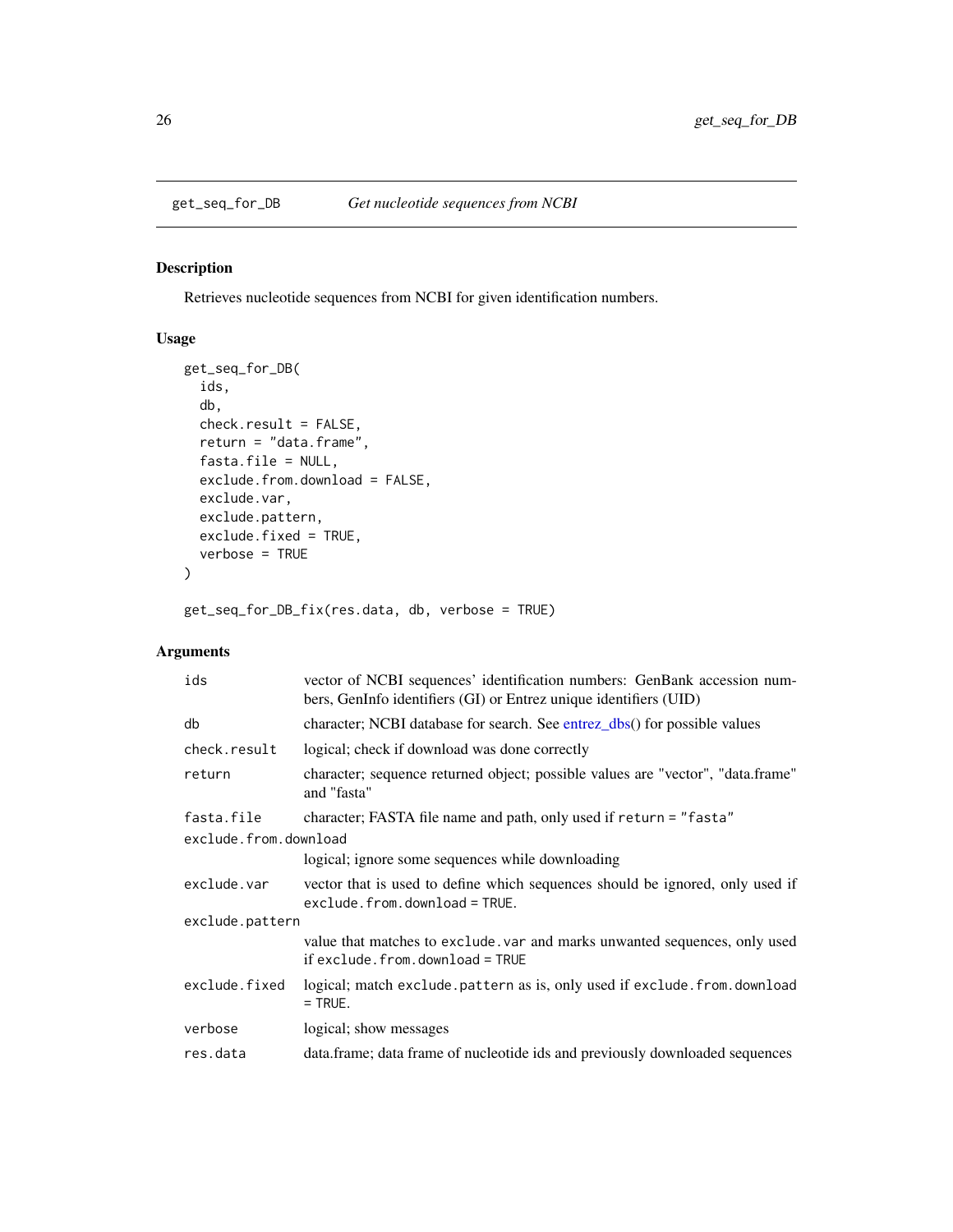## get_seq_for_DB — *Get nucleotide sequences from NCBI*

### Description

Retrieves nucleotide sequences from NCBI for given identification numbers.

### Usage

```
get_seq_for_DB(
  ids,
  db,
  check.result = FALSE,
  return = "data.frame",
  fasta.file = NULL,
  exclude.from.download = FALSE,
  exclude.var,
  exclude.pattern,
  exclude.fixed = TRUE,
  verbose = TRUE
)

get_seq_for_DB_fix(res.data, db, verbose = TRUE)
```

### Arguments

| Argument | Description |
|---|---|
| `ids` | vector of NCBI sequences' identification numbers: GenBank accession numbers, GenInfo identifiers (GI) or Entrez unique identifiers (UID) |
| `db` | character; NCBI database for search. See entrez_dbs() for possible values |
| `check.result` | logical; check if download was done correctly |
| `return` | character; sequence returned object; possible values are "vector", "data.frame" and "fasta" |
| `fasta.file` | character; FASTA file name and path, only used if `return = "fasta"` |
| `exclude.from.download` | logical; ignore some sequences while downloading |
| `exclude.var` | vector that is used to define which sequences should be ignored, only used if `exclude.from.download = TRUE`. |
| `exclude.pattern` | value that matches to `exclude.var` and marks unwanted sequences, only used if `exclude.from.download = TRUE` |
| `exclude.fixed` | logical; match `exclude.pattern` as is, only used if `exclude.from.download = TRUE`. |
| `verbose` | logical; show messages |
| `res.data` | data.frame; data frame of nucleotide ids and previously downloaded sequences |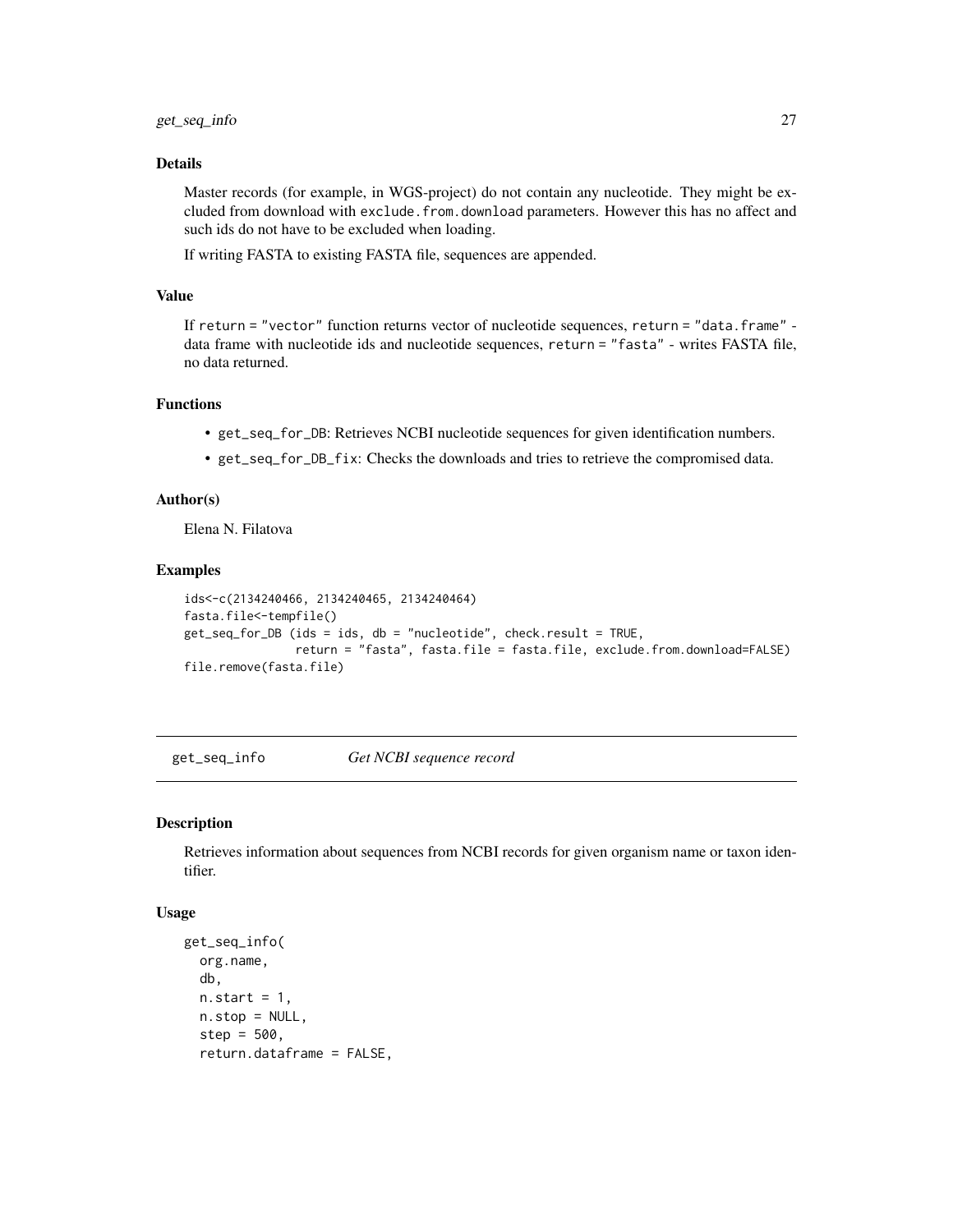### Details

Master records (for example, in WGS-project) do not contain any nucleotide. They might be excluded from download with `exclude.from.download` parameters. However this has no affect and such ids do not have to be excluded when loading.

If writing FASTA to existing FASTA file, sequences are appended.

### Value

If `return = "vector"` function returns vector of nucleotide sequences, `return = "data.frame"` - data frame with nucleotide ids and nucleotide sequences, `return = "fasta"` - writes FASTA file, no data returned.

### Functions

- `get_seq_for_DB`: Retrieves NCBI nucleotide sequences for given identification numbers.
- `get_seq_for_DB_fix`: Checks the downloads and tries to retrieve the compromised data.

### Author(s)

Elena N. Filatova

### Examples

```
ids<-c(2134240466, 2134240465, 2134240464)
fasta.file<-tempfile()
get_seq_for_DB (ids = ids, db = "nucleotide", check.result = TRUE,
                return = "fasta", fasta.file = fasta.file, exclude.from.download=FALSE)
file.remove(fasta.file)
```

---

## get_seq_info *Get NCBI sequence record*

### Description

Retrieves information about sequences from NCBI records for given organism name or taxon identifier.

### Usage

```
get_seq_info(
  org.name,
  db,
  n.start = 1,
  n.stop = NULL,
  step = 500,
  return.dataframe = FALSE,
```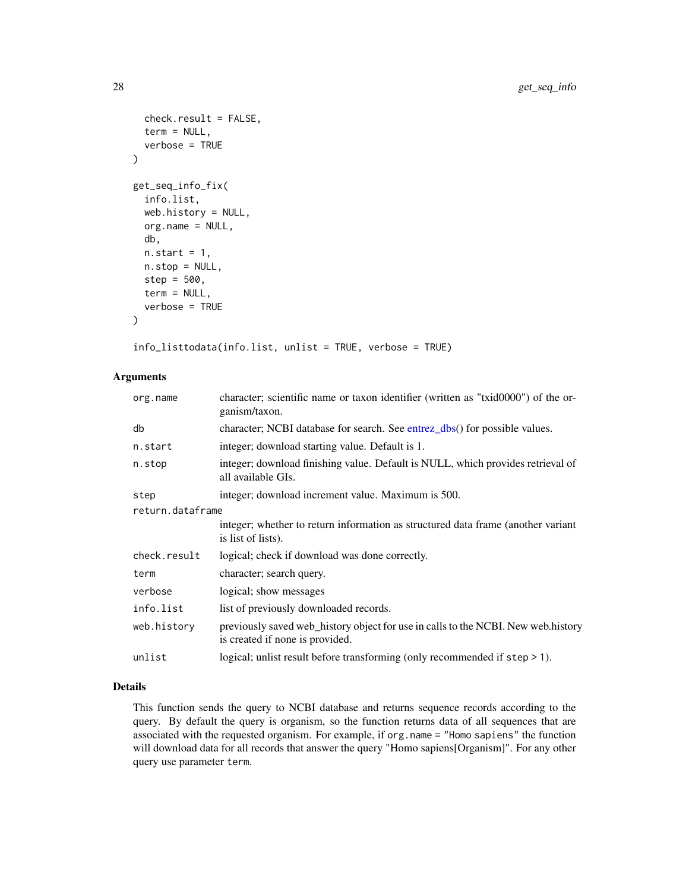```
  check.result = FALSE,
  term = NULL,
  verbose = TRUE
)

get_seq_info_fix(
  info.list,
  web.history = NULL,
  org.name = NULL,
  db,
  n.start = 1,
  n.stop = NULL,
  step = 500,
  term = NULL,
  verbose = TRUE
)

info_listtodata(info.list, unlist = TRUE, verbose = TRUE)
```

## Arguments

| | |
|---|---|
| org.name | character; scientific name or taxon identifier (written as "txid0000") of the organism/taxon. |
| db | character; NCBI database for search. See entrez_dbs() for possible values. |
| n.start | integer; download starting value. Default is 1. |
| n.stop | integer; download finishing value. Default is NULL, which provides retrieval of all available GIs. |
| step | integer; download increment value. Maximum is 500. |
| return.dataframe | integer; whether to return information as structured data frame (another variant is list of lists). |
| check.result | logical; check if download was done correctly. |
| term | character; search query. |
| verbose | logical; show messages |
| info.list | list of previously downloaded records. |
| web.history | previously saved web_history object for use in calls to the NCBI. New web.history is created if none is provided. |
| unlist | logical; unlist result before transforming (only recommended if `step > 1`). |

## Details

This function sends the query to NCBI database and returns sequence records according to the query. By default the query is organism, so the function returns data of all sequences that are associated with the requested organism. For example, if `org.name = "Homo sapiens"` the function will download data for all records that answer the query "Homo sapiens[Organism]". For any other query use parameter `term`.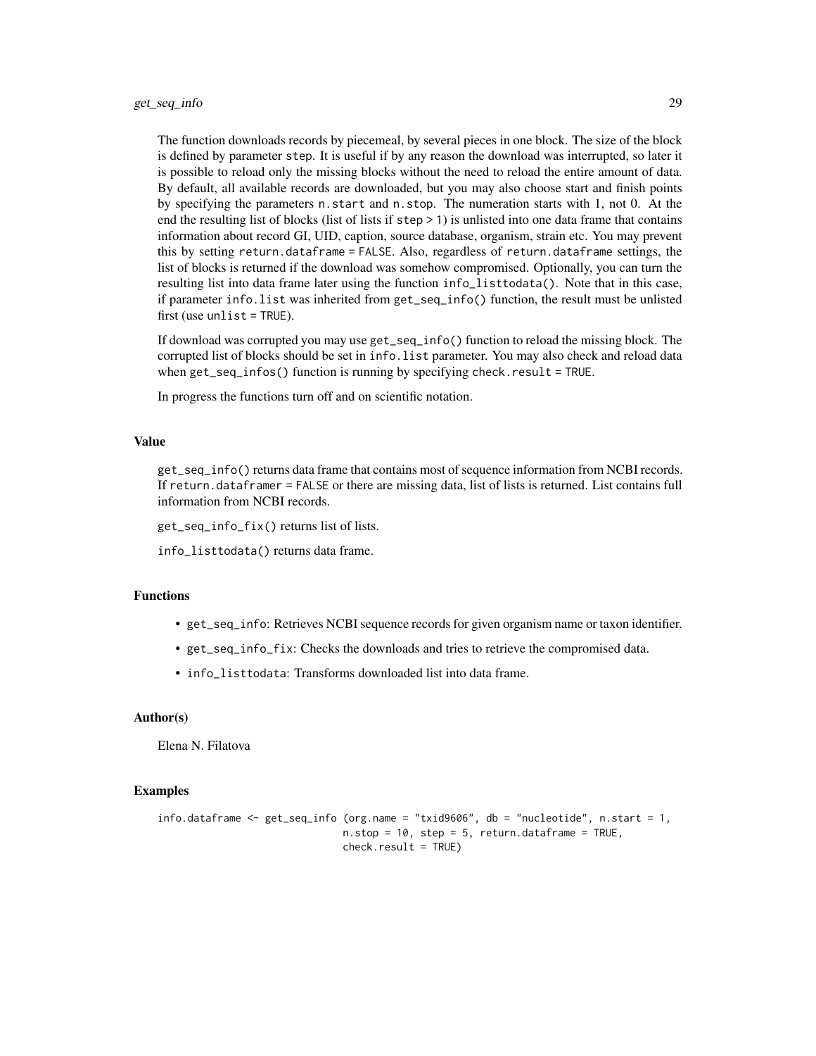The function downloads records by piecemeal, by several pieces in one block. The size of the block is defined by parameter `step`. It is useful if by any reason the download was interrupted, so later it is possible to reload only the missing blocks without the need to reload the entire amount of data. By default, all available records are downloaded, but you may also choose start and finish points by specifying the parameters `n.start` and `n.stop`. The numeration starts with 1, not 0. At the end the resulting list of blocks (list of lists if `step > 1`) is unlisted into one data frame that contains information about record GI, UID, caption, source database, organism, strain etc. You may prevent this by setting `return.dataframe = FALSE`. Also, regardless of `return.dataframe` settings, the list of blocks is returned if the download was somehow compromised. Optionally, you can turn the resulting list into data frame later using the function `info_listtodata()`. Note that in this case, if parameter `info.list` was inherited from `get_seq_info()` function, the result must be unlisted first (use `unlist = TRUE`).

If download was corrupted you may use `get_seq_info()` function to reload the missing block. The corrupted list of blocks should be set in `info.list` parameter. You may also check and reload data when `get_seq_infos()` function is running by specifying `check.result = TRUE`.

In progress the functions turn off and on scientific notation.

### Value

`get_seq_info()` returns data frame that contains most of sequence information from NCBI records. If `return.dataframer = FALSE` or there are missing data, list of lists is returned. List contains full information from NCBI records.

`get_seq_info_fix()` returns list of lists.

`info_listtodata()` returns data frame.

### Functions

- `get_seq_info`: Retrieves NCBI sequence records for given organism name or taxon identifier.
- `get_seq_info_fix`: Checks the downloads and tries to retrieve the compromised data.
- `info_listtodata`: Transforms downloaded list into data frame.

### Author(s)

Elena N. Filatova

### Examples

```
info.dataframe <- get_seq_info (org.name = "txid9606", db = "nucleotide", n.start = 1,
                                n.stop = 10, step = 5, return.dataframe = TRUE,
                                check.result = TRUE)
```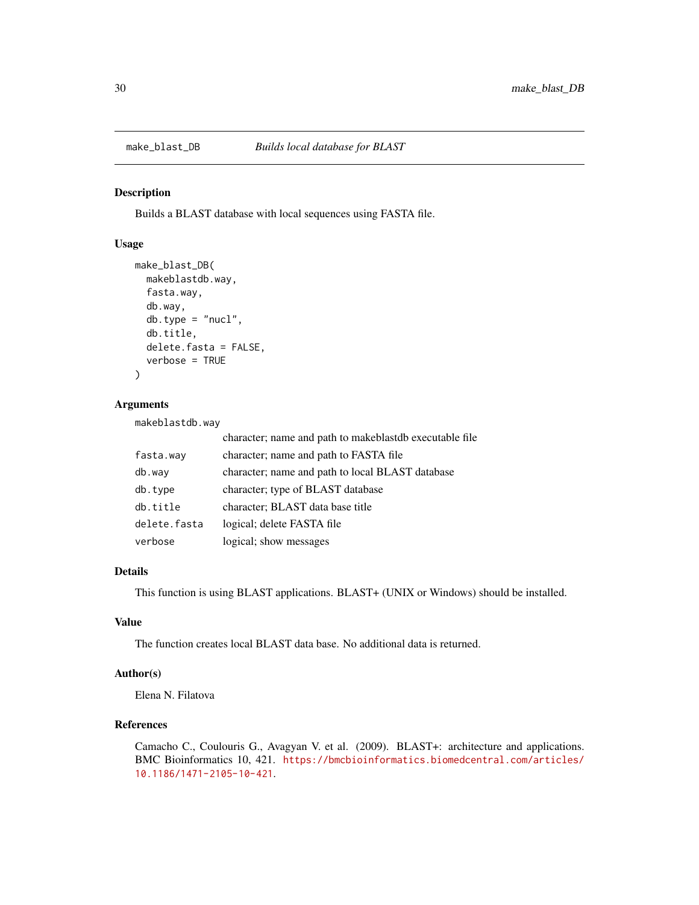## make_blast_DB — *Builds local database for BLAST*

### Description

Builds a BLAST database with local sequences using FASTA file.

### Usage

```
make_blast_DB(
  makeblastdb.way,
  fasta.way,
  db.way,
  db.type = "nucl",
  db.title,
  delete.fasta = FALSE,
  verbose = TRUE
)
```

### Arguments

| | |
|---|---|
| `makeblastdb.way` | character; name and path to makeblastdb executable file |
| `fasta.way` | character; name and path to FASTA file |
| `db.way` | character; name and path to local BLAST database |
| `db.type` | character; type of BLAST database |
| `db.title` | character; BLAST data base title |
| `delete.fasta` | logical; delete FASTA file |
| `verbose` | logical; show messages |

### Details

This function is using BLAST applications. BLAST+ (UNIX or Windows) should be installed.

### Value

The function creates local BLAST data base. No additional data is returned.

### Author(s)

Elena N. Filatova

### References

Camacho C., Coulouris G., Avagyan V. et al. (2009). BLAST+: architecture and applications. BMC Bioinformatics 10, 421. https://bmcbioinformatics.biomedcentral.com/articles/10.1186/1471-2105-10-421.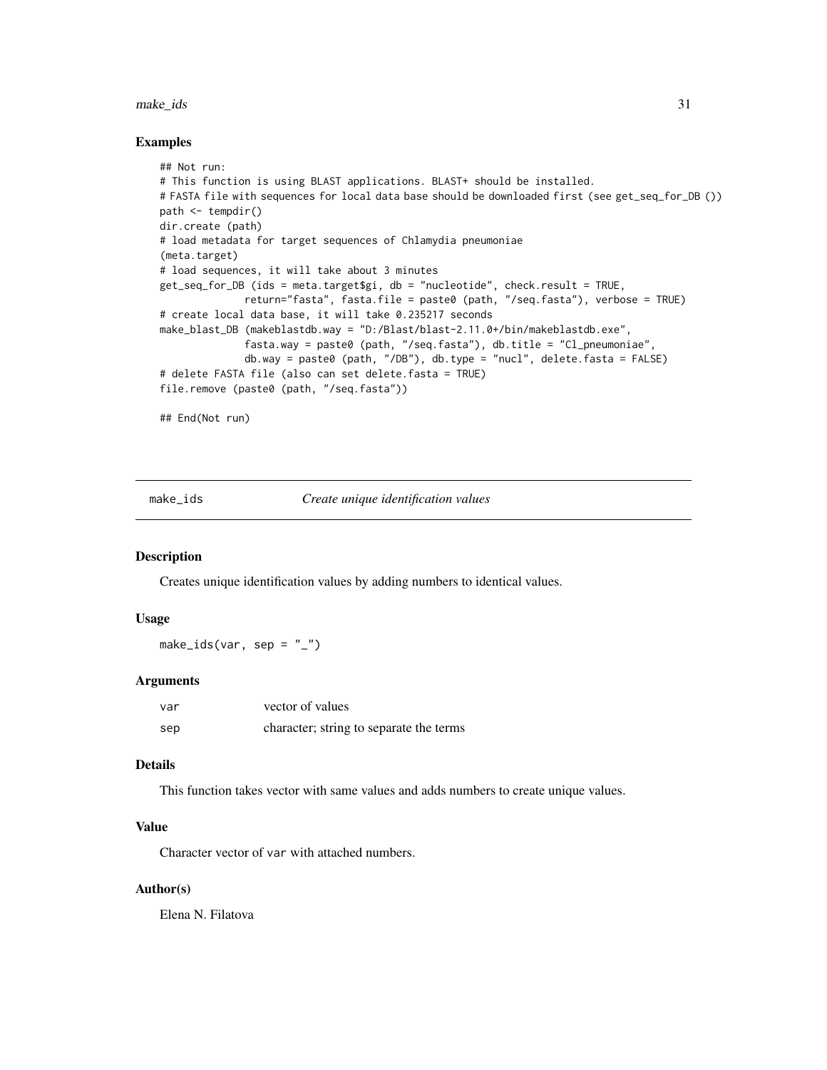### Examples

```
## Not run:
# This function is using BLAST applications. BLAST+ should be installed.
# FASTA file with sequences for local data base should be downloaded first (see get_seq_for_DB ())
path <- tempdir()
dir.create (path)
# load metadata for target sequences of Chlamydia pneumoniae
(meta.target)
# load sequences, it will take about 3 minutes
get_seq_for_DB (ids = meta.target$gi, db = "nucleotide", check.result = TRUE,
              return="fasta", fasta.file = paste0 (path, "/seq.fasta"), verbose = TRUE)
# create local data base, it will take 0.235217 seconds
make_blast_DB (makeblastdb.way = "D:/Blast/blast-2.11.0+/bin/makeblastdb.exe",
              fasta.way = paste0 (path, "/seq.fasta"), db.title = "Cl_pneumoniae",
              db.way = paste0 (path, "/DB"), db.type = "nucl", delete.fasta = FALSE)
# delete FASTA file (also can set delete.fasta = TRUE)
file.remove (paste0 (path, "/seq.fasta"))

## End(Not run)
```

---

## make_ids *Create unique identification values*

### Description

Creates unique identification values by adding numbers to identical values.

### Usage

```
make_ids(var, sep = "_")
```

### Arguments

| | |
|---|---|
| var | vector of values |
| sep | character; string to separate the terms |

### Details

This function takes vector with same values and adds numbers to create unique values.

### Value

Character vector of `var` with attached numbers.

### Author(s)

Elena N. Filatova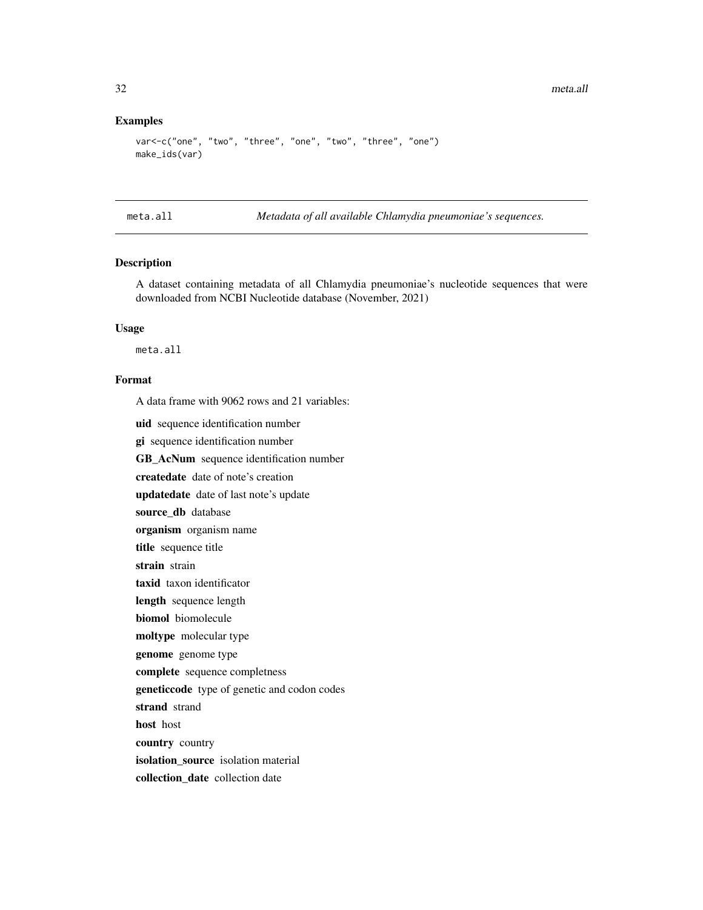### Examples

```
var<-c("one", "two", "three", "one", "two", "three", "one")
make_ids(var)
```

---

## meta.all — *Metadata of all available Chlamydia pneumoniae's sequences.*

---

### Description

A dataset containing metadata of all Chlamydia pneumoniae's nucleotide sequences that were downloaded from NCBI Nucleotide database (November, 2021)

### Usage

```
meta.all
```

### Format

A data frame with 9062 rows and 21 variables:

**uid** sequence identification number

**gi** sequence identification number

**GB_AcNum** sequence identification number

**createdate** date of note's creation

**updatedate** date of last note's update

**source_db** database

**organism** organism name

**title** sequence title

**strain** strain

**taxid** taxon identificator

**length** sequence length

**biomol** biomolecule

**moltype** molecular type

**genome** genome type

**complete** sequence completness

**geneticcode** type of genetic and codon codes

**strand** strand

**host** host

**country** country

**isolation_source** isolation material

**collection_date** collection date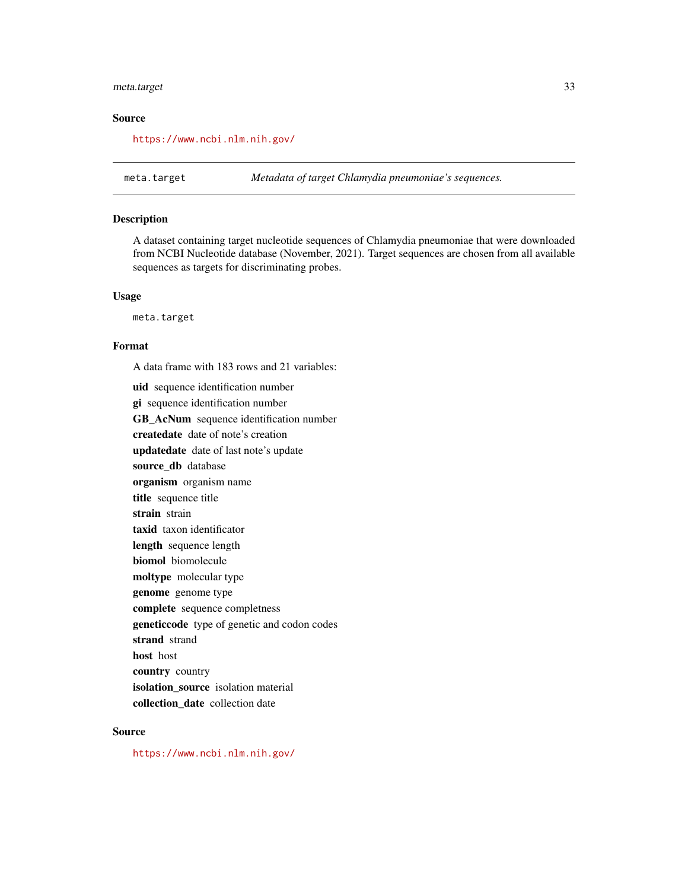## Source

https://www.ncbi.nlm.nih.gov/

---

meta.target *Metadata of target Chlamydia pneumoniae's sequences.*

---

### Description

A dataset containing target nucleotide sequences of Chlamydia pneumoniae that were downloaded from NCBI Nucleotide database (November, 2021). Target sequences are chosen from all available sequences as targets for discriminating probes.

### Usage

```
meta.target
```

### Format

A data frame with 183 rows and 21 variables:

**uid** sequence identification number

**gi** sequence identification number

**GB_AcNum** sequence identification number

**createdate** date of note's creation

**updatedate** date of last note's update

**source_db** database

**organism** organism name

**title** sequence title

**strain** strain

**taxid** taxon identificator

**length** sequence length

**biomol** biomolecule

**moltype** molecular type

**genome** genome type

**complete** sequence completness

**geneticcode** type of genetic and codon codes

**strand** strand

**host** host

**country** country

**isolation_source** isolation material

**collection_date** collection date

### Source

https://www.ncbi.nlm.nih.gov/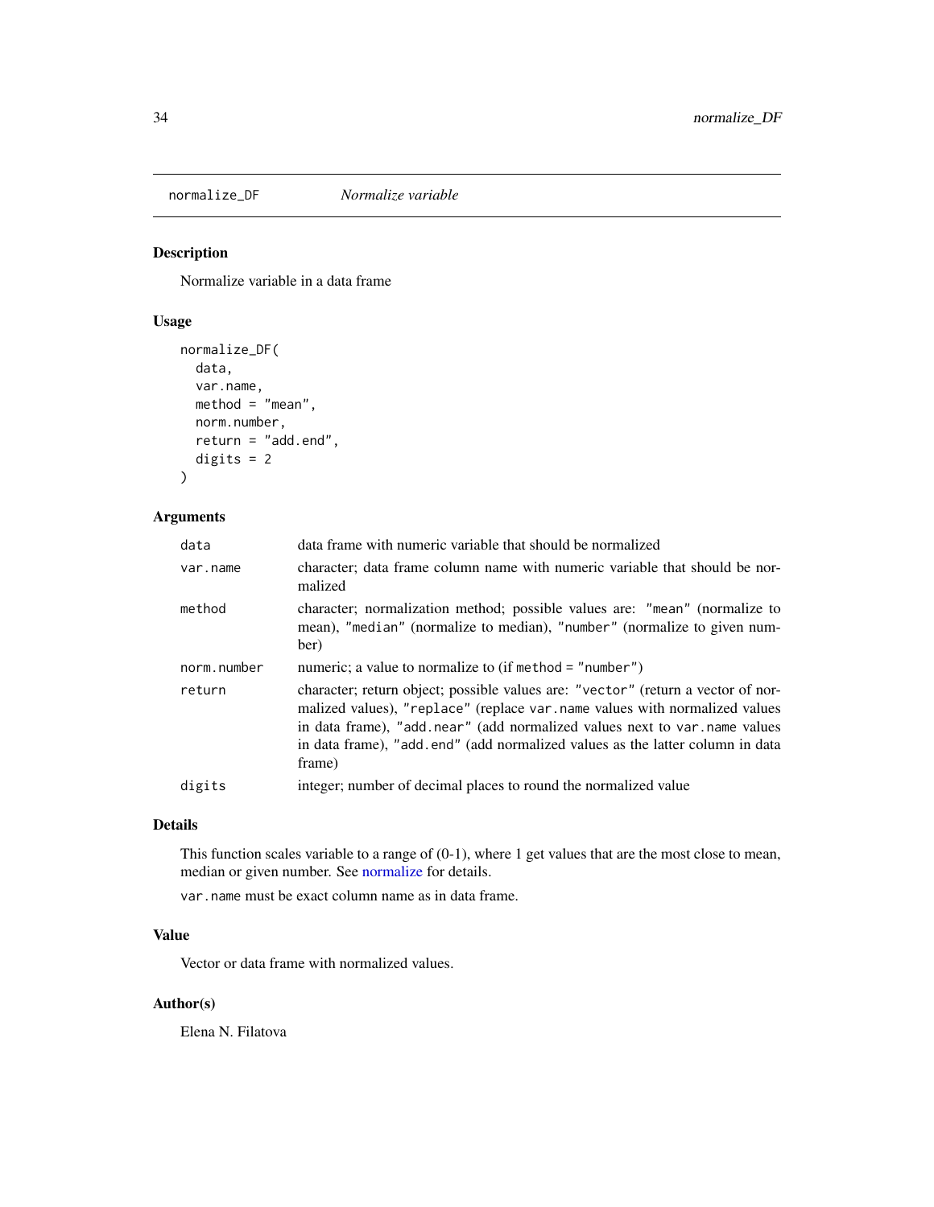# normalize_DF — *Normalize variable*

## Description

Normalize variable in a data frame

## Usage

```
normalize_DF(
  data,
  var.name,
  method = "mean",
  norm.number,
  return = "add.end",
  digits = 2
)
```

## Arguments

| Argument | Description |
|---|---|
| `data` | data frame with numeric variable that should be normalized |
| `var.name` | character; data frame column name with numeric variable that should be normalized |
| `method` | character; normalization method; possible values are: `"mean"` (normalize to mean), `"median"` (normalize to median), `"number"` (normalize to given number) |
| `norm.number` | numeric; a value to normalize to (if `method = "number"`) |
| `return` | character; return object; possible values are: `"vector"` (return a vector of normalized values), `"replace"` (replace `var.name` values with normalized values in data frame), `"add.near"` (add normalized values next to `var.name` values in data frame), `"add.end"` (add normalized values as the latter column in data frame) |
| `digits` | integer; number of decimal places to round the normalized value |

## Details

This function scales variable to a range of (0-1), where 1 get values that are the most close to mean, median or given number. See normalize for details.

`var.name` must be exact column name as in data frame.

## Value

Vector or data frame with normalized values.

## Author(s)

Elena N. Filatova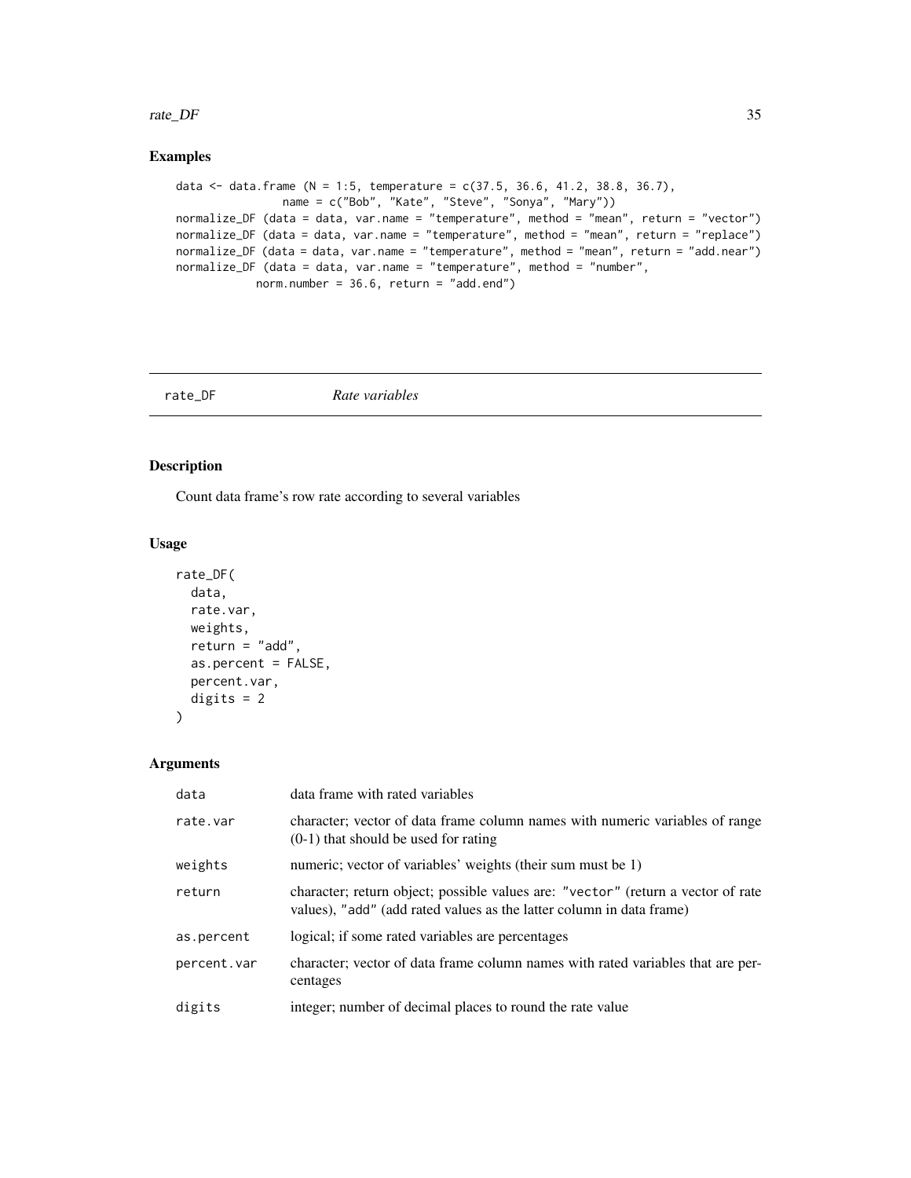## Examples

```
data <- data.frame (N = 1:5, temperature = c(37.5, 36.6, 41.2, 38.8, 36.7),
                name = c("Bob", "Kate", "Steve", "Sonya", "Mary"))
normalize_DF (data = data, var.name = "temperature", method = "mean", return = "vector")
normalize_DF (data = data, var.name = "temperature", method = "mean", return = "replace")
normalize_DF (data = data, var.name = "temperature", method = "mean", return = "add.near")
normalize_DF (data = data, var.name = "temperature", method = "number",
            norm.number = 36.6, return = "add.end")
```

---

# rate_DF *Rate variables*

---

## Description

Count data frame's row rate according to several variables

## Usage

```
rate_DF(
  data,
  rate.var,
  weights,
  return = "add",
  as.percent = FALSE,
  percent.var,
  digits = 2
)
```

## Arguments

| | |
|---|---|
| `data` | data frame with rated variables |
| `rate.var` | character; vector of data frame column names with numeric variables of range (0-1) that should be used for rating |
| `weights` | numeric; vector of variables' weights (their sum must be 1) |
| `return` | character; return object; possible values are: `"vector"` (return a vector of rate values), `"add"` (add rated values as the latter column in data frame) |
| `as.percent` | logical; if some rated variables are percentages |
| `percent.var` | character; vector of data frame column names with rated variables that are percentages |
| `digits` | integer; number of decimal places to round the rate value |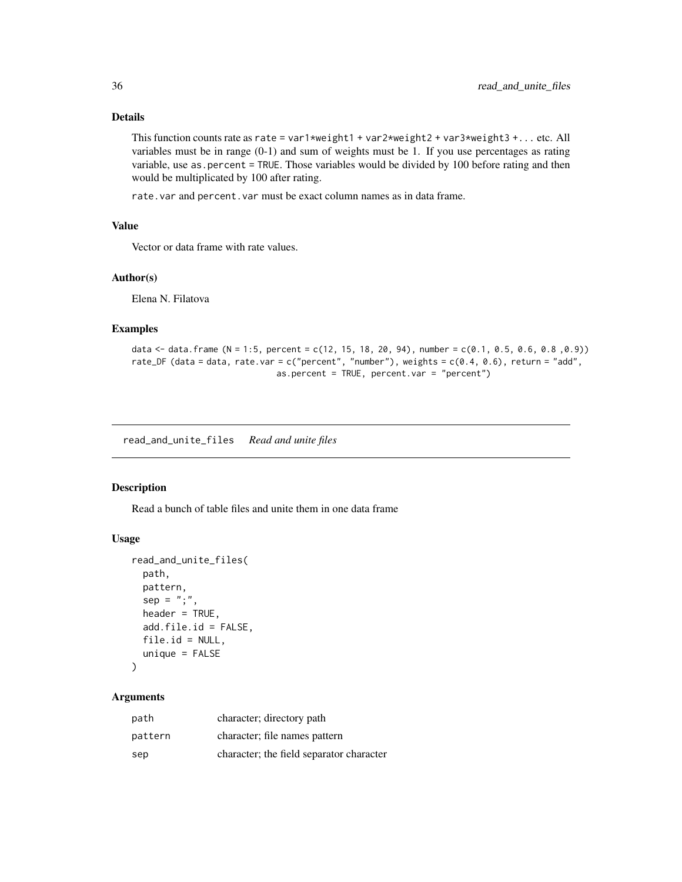### Details

This function counts rate as `rate = var1*weight1 + var2*weight2 + var3*weight3 +...` etc. All variables must be in range (0-1) and sum of weights must be 1. If you use percentages as rating variable, use `as.percent = TRUE`. Those variables would be divided by 100 before rating and then would be multiplicated by 100 after rating.

`rate.var` and `percent.var` must be exact column names as in data frame.

### Value

Vector or data frame with rate values.

### Author(s)

Elena N. Filatova

### Examples

```
data <- data.frame (N = 1:5, percent = c(12, 15, 18, 20, 94), number = c(0.1, 0.5, 0.6, 0.8 ,0.9))
rate_DF (data = data, rate.var = c("percent", "number"), weights = c(0.4, 0.6), return = "add",
                             as.percent = TRUE, percent.var = "percent")
```

---

## read_and_unite_files    *Read and unite files*

---

### Description

Read a bunch of table files and unite them in one data frame

### Usage

```
read_and_unite_files(
  path,
  pattern,
  sep = ";",
  header = TRUE,
  add.file.id = FALSE,
  file.id = NULL,
  unique = FALSE
)
```

### Arguments

| | |
|---|---|
| `path` | character; directory path |
| `pattern` | character; file names pattern |
| `sep` | character; the field separator character |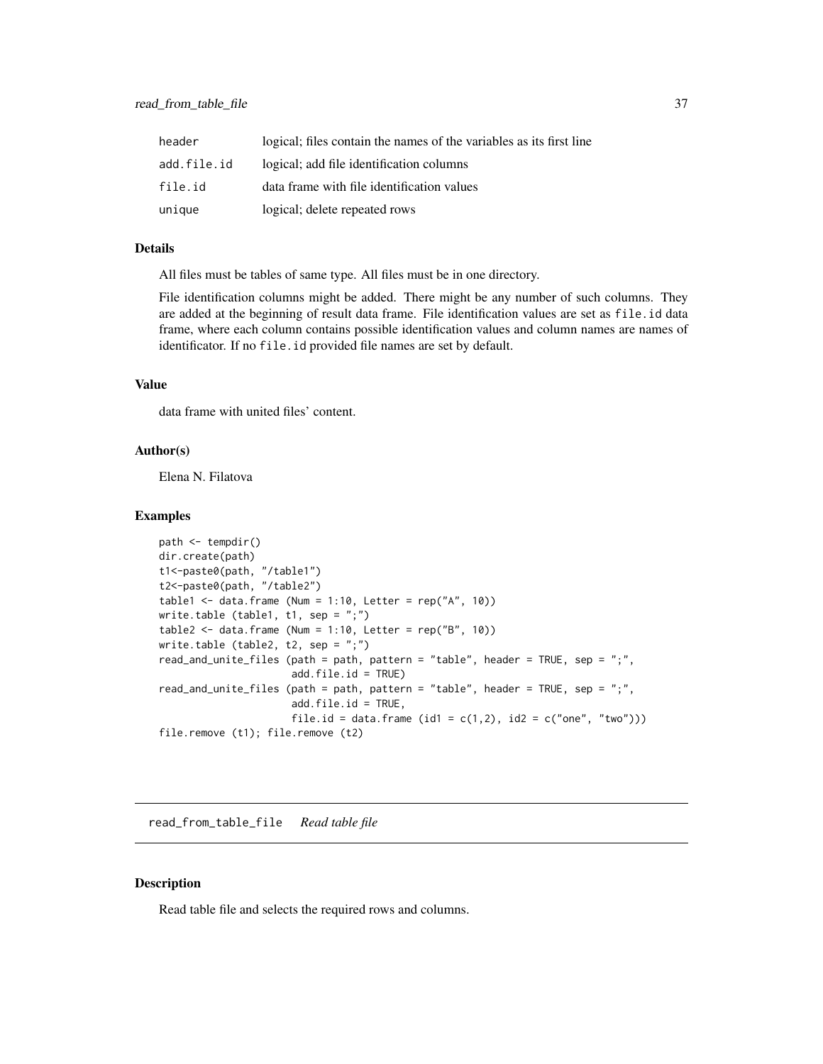| | |
|---|---|
| header | logical; files contain the names of the variables as its first line |
| add.file.id | logical; add file identification columns |
| file.id | data frame with file identification values |
| unique | logical; delete repeated rows |

### Details

All files must be tables of same type. All files must be in one directory.

File identification columns might be added. There might be any number of such columns. They are added at the beginning of result data frame. File identification values are set as `file.id` data frame, where each column contains possible identification values and column names are names of identificator. If no `file.id` provided file names are set by default.

### Value

data frame with united files' content.

### Author(s)

Elena N. Filatova

### Examples

```
path <- tempdir()
dir.create(path)
t1<-paste0(path, "/table1")
t2<-paste0(path, "/table2")
table1 <- data.frame (Num = 1:10, Letter = rep("A", 10))
write.table (table1, t1, sep = ";")
table2 <- data.frame (Num = 1:10, Letter = rep("B", 10))
write.table (table2, t2, sep = ";")
read_and_unite_files (path = path, pattern = "table", header = TRUE, sep = ";",
                      add.file.id = TRUE)
read_and_unite_files (path = path, pattern = "table", header = TRUE, sep = ";",
                      add.file.id = TRUE,
                      file.id = data.frame (id1 = c(1,2), id2 = c("one", "two")))
file.remove (t1); file.remove (t2)
```

---

## read_from_table_file    *Read table file*

### Description

Read table file and selects the required rows and columns.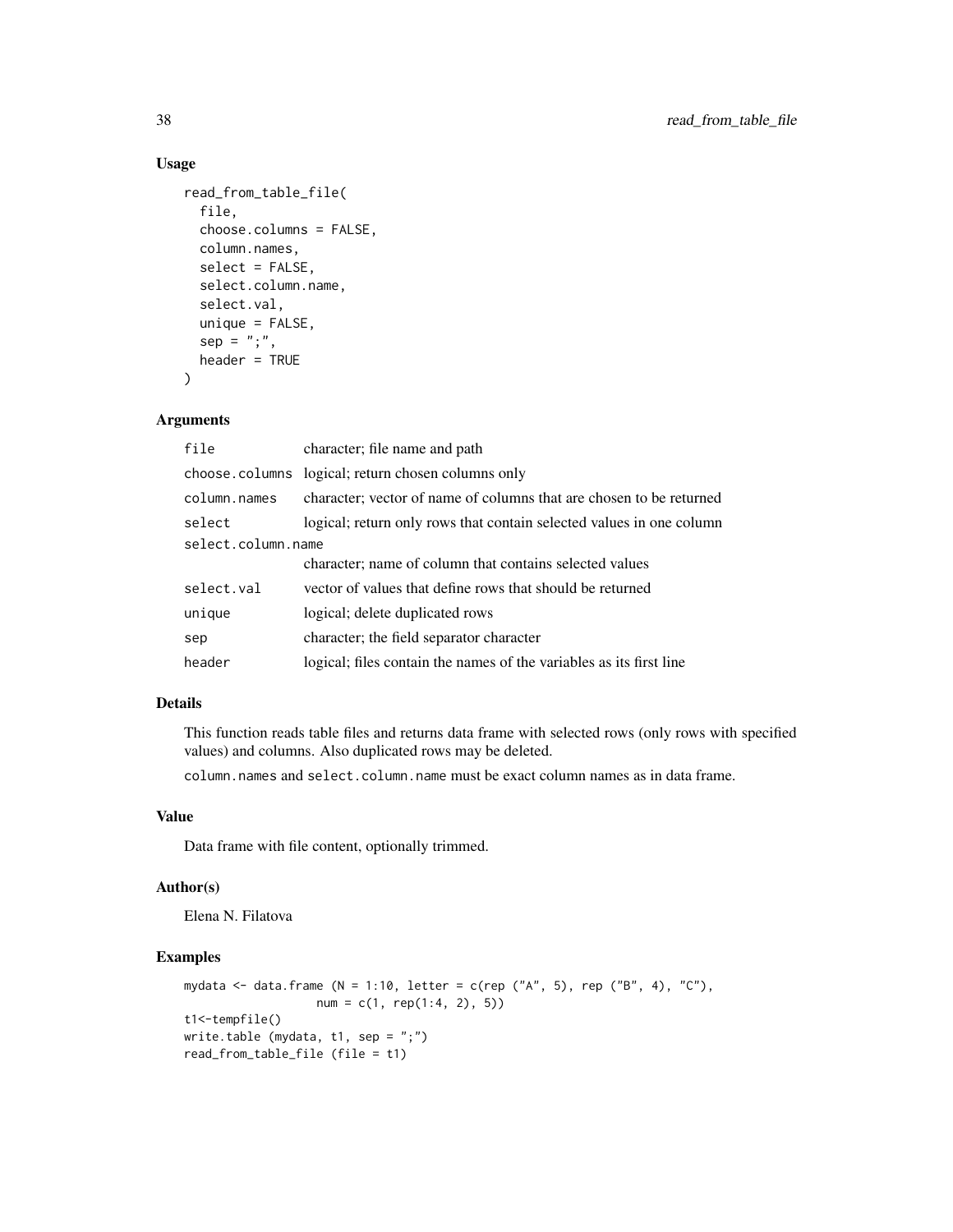### Usage

```
read_from_table_file(
  file,
  choose.columns = FALSE,
  column.names,
  select = FALSE,
  select.column.name,
  select.val,
  unique = FALSE,
  sep = ";",
  header = TRUE
)
```

### Arguments

| | |
|---|---|
| `file` | character; file name and path |
| `choose.columns` | logical; return chosen columns only |
| `column.names` | character; vector of name of columns that are chosen to be returned |
| `select` | logical; return only rows that contain selected values in one column |
| `select.column.name` | character; name of column that contains selected values |
| `select.val` | vector of values that define rows that should be returned |
| `unique` | logical; delete duplicated rows |
| `sep` | character; the field separator character |
| `header` | logical; files contain the names of the variables as its first line |

### Details

This function reads table files and returns data frame with selected rows (only rows with specified values) and columns. Also duplicated rows may be deleted.

`column.names` and `select.column.name` must be exact column names as in data frame.

### Value

Data frame with file content, optionally trimmed.

### Author(s)

Elena N. Filatova

### Examples

```
mydata <- data.frame (N = 1:10, letter = c(rep ("A", 5), rep ("B", 4), "C"),
                  num = c(1, rep(1:4, 2), 5))
t1<-tempfile()
write.table (mydata, t1, sep = ";")
read_from_table_file (file = t1)
```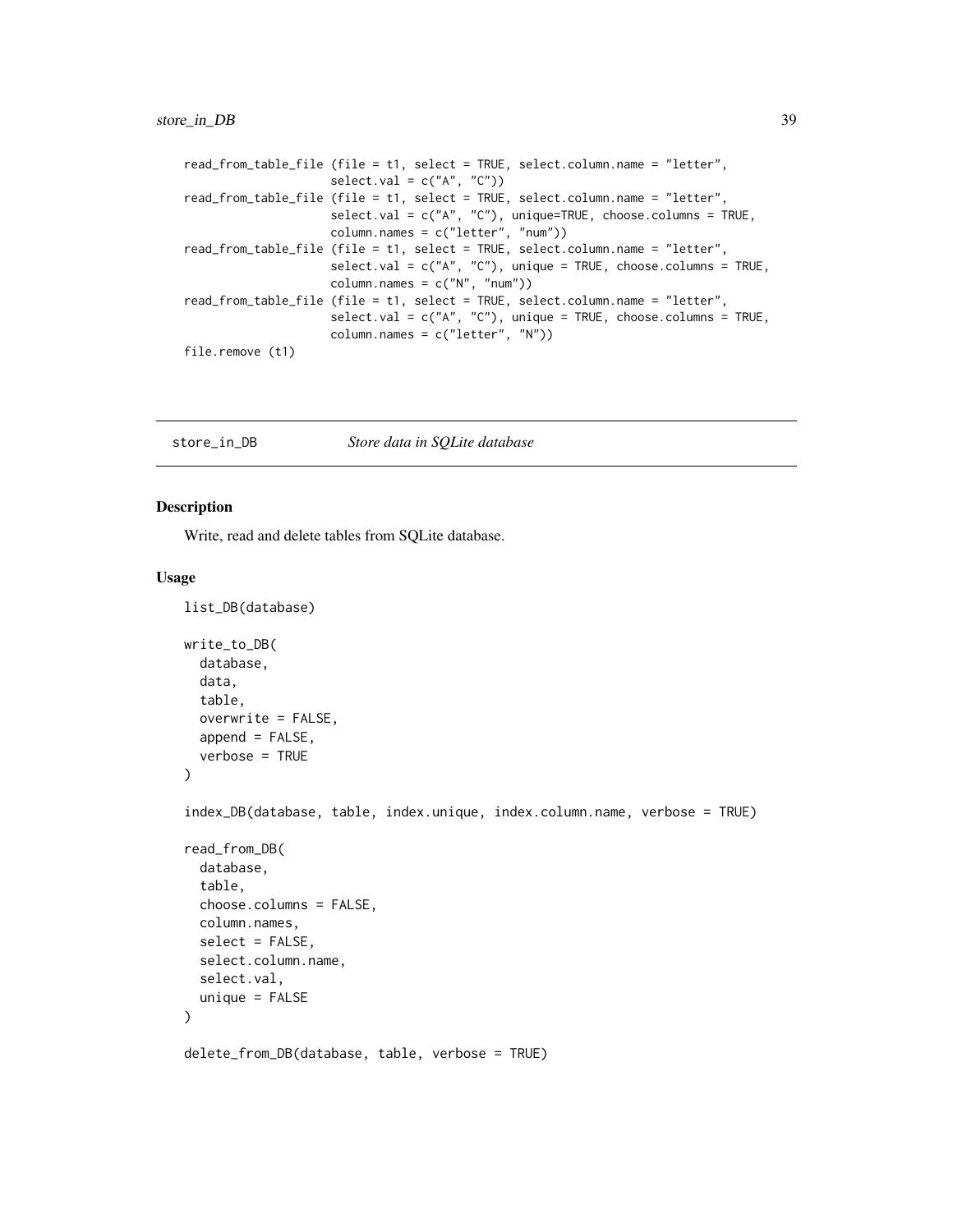```
read_from_table_file (file = t1, select = TRUE, select.column.name = "letter",
                      select.val = c("A", "C"))
read_from_table_file (file = t1, select = TRUE, select.column.name = "letter",
                      select.val = c("A", "C"), unique=TRUE, choose.columns = TRUE,
                      column.names = c("letter", "num"))
read_from_table_file (file = t1, select = TRUE, select.column.name = "letter",
                      select.val = c("A", "C"), unique = TRUE, choose.columns = TRUE,
                      column.names = c("N", "num"))
read_from_table_file (file = t1, select = TRUE, select.column.name = "letter",
                      select.val = c("A", "C"), unique = TRUE, choose.columns = TRUE,
                      column.names = c("letter", "N"))
file.remove (t1)
```

---

`store_in_DB` *Store data in SQLite database*

---

## Description

Write, read and delete tables from SQLite database.

## Usage

```
list_DB(database)

write_to_DB(
  database,
  data,
  table,
  overwrite = FALSE,
  append = FALSE,
  verbose = TRUE
)

index_DB(database, table, index.unique, index.column.name, verbose = TRUE)

read_from_DB(
  database,
  table,
  choose.columns = FALSE,
  column.names,
  select = FALSE,
  select.column.name,
  select.val,
  unique = FALSE
)

delete_from_DB(database, table, verbose = TRUE)
```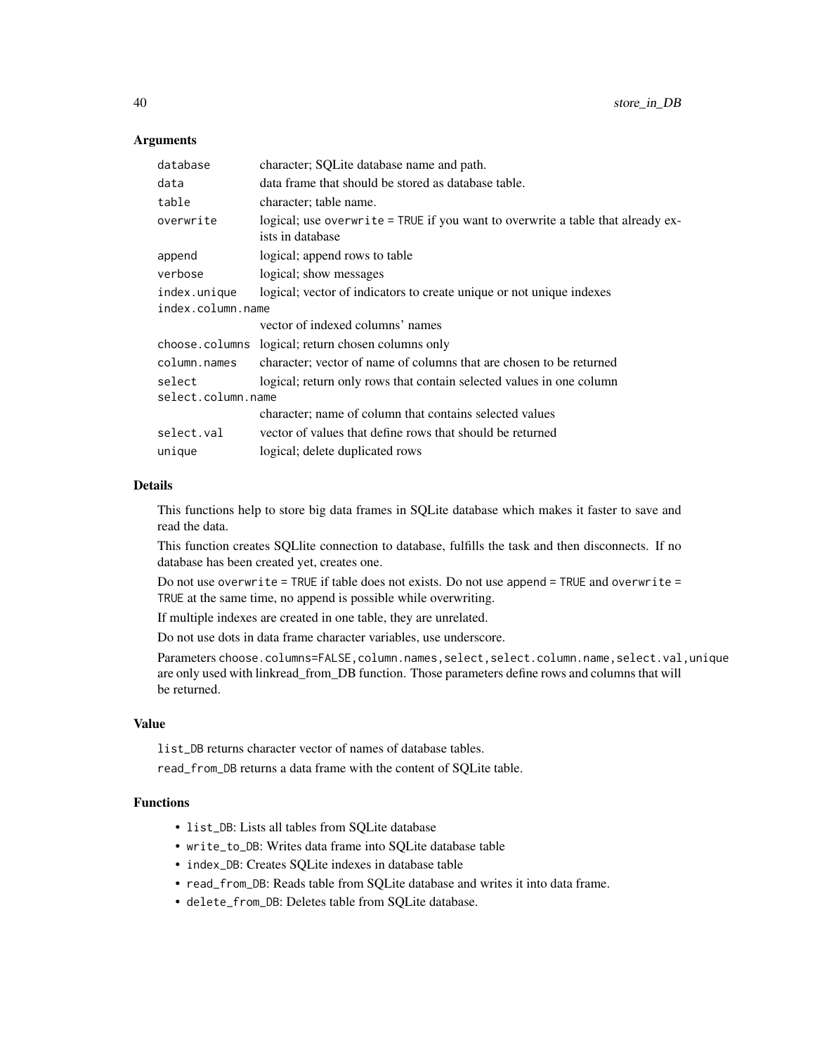## Arguments

| | |
|---|---|
| `database` | character; SQLite database name and path. |
| `data` | data frame that should be stored as database table. |
| `table` | character; table name. |
| `overwrite` | logical; use `overwrite = TRUE` if you want to overwrite a table that already exists in database |
| `append` | logical; append rows to table |
| `verbose` | logical; show messages |
| `index.unique` | logical; vector of indicators to create unique or not unique indexes |
| `index.column.name` | vector of indexed columns' names |
| `choose.columns` | logical; return chosen columns only |
| `column.names` | character; vector of name of columns that are chosen to be returned |
| `select` | logical; return only rows that contain selected values in one column |
| `select.column.name` | character; name of column that contains selected values |
| `select.val` | vector of values that define rows that should be returned |
| `unique` | logical; delete duplicated rows |

## Details

This functions help to store big data frames in SQLite database which makes it faster to save and read the data.

This function creates SQLlite connection to database, fulfills the task and then disconnects. If no database has been created yet, creates one.

Do not use `overwrite = TRUE` if table does not exists. Do not use `append = TRUE` and `overwrite = TRUE` at the same time, no append is possible while overwriting.

If multiple indexes are created in one table, they are unrelated.

Do not use dots in data frame character variables, use underscore.

Parameters `choose.columns=FALSE,column.names,select,select.column.name,select.val,unique` are only used with linkread_from_DB function. Those parameters define rows and columns that will be returned.

## Value

`list_DB` returns character vector of names of database tables.

`read_from_DB` returns a data frame with the content of SQLite table.

## Functions

- `list_DB`: Lists all tables from SQLite database
- `write_to_DB`: Writes data frame into SQLite database table
- `index_DB`: Creates SQLite indexes in database table
- `read_from_DB`: Reads table from SQLite database and writes it into data frame.
- `delete_from_DB`: Deletes table from SQLite database.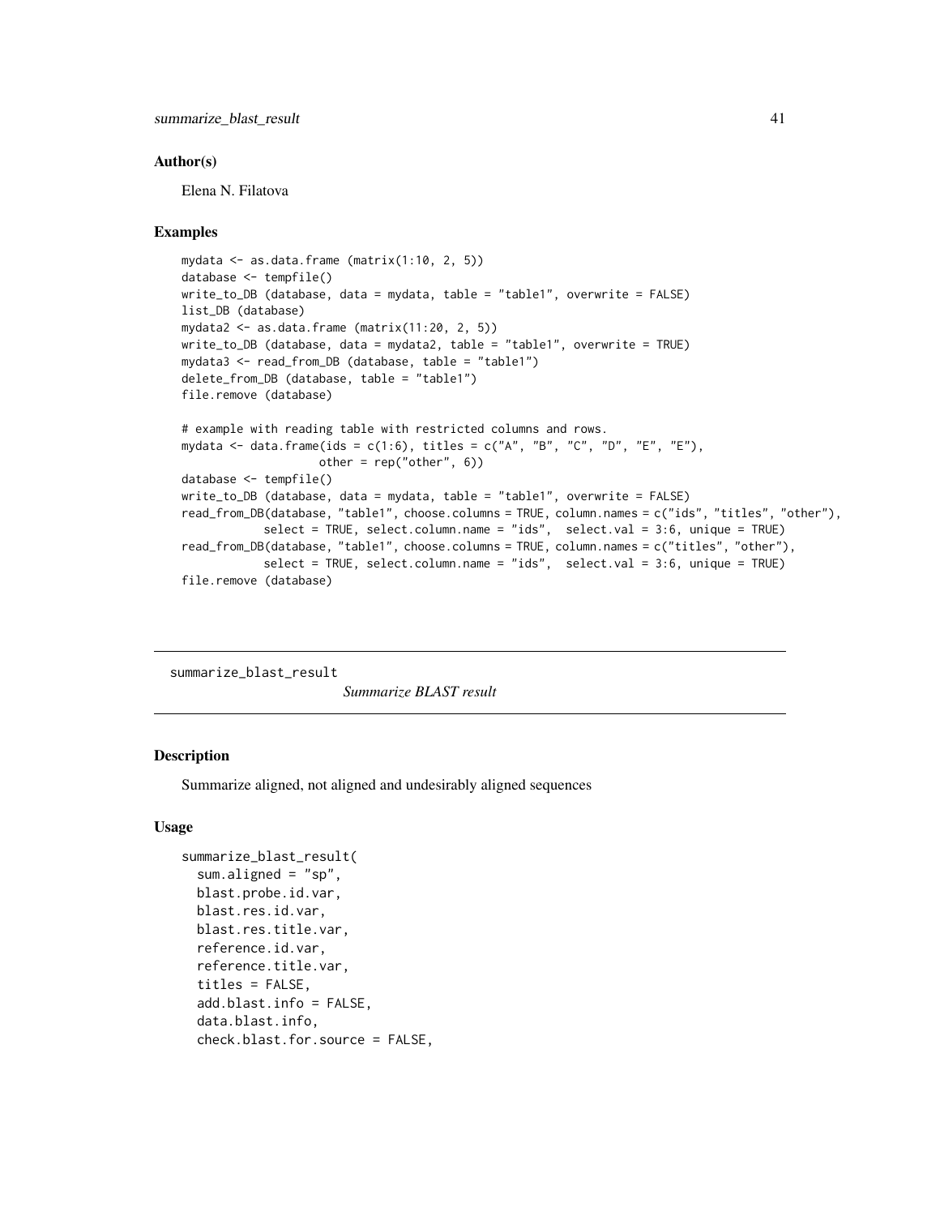### Author(s)

Elena N. Filatova

### Examples

```
mydata <- as.data.frame (matrix(1:10, 2, 5))
database <- tempfile()
write_to_DB (database, data = mydata, table = "table1", overwrite = FALSE)
list_DB (database)
mydata2 <- as.data.frame (matrix(11:20, 2, 5))
write_to_DB (database, data = mydata2, table = "table1", overwrite = TRUE)
mydata3 <- read_from_DB (database, table = "table1")
delete_from_DB (database, table = "table1")
file.remove (database)

# example with reading table with restricted columns and rows.
mydata <- data.frame(ids = c(1:6), titles = c("A", "B", "C", "D", "E", "E"),
                    other = rep("other", 6))
database <- tempfile()
write_to_DB (database, data = mydata, table = "table1", overwrite = FALSE)
read_from_DB(database, "table1", choose.columns = TRUE, column.names = c("ids", "titles", "other"),
            select = TRUE, select.column.name = "ids",  select.val = 3:6, unique = TRUE)
read_from_DB(database, "table1", choose.columns = TRUE, column.names = c("titles", "other"),
            select = TRUE, select.column.name = "ids",  select.val = 3:6, unique = TRUE)
file.remove (database)
```

---

## summarize_blast_result    *Summarize BLAST result*

---

### Description

Summarize aligned, not aligned and undesirably aligned sequences

### Usage

```
summarize_blast_result(
  sum.aligned = "sp",
  blast.probe.id.var,
  blast.res.id.var,
  blast.res.title.var,
  reference.id.var,
  reference.title.var,
  titles = FALSE,
  add.blast.info = FALSE,
  data.blast.info,
  check.blast.for.source = FALSE,
```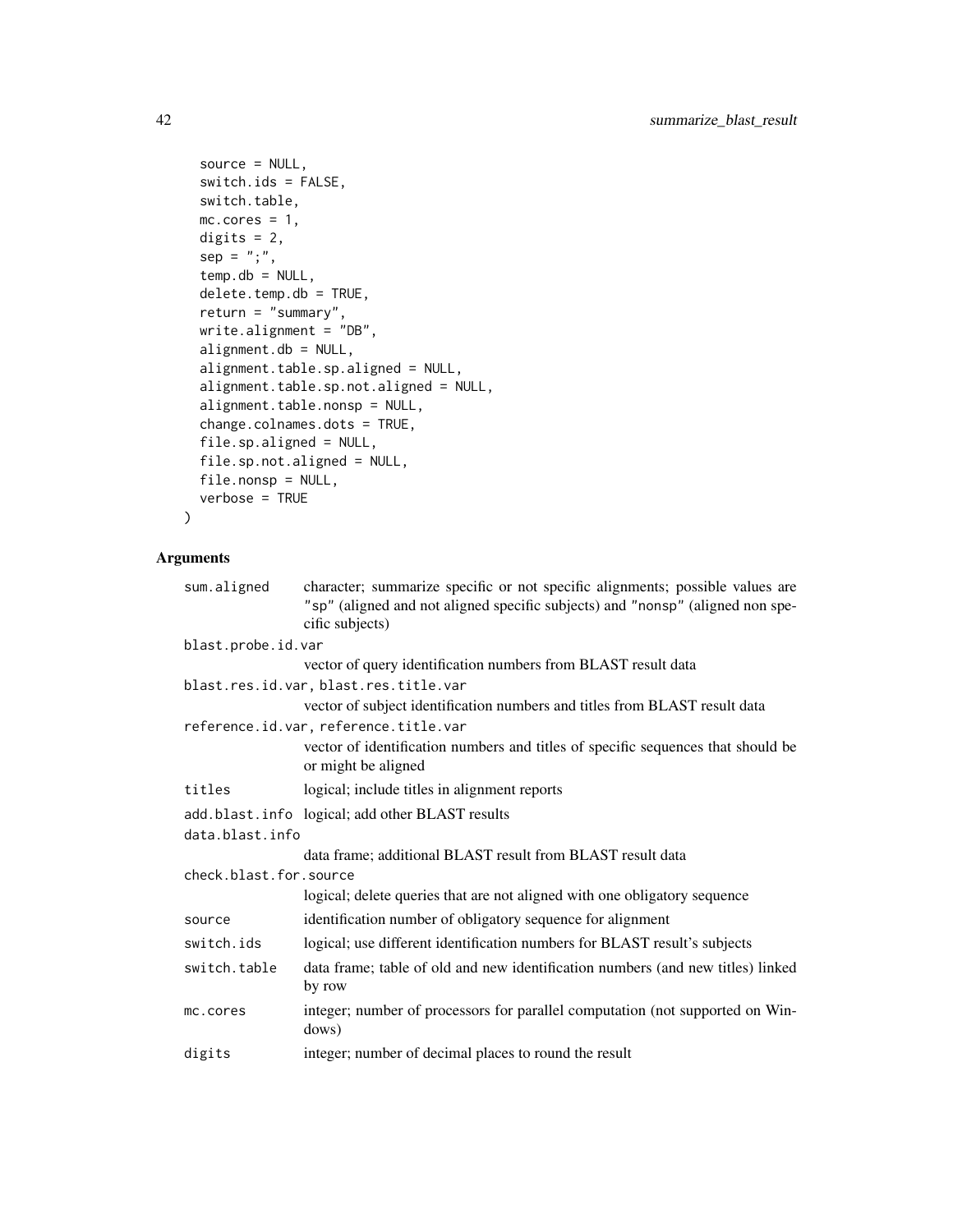```
  source = NULL,
  switch.ids = FALSE,
  switch.table,
  mc.cores = 1,
  digits = 2,
  sep = ";",
  temp.db = NULL,
  delete.temp.db = TRUE,
  return = "summary",
  write.alignment = "DB",
  alignment.db = NULL,
  alignment.table.sp.aligned = NULL,
  alignment.table.sp.not.aligned = NULL,
  alignment.table.nonsp = NULL,
  change.colnames.dots = TRUE,
  file.sp.aligned = NULL,
  file.sp.not.aligned = NULL,
  file.nonsp = NULL,
  verbose = TRUE
)
```

## Arguments

| Argument | Description |
|---|---|
| sum.aligned | character; summarize specific or not specific alignments; possible values are "sp" (aligned and not aligned specific subjects) and "nonsp" (aligned non specific subjects) |
| blast.probe.id.var | vector of query identification numbers from BLAST result data |
| blast.res.id.var, blast.res.title.var | vector of subject identification numbers and titles from BLAST result data |
| reference.id.var, reference.title.var | vector of identification numbers and titles of specific sequences that should be or might be aligned |
| titles | logical; include titles in alignment reports |
| add.blast.info | logical; add other BLAST results |
| data.blast.info | data frame; additional BLAST result from BLAST result data |
| check.blast.for.source | logical; delete queries that are not aligned with one obligatory sequence |
| source | identification number of obligatory sequence for alignment |
| switch.ids | logical; use different identification numbers for BLAST result's subjects |
| switch.table | data frame; table of old and new identification numbers (and new titles) linked by row |
| mc.cores | integer; number of processors for parallel computation (not supported on Windows) |
| digits | integer; number of decimal places to round the result |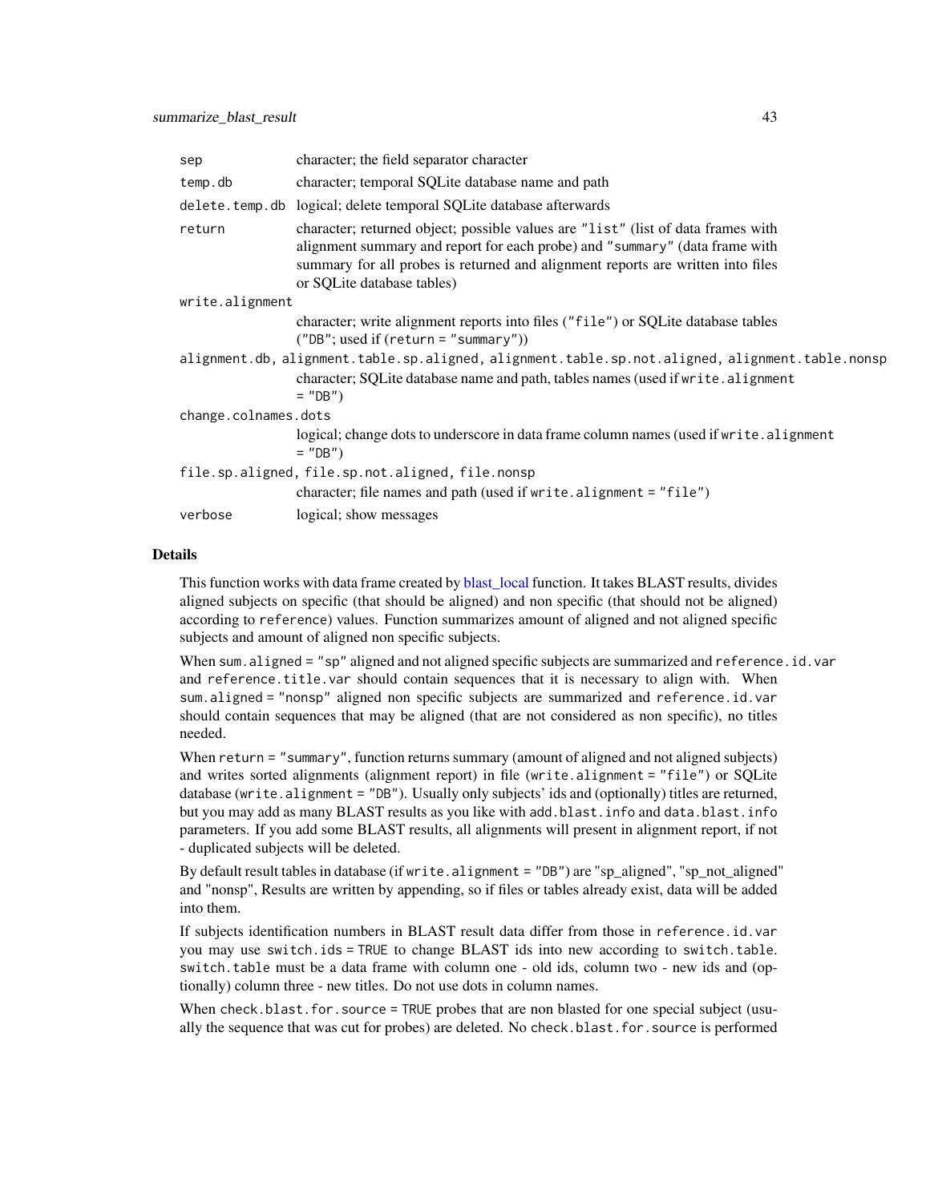| | |
|---|---|
| sep | character; the field separator character |
| temp.db | character; temporal SQLite database name and path |
| delete.temp.db | logical; delete temporal SQLite database afterwards |
| return | character; returned object; possible values are "list" (list of data frames with alignment summary and report for each probe) and "summary" (data frame with summary for all probes is returned and alignment reports are written into files or SQLite database tables) |
| write.alignment | character; write alignment reports into files ("file") or SQLite database tables ("DB"; used if (return = "summary")) |
| alignment.db, alignment.table.sp.aligned, alignment.table.sp.not.aligned, alignment.table.nonsp | character; SQLite database name and path, tables names (used if write.alignment = "DB") |
| change.colnames.dots | logical; change dots to underscore in data frame column names (used if write.alignment = "DB") |
| file.sp.aligned, file.sp.not.aligned, file.nonsp | character; file names and path (used if write.alignment = "file") |
| verbose | logical; show messages |

## Details

This function works with data frame created by blast_local function. It takes BLAST results, divides aligned subjects on specific (that should be aligned) and non specific (that should not be aligned) according to reference) values. Function summarizes amount of aligned and not aligned specific subjects and amount of aligned non specific subjects.

When sum.aligned = "sp" aligned and not aligned specific subjects are summarized and reference.id.var and reference.title.var should contain sequences that it is necessary to align with. When sum.aligned = "nonsp" aligned non specific subjects are summarized and reference.id.var should contain sequences that may be aligned (that are not considered as non specific), no titles needed.

When return = "summary", function returns summary (amount of aligned and not aligned subjects) and writes sorted alignments (alignment report) in file (write.alignment = "file") or SQLite database (write.alignment = "DB"). Usually only subjects' ids and (optionally) titles are returned, but you may add as many BLAST results as you like with add.blast.info and data.blast.info parameters. If you add some BLAST results, all alignments will present in alignment report, if not - duplicated subjects will be deleted.

By default result tables in database (if write.alignment = "DB") are "sp_aligned", "sp_not_aligned" and "nonsp", Results are written by appending, so if files or tables already exist, data will be added into them.

If subjects identification numbers in BLAST result data differ from those in reference.id.var you may use switch.ids = TRUE to change BLAST ids into new according to switch.table. switch.table must be a data frame with column one - old ids, column two - new ids and (optionally) column three - new titles. Do not use dots in column names.

When check.blast.for.source = TRUE probes that are non blasted for one special subject (usually the sequence that was cut for probes) are deleted. No check.blast.for.source is performed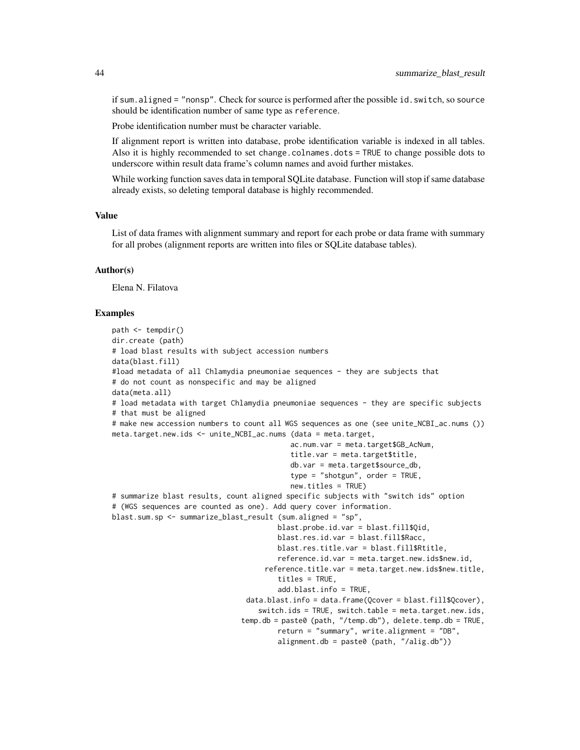if `sum.aligned = "nonsp"`. Check for source is performed after the possible `id.switch`, so `source` should be identification number of same type as `reference`.

Probe identification number must be character variable.

If alignment report is written into database, probe identification variable is indexed in all tables. Also it is highly recommended to set `change.colnames.dots = TRUE` to change possible dots to underscore within result data frame's column names and avoid further mistakes.

While working function saves data in temporal SQLite database. Function will stop if same database already exists, so deleting temporal database is highly recommended.

## Value

List of data frames with alignment summary and report for each probe or data frame with summary for all probes (alignment reports are written into files or SQLite database tables).

## Author(s)

Elena N. Filatova

## Examples

```
path <- tempdir()
dir.create (path)
# load blast results with subject accession numbers
data(blast.fill)
#load metadata of all Chlamydia pneumoniae sequences - they are subjects that
# do not count as nonspecific and may be aligned
data(meta.all)
# load metadata with target Chlamydia pneumoniae sequences - they are specific subjects
# that must be aligned
# make new accession numbers to count all WGS sequences as one (see unite_NCBI_ac.nums ())
meta.target.new.ids <- unite_NCBI_ac.nums (data = meta.target,
                                          ac.num.var = meta.target$GB_AcNum,
                                          title.var = meta.target$title,
                                          db.var = meta.target$source_db,
                                          type = "shotgun", order = TRUE,
                                          new.titles = TRUE)
# summarize blast results, count aligned specific subjects with "switch ids" option
# (WGS sequences are counted as one). Add query cover information.
blast.sum.sp <- summarize_blast_result (sum.aligned = "sp",
                                       blast.probe.id.var = blast.fill$Qid,
                                       blast.res.id.var = blast.fill$Racc,
                                       blast.res.title.var = blast.fill$Rtitle,
                                       reference.id.var = meta.target.new.ids$new.id,
                                    reference.title.var = meta.target.new.ids$new.title,
                                       titles = TRUE,
                                       add.blast.info = TRUE,
                               data.blast.info = data.frame(Qcover = blast.fill$Qcover),
                                  switch.ids = TRUE, switch.table = meta.target.new.ids,
                              temp.db = paste0 (path, "/temp.db"), delete.temp.db = TRUE,
                                       return = "summary", write.alignment = "DB",
                                       alignment.db = paste0 (path, "/alig.db"))
```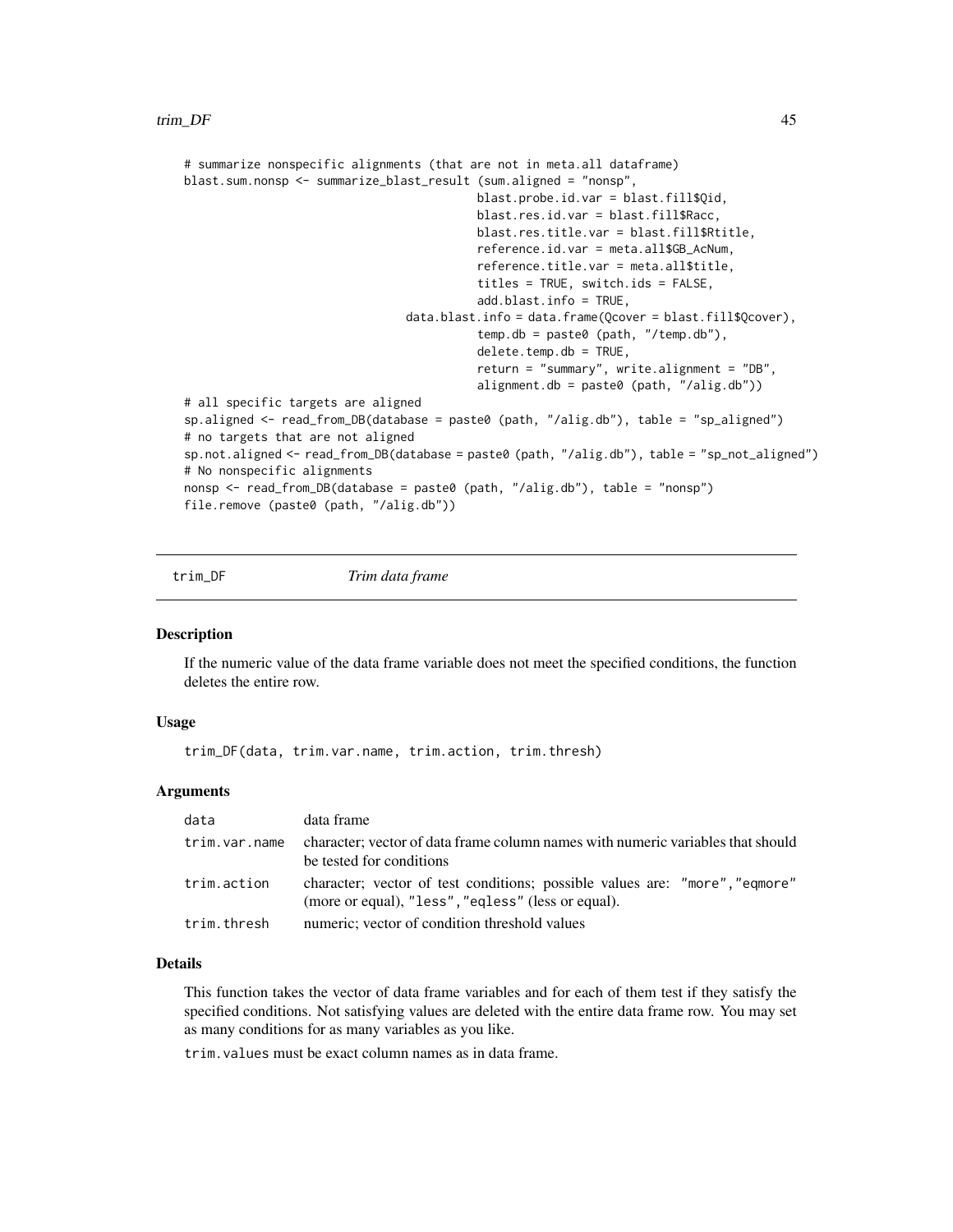```
# summarize nonspecific alignments (that are not in meta.all dataframe)
blast.sum.nonsp <- summarize_blast_result (sum.aligned = "nonsp",
                                           blast.probe.id.var = blast.fill$Qid,
                                           blast.res.id.var = blast.fill$Racc,
                                           blast.res.title.var = blast.fill$Rtitle,
                                           reference.id.var = meta.all$GB_AcNum,
                                           reference.title.var = meta.all$title,
                                           titles = TRUE, switch.ids = FALSE,
                                           add.blast.info = TRUE,
                                 data.blast.info = data.frame(Qcover = blast.fill$Qcover),
                                           temp.db = paste0 (path, "/temp.db"),
                                           delete.temp.db = TRUE,
                                           return = "summary", write.alignment = "DB",
                                           alignment.db = paste0 (path, "/alig.db"))
# all specific targets are aligned
sp.aligned <- read_from_DB(database = paste0 (path, "/alig.db"), table = "sp_aligned")
# no targets that are not aligned
sp.not.aligned <- read_from_DB(database = paste0 (path, "/alig.db"), table = "sp_not_aligned")
# No nonspecific alignments
nonsp <- read_from_DB(database = paste0 (path, "/alig.db"), table = "nonsp")
file.remove (paste0 (path, "/alig.db"))
```

---

## trim_DF *Trim data frame*

### Description

If the numeric value of the data frame variable does not meet the specified conditions, the function deletes the entire row.

### Usage

```
trim_DF(data, trim.var.name, trim.action, trim.thresh)
```

### Arguments

| | |
|---|---|
| `data` | data frame |
| `trim.var.name` | character; vector of data frame column names with numeric variables that should be tested for conditions |
| `trim.action` | character; vector of test conditions; possible values are: `"more"`, `"eqmore"` (more or equal), `"less"`, `"eqless"` (less or equal). |
| `trim.thresh` | numeric; vector of condition threshold values |

### Details

This function takes the vector of data frame variables and for each of them test if they satisfy the specified conditions. Not satisfying values are deleted with the entire data frame row. You may set as many conditions for as many variables as you like.

`trim.values` must be exact column names as in data frame.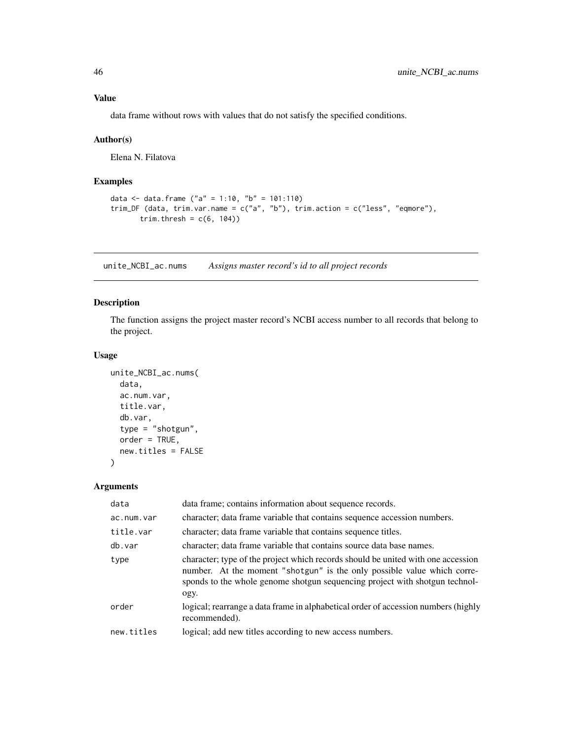### Value

data frame without rows with values that do not satisfy the specified conditions.

### Author(s)

Elena N. Filatova

### Examples

```
data <- data.frame ("a" = 1:10, "b" = 101:110)
trim_DF (data, trim.var.name = c("a", "b"), trim.action = c("less", "eqmore"),
       trim.thresh = c(6, 104))
```

---

## unite_NCBI_ac.nums *Assigns master record's id to all project records*

---

### Description

The function assigns the project master record's NCBI access number to all records that belong to the project.

### Usage

```
unite_NCBI_ac.nums(
  data,
  ac.num.var,
  title.var,
  db.var,
  type = "shotgun",
  order = TRUE,
  new.titles = FALSE
)
```

### Arguments

| | |
|---|---|
| data | data frame; contains information about sequence records. |
| ac.num.var | character; data frame variable that contains sequence accession numbers. |
| title.var | character; data frame variable that contains sequence titles. |
| db.var | character; data frame variable that contains source data base names. |
| type | character; type of the project which records should be united with one accession number. At the moment "shotgun" is the only possible value which corresponds to the whole genome shotgun sequencing project with shotgun technology. |
| order | logical; rearrange a data frame in alphabetical order of accession numbers (highly recommended). |
| new.titles | logical; add new titles according to new access numbers. |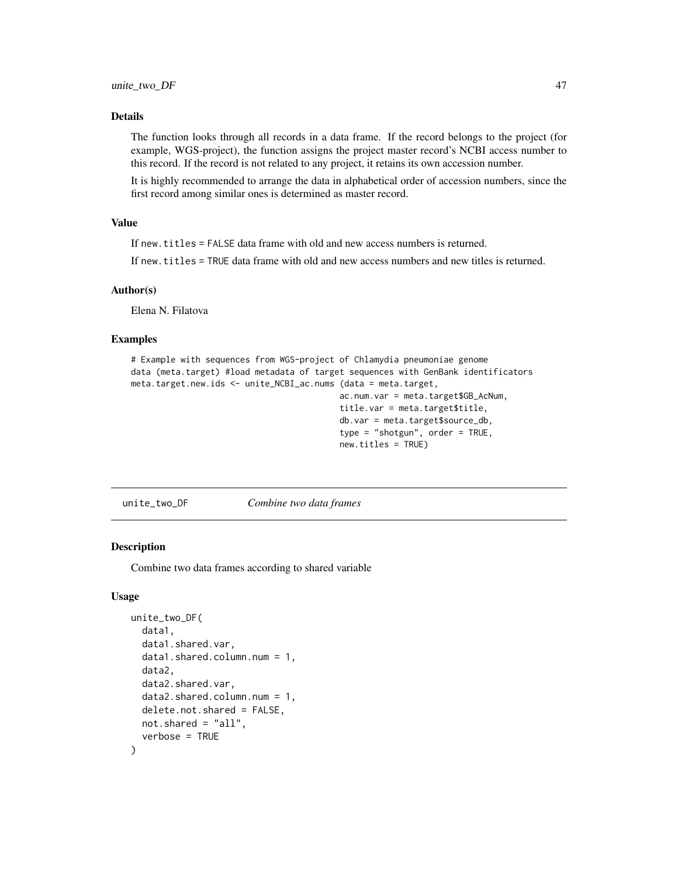### Details

The function looks through all records in a data frame. If the record belongs to the project (for example, WGS-project), the function assigns the project master record's NCBI access number to this record. If the record is not related to any project, it retains its own accession number.

It is highly recommended to arrange the data in alphabetical order of accession numbers, since the first record among similar ones is determined as master record.

### Value

If `new.titles = FALSE` data frame with old and new access numbers is returned.

If `new.titles = TRUE` data frame with old and new access numbers and new titles is returned.

### Author(s)

Elena N. Filatova

### Examples

```
# Example with sequences from WGS-project of Chlamydia pneumoniae genome
data (meta.target) #load metadata of target sequences with GenBank identificators
meta.target.new.ids <- unite_NCBI_ac.nums (data = meta.target,
                                           ac.num.var = meta.target$GB_AcNum,
                                           title.var = meta.target$title,
                                           db.var = meta.target$source_db,
                                           type = "shotgun", order = TRUE,
                                           new.titles = TRUE)
```

---

## unite_two_DF    *Combine two data frames*

### Description

Combine two data frames according to shared variable

### Usage

```
unite_two_DF(
  data1,
  data1.shared.var,
  data1.shared.column.num = 1,
  data2,
  data2.shared.var,
  data2.shared.column.num = 1,
  delete.not.shared = FALSE,
  not.shared = "all",
  verbose = TRUE
)
```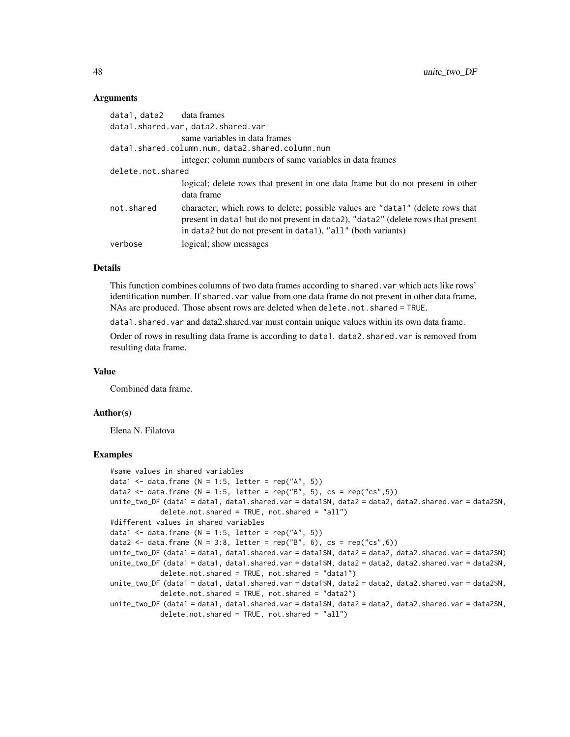## Arguments

| | |
|---|---|
| data1, data2 | data frames |
| data1.shared.var, data2.shared.var | same variables in data frames |
| data1.shared.column.num, data2.shared.column.num | integer; column numbers of same variables in data frames |
| delete.not.shared | logical; delete rows that present in one data frame but do not present in other data frame |
| not.shared | character; which rows to delete; possible values are "data1" (delete rows that present in data1 but do not present in data2), "data2" (delete rows that present in data2 but do not present in data1), "all" (both variants) |
| verbose | logical; show messages |

## Details

This function combines columns of two data frames according to shared.var which acts like rows' identification number. If shared.var value from one data frame do not present in other data frame, NAs are produced. Those absent rows are deleted when delete.not.shared = TRUE.

data1.shared.var and data2.shared.var must contain unique values within its own data frame.

Order of rows in resulting data frame is according to data1. data2.shared.var is removed from resulting data frame.

## Value

Combined data frame.

## Author(s)

Elena N. Filatova

## Examples

```
#same values in shared variables
data1 <- data.frame (N = 1:5, letter = rep("A", 5))
data2 <- data.frame (N = 1:5, letter = rep("B", 5), cs = rep("cs",5))
unite_two_DF (data1 = data1, data1.shared.var = data1$N, data2 = data2, data2.shared.var = data2$N,
           delete.not.shared = TRUE, not.shared = "all")
#different values in shared variables
data1 <- data.frame (N = 1:5, letter = rep("A", 5))
data2 <- data.frame (N = 3:8, letter = rep("B", 6), cs = rep("cs",6))
unite_two_DF (data1 = data1, data1.shared.var = data1$N, data2 = data2, data2.shared.var = data2$N)
unite_two_DF (data1 = data1, data1.shared.var = data1$N, data2 = data2, data2.shared.var = data2$N,
           delete.not.shared = TRUE, not.shared = "data1")
unite_two_DF (data1 = data1, data1.shared.var = data1$N, data2 = data2, data2.shared.var = data2$N,
           delete.not.shared = TRUE, not.shared = "data2")
unite_two_DF (data1 = data1, data1.shared.var = data1$N, data2 = data2, data2.shared.var = data2$N,
           delete.not.shared = TRUE, not.shared = "all")
```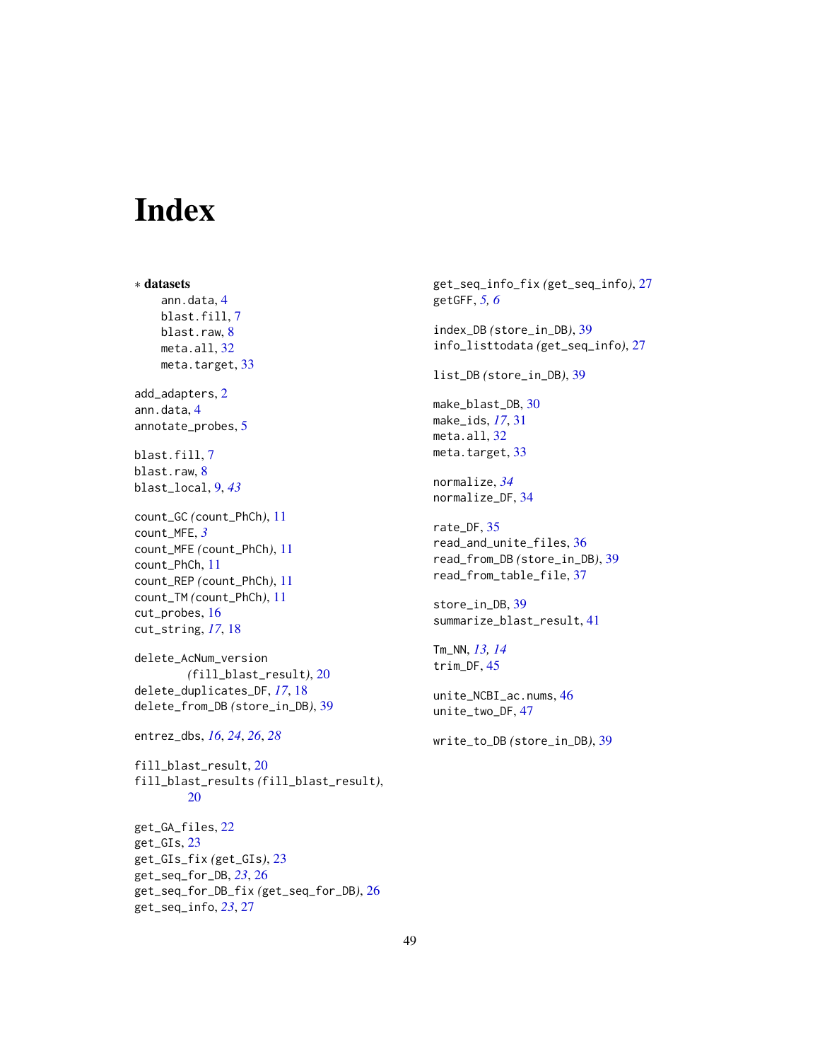# Index

∗ **datasets**

- ann.data, 4
- blast.fill, 7
- blast.raw, 8
- meta.all, 32
- meta.target, 33

add_adapters, 2
ann.data, 4
annotate_probes, 5

blast.fill, 7
blast.raw, 8
blast_local, 9, *43*

count_GC *(*count_PhCh*)*, 11
count_MFE, *3*
count_MFE *(*count_PhCh*)*, 11
count_PhCh, 11
count_REP *(*count_PhCh*)*, 11
count_TM *(*count_PhCh*)*, 11
cut_probes, 16
cut_string, *17*, 18

delete_AcNum_version *(*fill_blast_result*)*, 20
delete_duplicates_DF, *17*, 18
delete_from_DB *(*store_in_DB*)*, 39

entrez_dbs, *16*, *24*, *26*, *28*

fill_blast_result, 20
fill_blast_results *(*fill_blast_result*)*, 20

get_GA_files, 22
get_GIs, 23
get_GIs_fix *(*get_GIs*)*, 23
get_seq_for_DB, *23*, 26
get_seq_for_DB_fix *(*get_seq_for_DB*)*, 26
get_seq_info, *23*, 27
get_seq_info_fix *(*get_seq_info*)*, 27
getGFF, *5*, *6*

index_DB *(*store_in_DB*)*, 39
info_listtodata *(*get_seq_info*)*, 27

list_DB *(*store_in_DB*)*, 39

make_blast_DB, 30
make_ids, *17*, 31
meta.all, 32
meta.target, 33

normalize, *34*
normalize_DF, 34

rate_DF, 35
read_and_unite_files, 36
read_from_DB *(*store_in_DB*)*, 39
read_from_table_file, 37

store_in_DB, 39
summarize_blast_result, 41

Tm_NN, *13*, *14*
trim_DF, 45

unite_NCBI_ac.nums, 46
unite_two_DF, 47

write_to_DB *(*store_in_DB*)*, 39